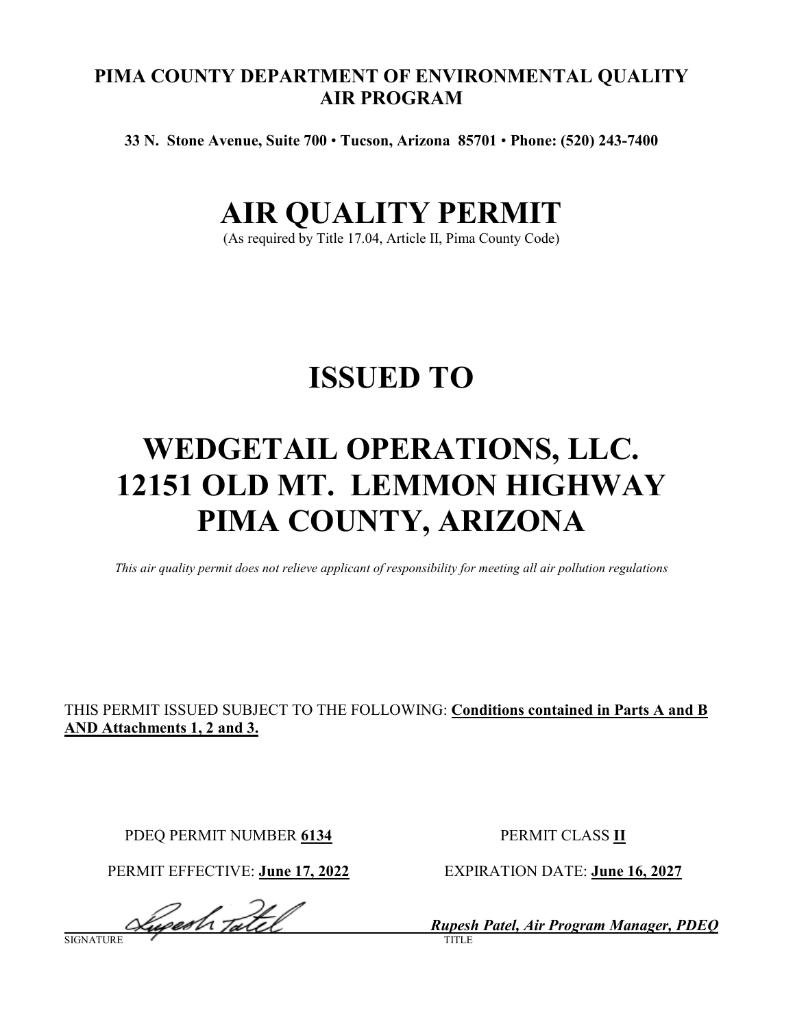**PIMA COUNTY DEPARTMENT OF ENVIRONMENTAL QUALITY**
**AIR PROGRAM**

**33 N. Stone Avenue, Suite 700 • Tucson, Arizona 85701 • Phone: (520) 243-7400**

# AIR QUALITY PERMIT

(As required by Title 17.04, Article II, Pima County Code)

# ISSUED TO

# WEDGETAIL OPERATIONS, LLC.
# 12151 OLD MT. LEMMON HIGHWAY
# PIMA COUNTY, ARIZONA

*This air quality permit does not relieve applicant of responsibility for meeting all air pollution regulations*

THIS PERMIT ISSUED SUBJECT TO THE FOLLOWING: **Conditions contained in Parts A and B AND Attachments 1, 2 and 3.**

PDEQ PERMIT NUMBER **6134**

PERMIT CLASS **II**

PERMIT EFFECTIVE: **June 17, 2022**

EXPIRATION DATE: **June 16, 2027**

SIGNATURE: Rupesh Patel

TITLE: ***Rupesh Patel, Air Program Manager, PDEQ***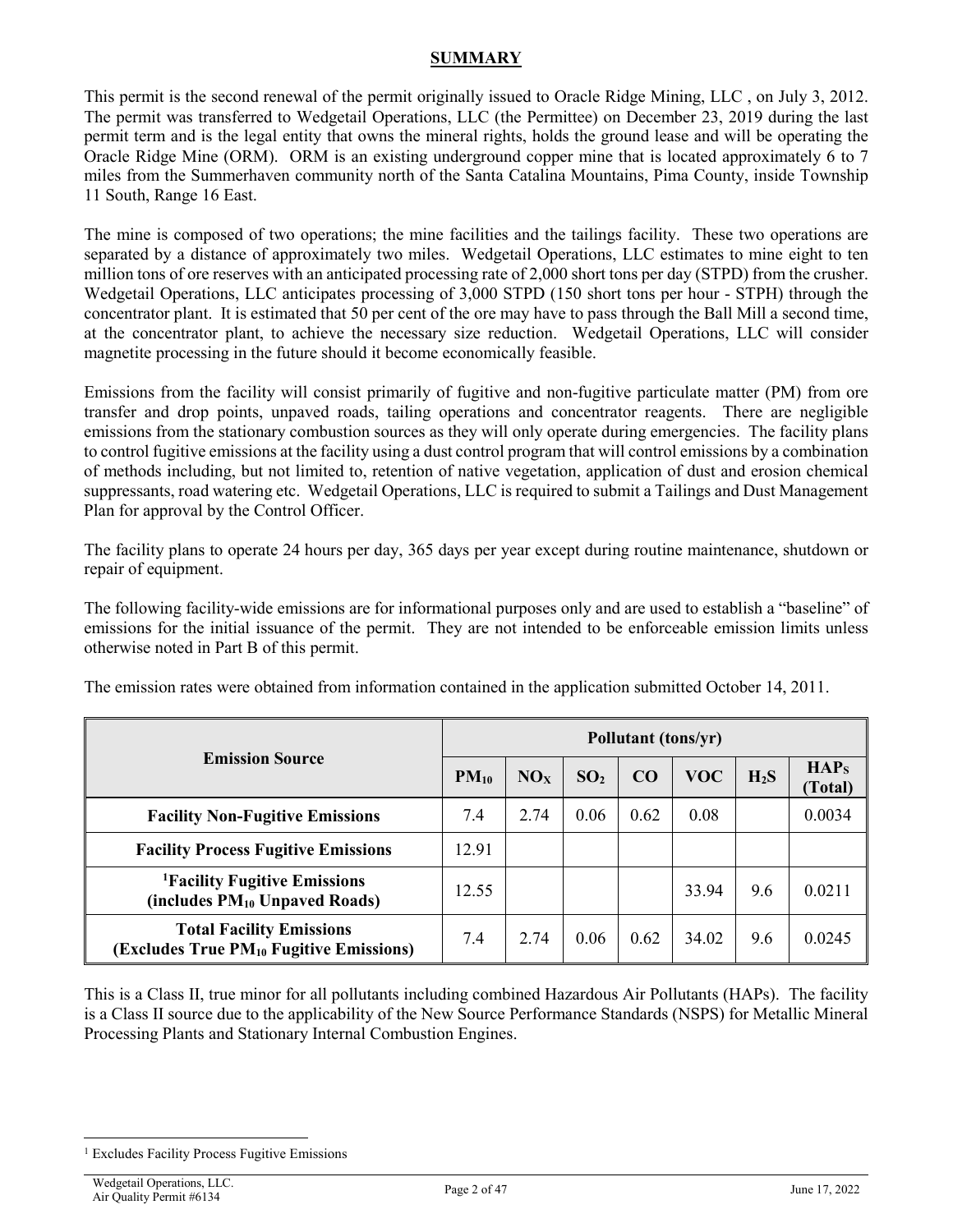## SUMMARY

This permit is the second renewal of the permit originally issued to Oracle Ridge Mining, LLC , on July 3, 2012. The permit was transferred to Wedgetail Operations, LLC (the Permittee) on December 23, 2019 during the last permit term and is the legal entity that owns the mineral rights, holds the ground lease and will be operating the Oracle Ridge Mine (ORM). ORM is an existing underground copper mine that is located approximately 6 to 7 miles from the Summerhaven community north of the Santa Catalina Mountains, Pima County, inside Township 11 South, Range 16 East.

The mine is composed of two operations; the mine facilities and the tailings facility. These two operations are separated by a distance of approximately two miles. Wedgetail Operations, LLC estimates to mine eight to ten million tons of ore reserves with an anticipated processing rate of 2,000 short tons per day (STPD) from the crusher. Wedgetail Operations, LLC anticipates processing of 3,000 STPD (150 short tons per hour - STPH) through the concentrator plant. It is estimated that 50 per cent of the ore may have to pass through the Ball Mill a second time, at the concentrator plant, to achieve the necessary size reduction. Wedgetail Operations, LLC will consider magnetite processing in the future should it become economically feasible.

Emissions from the facility will consist primarily of fugitive and non-fugitive particulate matter (PM) from ore transfer and drop points, unpaved roads, tailing operations and concentrator reagents. There are negligible emissions from the stationary combustion sources as they will only operate during emergencies. The facility plans to control fugitive emissions at the facility using a dust control program that will control emissions by a combination of methods including, but not limited to, retention of native vegetation, application of dust and erosion chemical suppressants, road watering etc. Wedgetail Operations, LLC is required to submit a Tailings and Dust Management Plan for approval by the Control Officer.

The facility plans to operate 24 hours per day, 365 days per year except during routine maintenance, shutdown or repair of equipment.

The following facility-wide emissions are for informational purposes only and are used to establish a "baseline" of emissions for the initial issuance of the permit. They are not intended to be enforceable emission limits unless otherwise noted in Part B of this permit.

The emission rates were obtained from information contained in the application submitted October 14, 2011.

| Emission Source | Pollutant (tons/yr) | | | | | | |
|---|---|---|---|---|---|---|---|
| | $PM_{10}$ | $NO_X$ | $SO_2$ | CO | VOC | $H_2S$ | $HAP_S$ (Total) |
| **Facility Non-Fugitive Emissions** | 7.4 | 2.74 | 0.06 | 0.62 | 0.08 | | 0.0034 |
| **Facility Process Fugitive Emissions** | 12.91 | | | | | | |
| **[1]Facility Fugitive Emissions (includes $PM_{10}$ Unpaved Roads)** | 12.55 | | | | 33.94 | 9.6 | 0.0211 |
| **Total Facility Emissions (Excludes True $PM_{10}$ Fugitive Emissions)** | 7.4 | 2.74 | 0.06 | 0.62 | 34.02 | 9.6 | 0.0245 |

This is a Class II, true minor for all pollutants including combined Hazardous Air Pollutants (HAPs). The facility is a Class II source due to the applicability of the New Source Performance Standards (NSPS) for Metallic Mineral Processing Plants and Stationary Internal Combustion Engines.

[1] Excludes Facility Process Fugitive Emissions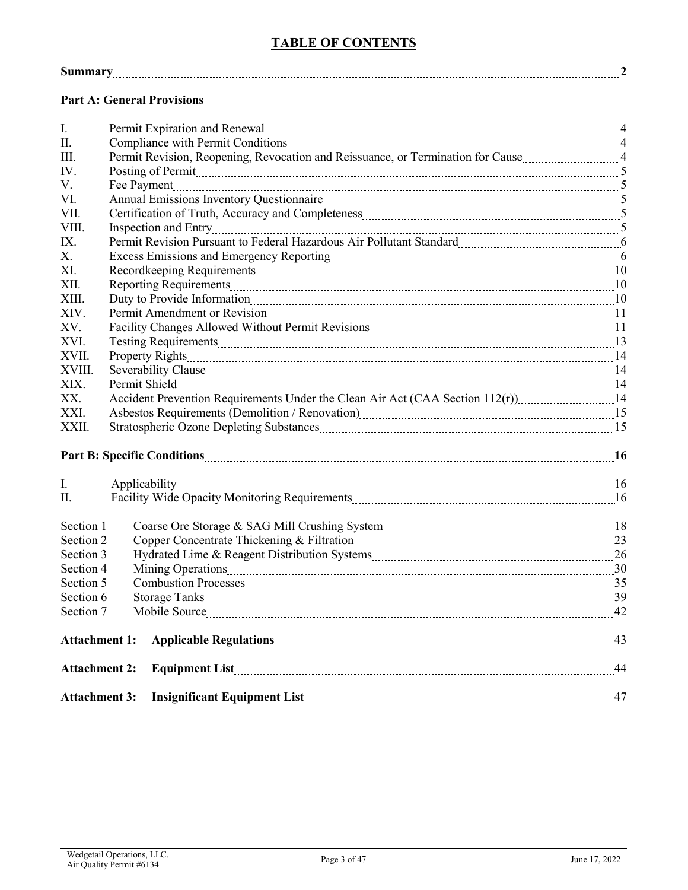# TABLE OF CONTENTS

| | | |
|---|---|---|
| **Summary** | | **2** |

**Part A: General Provisions**

| | | |
|---|---|---|
| I. | Permit Expiration and Renewal | 4 |
| II. | Compliance with Permit Conditions | 4 |
| III. | Permit Revision, Reopening, Revocation and Reissuance, or Termination for Cause | 4 |
| IV. | Posting of Permit | 5 |
| V. | Fee Payment | 5 |
| VI. | Annual Emissions Inventory Questionnaire | 5 |
| VII. | Certification of Truth, Accuracy and Completeness | 5 |
| VIII. | Inspection and Entry | 5 |
| IX. | Permit Revision Pursuant to Federal Hazardous Air Pollutant Standard | 6 |
| X. | Excess Emissions and Emergency Reporting | 6 |
| XI. | Recordkeeping Requirements | 10 |
| XII. | Reporting Requirements | 10 |
| XIII. | Duty to Provide Information | 10 |
| XIV. | Permit Amendment or Revision | 11 |
| XV. | Facility Changes Allowed Without Permit Revisions | 11 |
| XVI. | Testing Requirements | 13 |
| XVII. | Property Rights | 14 |
| XVIII. | Severability Clause | 14 |
| XIX. | Permit Shield | 14 |
| XX. | Accident Prevention Requirements Under the Clean Air Act (CAA Section 112(r)) | 14 |
| XXI. | Asbestos Requirements (Demolition / Renovation) | 15 |
| XXII. | Stratospheric Ozone Depleting Substances | 15 |

| | | |
|---|---|---|
| **Part B: Specific Conditions** | | **16** |
| I. | Applicability | 16 |
| II. | Facility Wide Opacity Monitoring Requirements | 16 |
| Section 1 | Coarse Ore Storage & SAG Mill Crushing System | 18 |
| Section 2 | Copper Concentrate Thickening & Filtration | 23 |
| Section 3 | Hydrated Lime & Reagent Distribution Systems | 26 |
| Section 4 | Mining Operations | 30 |
| Section 5 | Combustion Processes | 35 |
| Section 6 | Storage Tanks | 39 |
| Section 7 | Mobile Source | 42 |

| | | |
|---|---|---|
| **Attachment 1:** | **Applicable Regulations** | 43 |
| **Attachment 2:** | **Equipment List** | 44 |
| **Attachment 3:** | **Insignificant Equipment List** | 47 |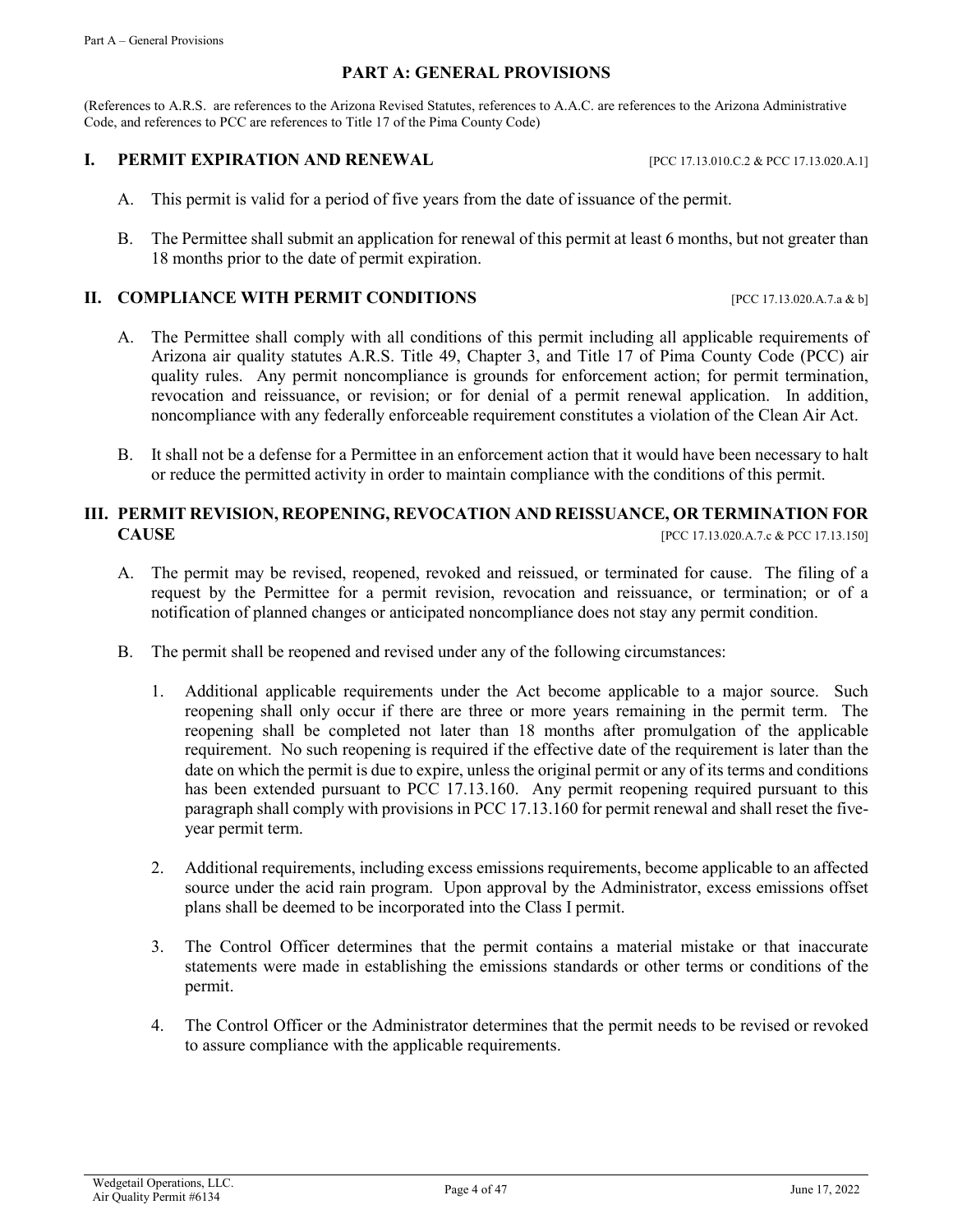## PART A: GENERAL PROVISIONS

(References to A.R.S. are references to the Arizona Revised Statutes, references to A.A.C. are references to the Arizona Administrative Code, and references to PCC are references to Title 17 of the Pima County Code)

### I. PERMIT EXPIRATION AND RENEWAL [PCC 17.13.010.C.2 & PCC 17.13.020.A.1]

A. This permit is valid for a period of five years from the date of issuance of the permit.

B. The Permittee shall submit an application for renewal of this permit at least 6 months, but not greater than 18 months prior to the date of permit expiration.

### II. COMPLIANCE WITH PERMIT CONDITIONS [PCC 17.13.020.A.7.a & b]

A. The Permittee shall comply with all conditions of this permit including all applicable requirements of Arizona air quality statutes A.R.S. Title 49, Chapter 3, and Title 17 of Pima County Code (PCC) air quality rules. Any permit noncompliance is grounds for enforcement action; for permit termination, revocation and reissuance, or revision; or for denial of a permit renewal application. In addition, noncompliance with any federally enforceable requirement constitutes a violation of the Clean Air Act.

B. It shall not be a defense for a Permittee in an enforcement action that it would have been necessary to halt or reduce the permitted activity in order to maintain compliance with the conditions of this permit.

### III. PERMIT REVISION, REOPENING, REVOCATION AND REISSUANCE, OR TERMINATION FOR CAUSE [PCC 17.13.020.A.7.c & PCC 17.13.150]

A. The permit may be revised, reopened, revoked and reissued, or terminated for cause. The filing of a request by the Permittee for a permit revision, revocation and reissuance, or termination; or of a notification of planned changes or anticipated noncompliance does not stay any permit condition.

B. The permit shall be reopened and revised under any of the following circumstances:

1. Additional applicable requirements under the Act become applicable to a major source. Such reopening shall only occur if there are three or more years remaining in the permit term. The reopening shall be completed not later than 18 months after promulgation of the applicable requirement. No such reopening is required if the effective date of the requirement is later than the date on which the permit is due to expire, unless the original permit or any of its terms and conditions has been extended pursuant to PCC 17.13.160. Any permit reopening required pursuant to this paragraph shall comply with provisions in PCC 17.13.160 for permit renewal and shall reset the five-year permit term.

2. Additional requirements, including excess emissions requirements, become applicable to an affected source under the acid rain program. Upon approval by the Administrator, excess emissions offset plans shall be deemed to be incorporated into the Class I permit.

3. The Control Officer determines that the permit contains a material mistake or that inaccurate statements were made in establishing the emissions standards or other terms or conditions of the permit.

4. The Control Officer or the Administrator determines that the permit needs to be revised or revoked to assure compliance with the applicable requirements.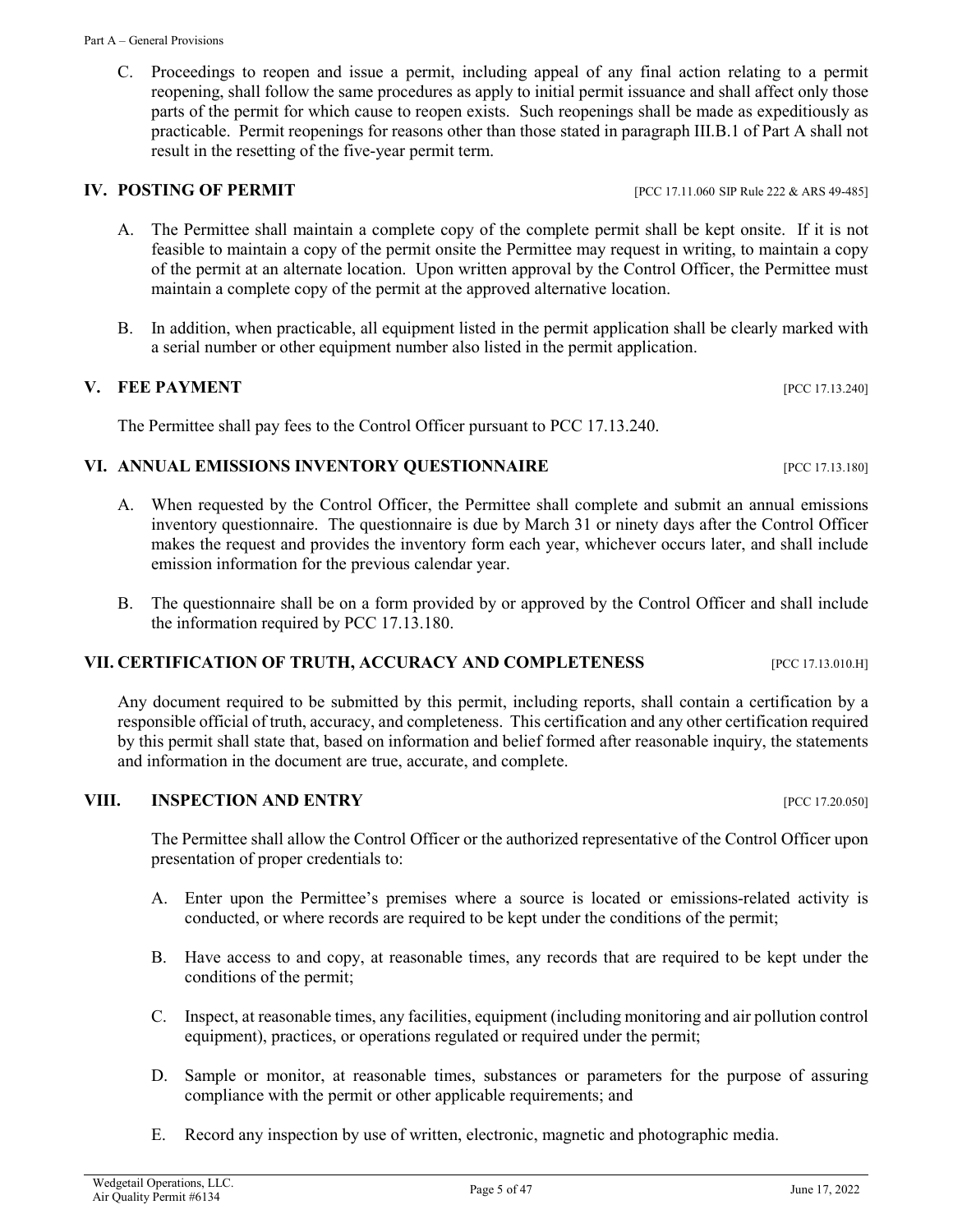C. Proceedings to reopen and issue a permit, including appeal of any final action relating to a permit reopening, shall follow the same procedures as apply to initial permit issuance and shall affect only those parts of the permit for which cause to reopen exists. Such reopenings shall be made as expeditiously as practicable. Permit reopenings for reasons other than those stated in paragraph III.B.1 of Part A shall not result in the resetting of the five-year permit term.

## IV. POSTING OF PERMIT [PCC 17.11.060 SIP Rule 222 & ARS 49-485]

A. The Permittee shall maintain a complete copy of the complete permit shall be kept onsite. If it is not feasible to maintain a copy of the permit onsite the Permittee may request in writing, to maintain a copy of the permit at an alternate location. Upon written approval by the Control Officer, the Permittee must maintain a complete copy of the permit at the approved alternative location.

B. In addition, when practicable, all equipment listed in the permit application shall be clearly marked with a serial number or other equipment number also listed in the permit application.

## V. FEE PAYMENT [PCC 17.13.240]

The Permittee shall pay fees to the Control Officer pursuant to PCC 17.13.240.

## VI. ANNUAL EMISSIONS INVENTORY QUESTIONNAIRE [PCC 17.13.180]

A. When requested by the Control Officer, the Permittee shall complete and submit an annual emissions inventory questionnaire. The questionnaire is due by March 31 or ninety days after the Control Officer makes the request and provides the inventory form each year, whichever occurs later, and shall include emission information for the previous calendar year.

B. The questionnaire shall be on a form provided by or approved by the Control Officer and shall include the information required by PCC 17.13.180.

## VII. CERTIFICATION OF TRUTH, ACCURACY AND COMPLETENESS [PCC 17.13.010.H]

Any document required to be submitted by this permit, including reports, shall contain a certification by a responsible official of truth, accuracy, and completeness. This certification and any other certification required by this permit shall state that, based on information and belief formed after reasonable inquiry, the statements and information in the document are true, accurate, and complete.

## VIII. INSPECTION AND ENTRY [PCC 17.20.050]

The Permittee shall allow the Control Officer or the authorized representative of the Control Officer upon presentation of proper credentials to:

A. Enter upon the Permittee's premises where a source is located or emissions-related activity is conducted, or where records are required to be kept under the conditions of the permit;

B. Have access to and copy, at reasonable times, any records that are required to be kept under the conditions of the permit;

C. Inspect, at reasonable times, any facilities, equipment (including monitoring and air pollution control equipment), practices, or operations regulated or required under the permit;

D. Sample or monitor, at reasonable times, substances or parameters for the purpose of assuring compliance with the permit or other applicable requirements; and

E. Record any inspection by use of written, electronic, magnetic and photographic media.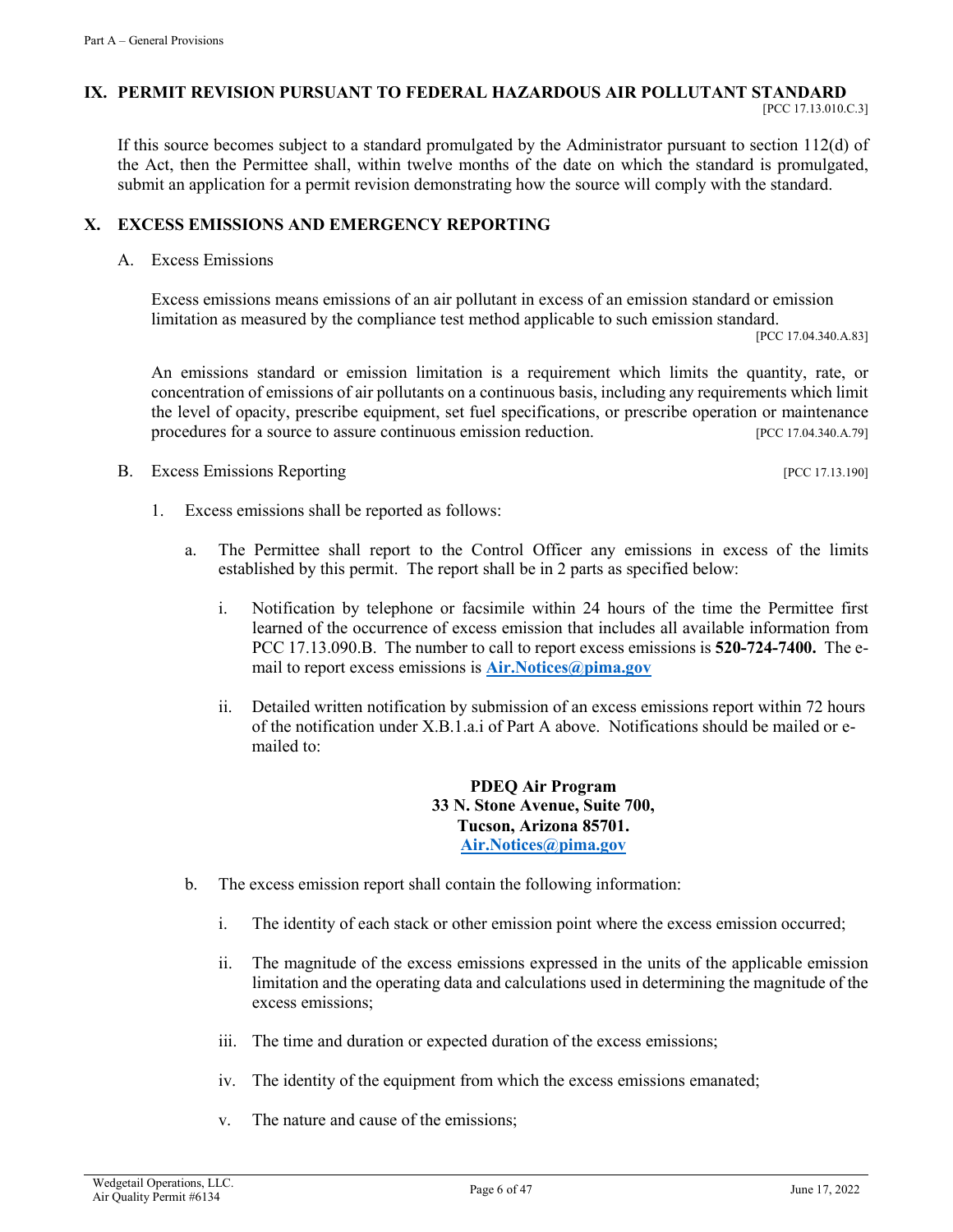## IX. PERMIT REVISION PURSUANT TO FEDERAL HAZARDOUS AIR POLLUTANT STANDARD

[PCC 17.13.010.C.3]

If this source becomes subject to a standard promulgated by the Administrator pursuant to section 112(d) of the Act, then the Permittee shall, within twelve months of the date on which the standard is promulgated, submit an application for a permit revision demonstrating how the source will comply with the standard.

## X. EXCESS EMISSIONS AND EMERGENCY REPORTING

A. Excess Emissions

Excess emissions means emissions of an air pollutant in excess of an emission standard or emission limitation as measured by the compliance test method applicable to such emission standard.

[PCC 17.04.340.A.83]

An emissions standard or emission limitation is a requirement which limits the quantity, rate, or concentration of emissions of air pollutants on a continuous basis, including any requirements which limit the level of opacity, prescribe equipment, set fuel specifications, or prescribe operation or maintenance procedures for a source to assure continuous emission reduction. [PCC 17.04.340.A.79]

B. Excess Emissions Reporting [PCC 17.13.190]

1. Excess emissions shall be reported as follows:

   a. The Permittee shall report to the Control Officer any emissions in excess of the limits established by this permit. The report shall be in 2 parts as specified below:

      i. Notification by telephone or facsimile within 24 hours of the time the Permittee first learned of the occurrence of excess emission that includes all available information from PCC 17.13.090.B. The number to call to report excess emissions is **520-724-7400.** The e-mail to report excess emissions is **Air.Notices@pima.gov**

      ii. Detailed written notification by submission of an excess emissions report within 72 hours of the notification under X.B.1.a.i of Part A above. Notifications should be mailed or e-mailed to:

      **PDEQ Air Program**
      **33 N. Stone Avenue, Suite 700,**
      **Tucson, Arizona 85701.**
      **Air.Notices@pima.gov**

   b. The excess emission report shall contain the following information:

      i. The identity of each stack or other emission point where the excess emission occurred;

      ii. The magnitude of the excess emissions expressed in the units of the applicable emission limitation and the operating data and calculations used in determining the magnitude of the excess emissions;

      iii. The time and duration or expected duration of the excess emissions;

      iv. The identity of the equipment from which the excess emissions emanated;

      v. The nature and cause of the emissions;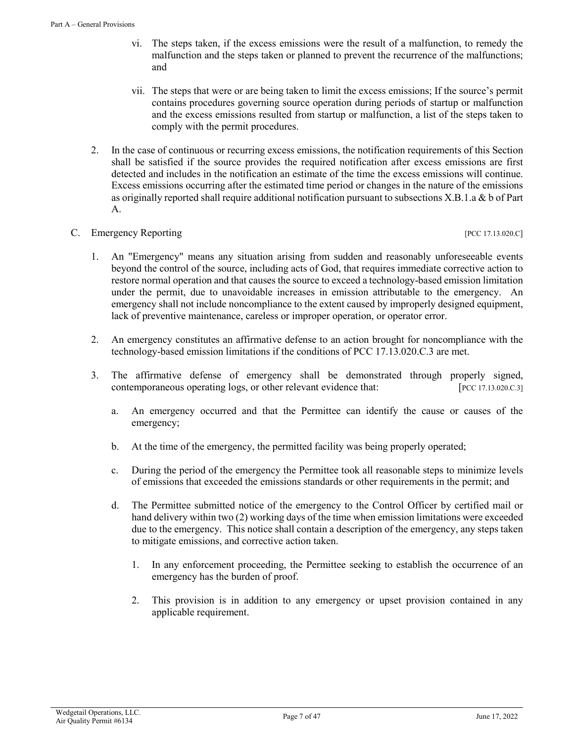vi. The steps taken, if the excess emissions were the result of a malfunction, to remedy the malfunction and the steps taken or planned to prevent the recurrence of the malfunctions; and

vii. The steps that were or are being taken to limit the excess emissions; If the source's permit contains procedures governing source operation during periods of startup or malfunction and the excess emissions resulted from startup or malfunction, a list of the steps taken to comply with the permit procedures.

2. In the case of continuous or recurring excess emissions, the notification requirements of this Section shall be satisfied if the source provides the required notification after excess emissions are first detected and includes in the notification an estimate of the time the excess emissions will continue. Excess emissions occurring after the estimated time period or changes in the nature of the emissions as originally reported shall require additional notification pursuant to subsections X.B.1.a & b of Part A.

C. Emergency Reporting [PCC 17.13.020.C]

1. An "Emergency" means any situation arising from sudden and reasonably unforeseeable events beyond the control of the source, including acts of God, that requires immediate corrective action to restore normal operation and that causes the source to exceed a technology-based emission limitation under the permit, due to unavoidable increases in emission attributable to the emergency. An emergency shall not include noncompliance to the extent caused by improperly designed equipment, lack of preventive maintenance, careless or improper operation, or operator error.

2. An emergency constitutes an affirmative defense to an action brought for noncompliance with the technology-based emission limitations if the conditions of PCC 17.13.020.C.3 are met.

3. The affirmative defense of emergency shall be demonstrated through properly signed, contemporaneous operating logs, or other relevant evidence that: [PCC 17.13.020.C.3]

   a. An emergency occurred and that the Permittee can identify the cause or causes of the emergency;

   b. At the time of the emergency, the permitted facility was being properly operated;

   c. During the period of the emergency the Permittee took all reasonable steps to minimize levels of emissions that exceeded the emissions standards or other requirements in the permit; and

   d. The Permittee submitted notice of the emergency to the Control Officer by certified mail or hand delivery within two (2) working days of the time when emission limitations were exceeded due to the emergency. This notice shall contain a description of the emergency, any steps taken to mitigate emissions, and corrective action taken.

      1. In any enforcement proceeding, the Permittee seeking to establish the occurrence of an emergency has the burden of proof.

      2. This provision is in addition to any emergency or upset provision contained in any applicable requirement.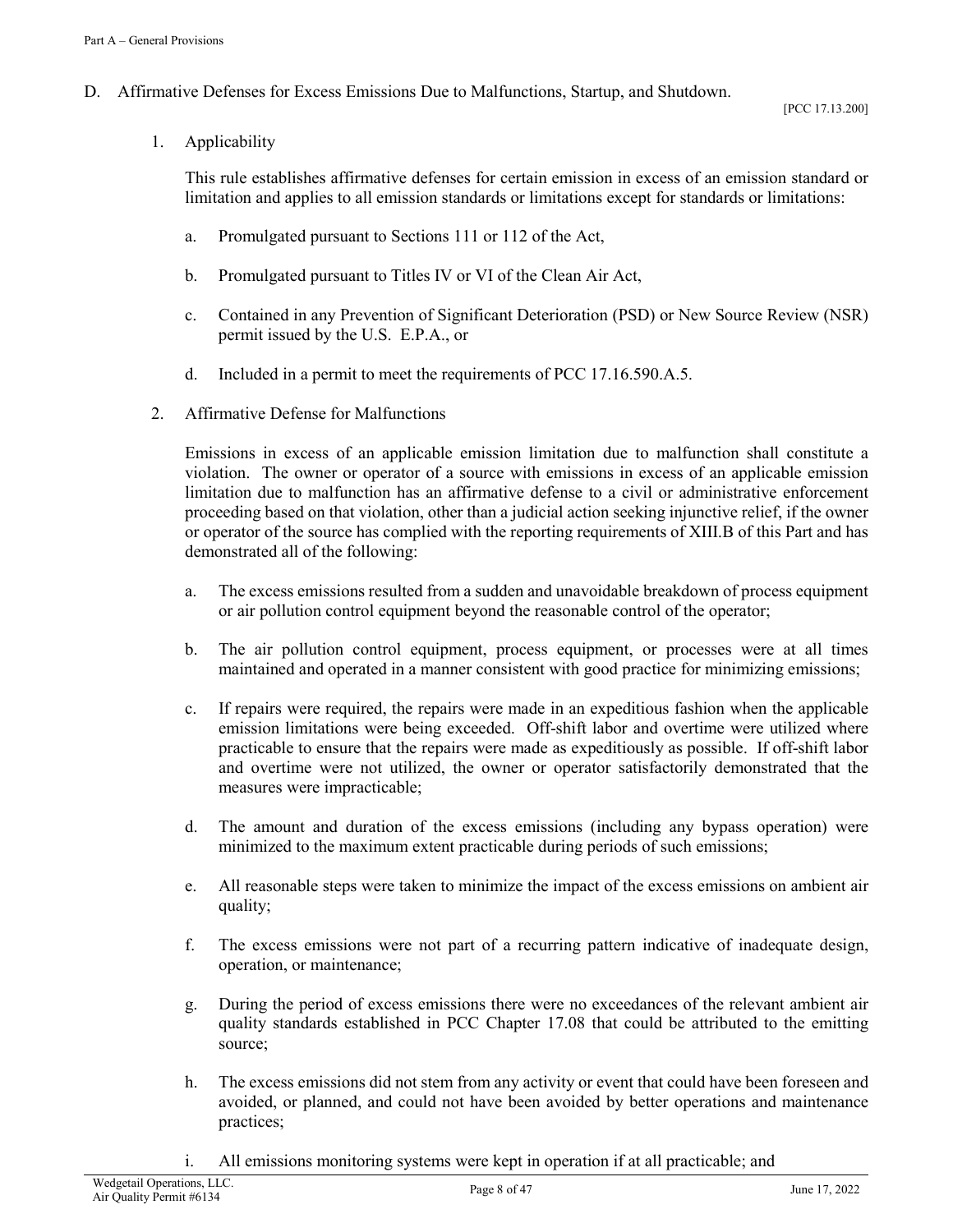## D. Affirmative Defenses for Excess Emissions Due to Malfunctions, Startup, and Shutdown.

[PCC 17.13.200]

### 1. Applicability

This rule establishes affirmative defenses for certain emission in excess of an emission standard or limitation and applies to all emission standards or limitations except for standards or limitations:

a. Promulgated pursuant to Sections 111 or 112 of the Act,

b. Promulgated pursuant to Titles IV or VI of the Clean Air Act,

c. Contained in any Prevention of Significant Deterioration (PSD) or New Source Review (NSR) permit issued by the U.S. E.P.A., or

d. Included in a permit to meet the requirements of PCC 17.16.590.A.5.

### 2. Affirmative Defense for Malfunctions

Emissions in excess of an applicable emission limitation due to malfunction shall constitute a violation. The owner or operator of a source with emissions in excess of an applicable emission limitation due to malfunction has an affirmative defense to a civil or administrative enforcement proceeding based on that violation, other than a judicial action seeking injunctive relief, if the owner or operator of the source has complied with the reporting requirements of XIII.B of this Part and has demonstrated all of the following:

a. The excess emissions resulted from a sudden and unavoidable breakdown of process equipment or air pollution control equipment beyond the reasonable control of the operator;

b. The air pollution control equipment, process equipment, or processes were at all times maintained and operated in a manner consistent with good practice for minimizing emissions;

c. If repairs were required, the repairs were made in an expeditious fashion when the applicable emission limitations were being exceeded. Off-shift labor and overtime were utilized where practicable to ensure that the repairs were made as expeditiously as possible. If off-shift labor and overtime were not utilized, the owner or operator satisfactorily demonstrated that the measures were impracticable;

d. The amount and duration of the excess emissions (including any bypass operation) were minimized to the maximum extent practicable during periods of such emissions;

e. All reasonable steps were taken to minimize the impact of the excess emissions on ambient air quality;

f. The excess emissions were not part of a recurring pattern indicative of inadequate design, operation, or maintenance;

g. During the period of excess emissions there were no exceedances of the relevant ambient air quality standards established in PCC Chapter 17.08 that could be attributed to the emitting source;

h. The excess emissions did not stem from any activity or event that could have been foreseen and avoided, or planned, and could not have been avoided by better operations and maintenance practices;

i. All emissions monitoring systems were kept in operation if at all practicable; and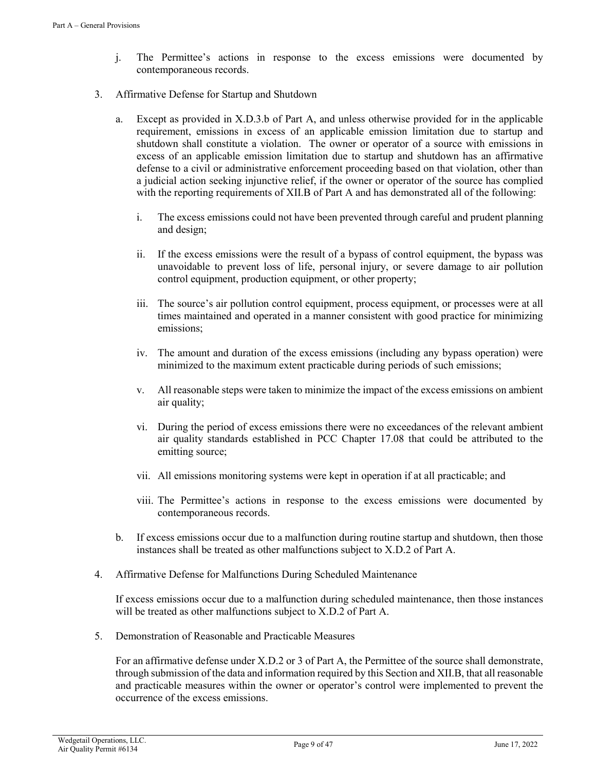j. The Permittee's actions in response to the excess emissions were documented by contemporaneous records.

3. Affirmative Defense for Startup and Shutdown

   a. Except as provided in X.D.3.b of Part A, and unless otherwise provided for in the applicable requirement, emissions in excess of an applicable emission limitation due to startup and shutdown shall constitute a violation. The owner or operator of a source with emissions in excess of an applicable emission limitation due to startup and shutdown has an affirmative defense to a civil or administrative enforcement proceeding based on that violation, other than a judicial action seeking injunctive relief, if the owner or operator of the source has complied with the reporting requirements of XII.B of Part A and has demonstrated all of the following:

      i. The excess emissions could not have been prevented through careful and prudent planning and design;

      ii. If the excess emissions were the result of a bypass of control equipment, the bypass was unavoidable to prevent loss of life, personal injury, or severe damage to air pollution control equipment, production equipment, or other property;

      iii. The source's air pollution control equipment, process equipment, or processes were at all times maintained and operated in a manner consistent with good practice for minimizing emissions;

      iv. The amount and duration of the excess emissions (including any bypass operation) were minimized to the maximum extent practicable during periods of such emissions;

      v. All reasonable steps were taken to minimize the impact of the excess emissions on ambient air quality;

      vi. During the period of excess emissions there were no exceedances of the relevant ambient air quality standards established in PCC Chapter 17.08 that could be attributed to the emitting source;

      vii. All emissions monitoring systems were kept in operation if at all practicable; and

      viii. The Permittee's actions in response to the excess emissions were documented by contemporaneous records.

   b. If excess emissions occur due to a malfunction during routine startup and shutdown, then those instances shall be treated as other malfunctions subject to X.D.2 of Part A.

4. Affirmative Defense for Malfunctions During Scheduled Maintenance

   If excess emissions occur due to a malfunction during scheduled maintenance, then those instances will be treated as other malfunctions subject to X.D.2 of Part A.

5. Demonstration of Reasonable and Practicable Measures

   For an affirmative defense under X.D.2 or 3 of Part A, the Permittee of the source shall demonstrate, through submission of the data and information required by this Section and XII.B, that all reasonable and practicable measures within the owner or operator's control were implemented to prevent the occurrence of the excess emissions.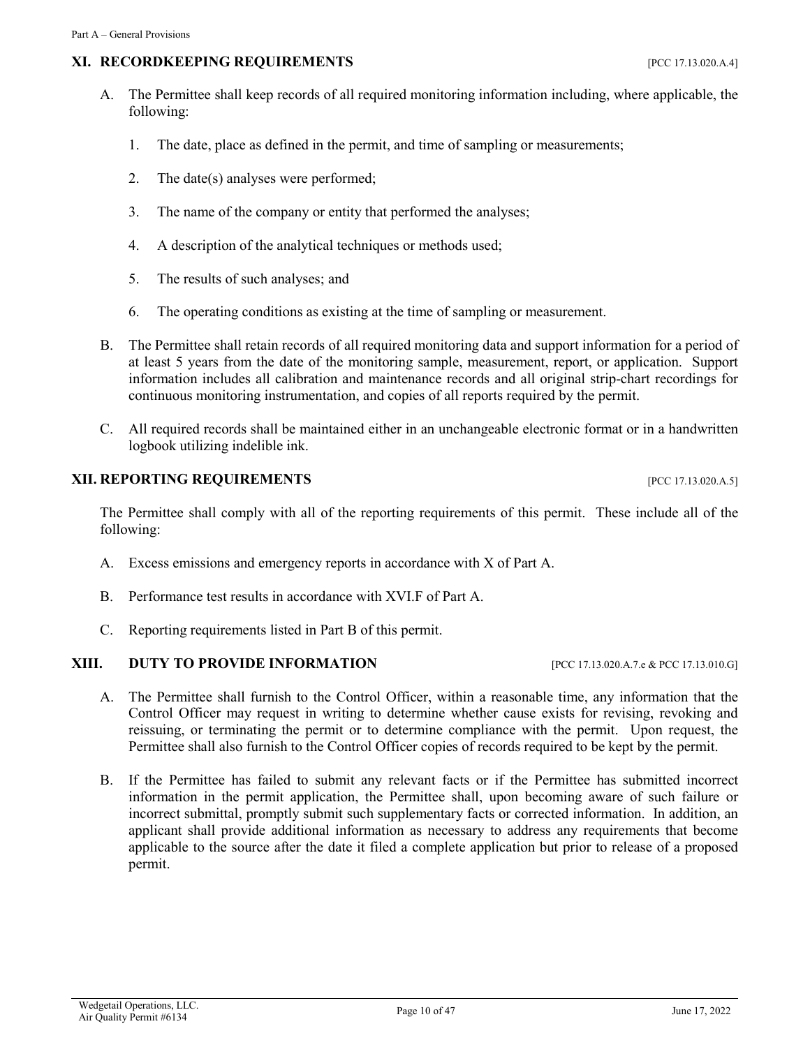## XI. RECORDKEEPING REQUIREMENTS [PCC 17.13.020.A.4]

A. The Permittee shall keep records of all required monitoring information including, where applicable, the following:

1. The date, place as defined in the permit, and time of sampling or measurements;

2. The date(s) analyses were performed;

3. The name of the company or entity that performed the analyses;

4. A description of the analytical techniques or methods used;

5. The results of such analyses; and

6. The operating conditions as existing at the time of sampling or measurement.

B. The Permittee shall retain records of all required monitoring data and support information for a period of at least 5 years from the date of the monitoring sample, measurement, report, or application. Support information includes all calibration and maintenance records and all original strip-chart recordings for continuous monitoring instrumentation, and copies of all reports required by the permit.

C. All required records shall be maintained either in an unchangeable electronic format or in a handwritten logbook utilizing indelible ink.

## XII. REPORTING REQUIREMENTS [PCC 17.13.020.A.5]

The Permittee shall comply with all of the reporting requirements of this permit. These include all of the following:

A. Excess emissions and emergency reports in accordance with X of Part A.

B. Performance test results in accordance with XVI.F of Part A.

C. Reporting requirements listed in Part B of this permit.

## XIII. DUTY TO PROVIDE INFORMATION [PCC 17.13.020.A.7.e & PCC 17.13.010.G]

A. The Permittee shall furnish to the Control Officer, within a reasonable time, any information that the Control Officer may request in writing to determine whether cause exists for revising, revoking and reissuing, or terminating the permit or to determine compliance with the permit. Upon request, the Permittee shall also furnish to the Control Officer copies of records required to be kept by the permit.

B. If the Permittee has failed to submit any relevant facts or if the Permittee has submitted incorrect information in the permit application, the Permittee shall, upon becoming aware of such failure or incorrect submittal, promptly submit such supplementary facts or corrected information. In addition, an applicant shall provide additional information as necessary to address any requirements that become applicable to the source after the date it filed a complete application but prior to release of a proposed permit.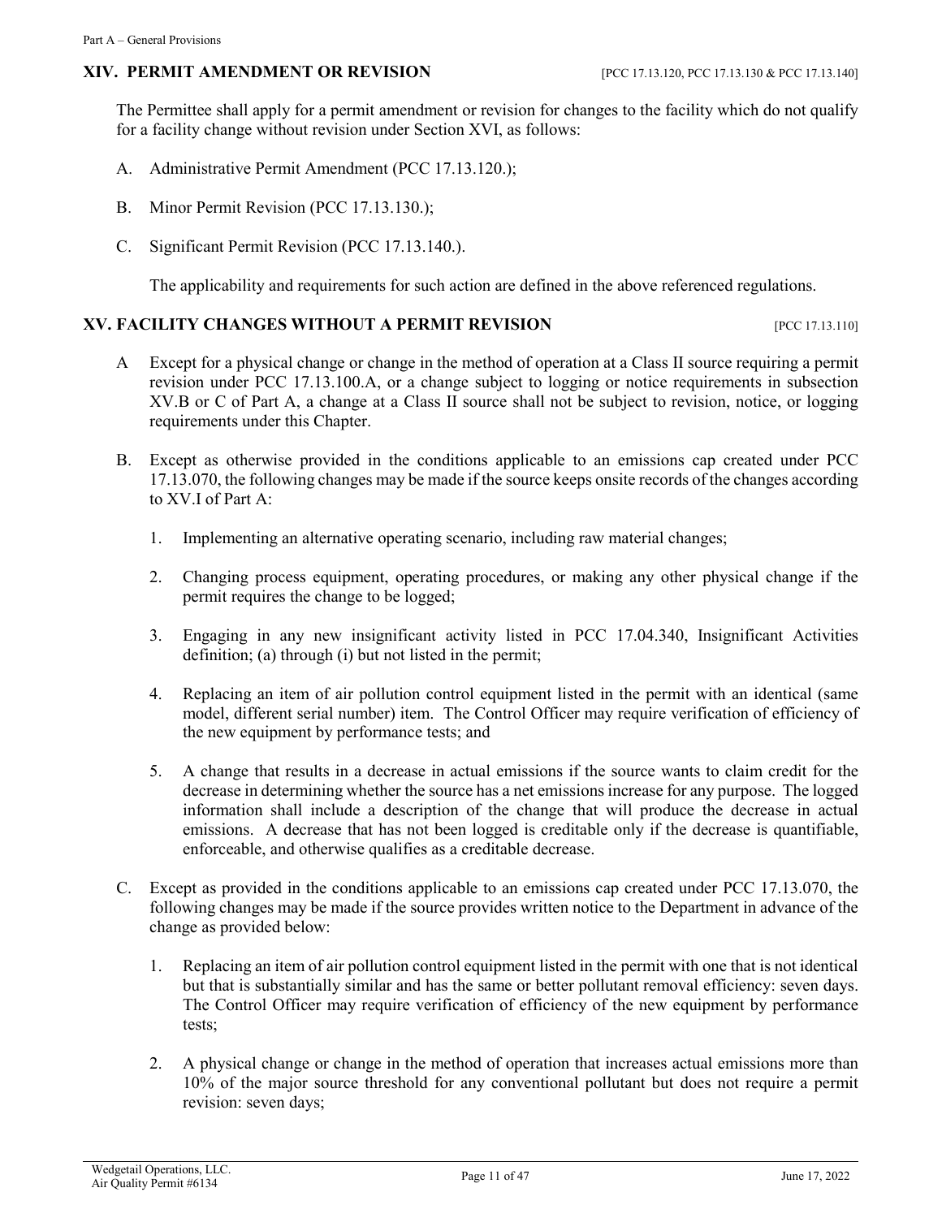## XIV. PERMIT AMENDMENT OR REVISION [PCC 17.13.120, PCC 17.13.130 & PCC 17.13.140]

The Permittee shall apply for a permit amendment or revision for changes to the facility which do not qualify for a facility change without revision under Section XVI, as follows:

A. Administrative Permit Amendment (PCC 17.13.120.);

B. Minor Permit Revision (PCC 17.13.130.);

C. Significant Permit Revision (PCC 17.13.140.).

The applicability and requirements for such action are defined in the above referenced regulations.

## XV. FACILITY CHANGES WITHOUT A PERMIT REVISION [PCC 17.13.110]

A Except for a physical change or change in the method of operation at a Class II source requiring a permit revision under PCC 17.13.100.A, or a change subject to logging or notice requirements in subsection XV.B or C of Part A, a change at a Class II source shall not be subject to revision, notice, or logging requirements under this Chapter.

B. Except as otherwise provided in the conditions applicable to an emissions cap created under PCC 17.13.070, the following changes may be made if the source keeps onsite records of the changes according to XV.I of Part A:

1. Implementing an alternative operating scenario, including raw material changes;

2. Changing process equipment, operating procedures, or making any other physical change if the permit requires the change to be logged;

3. Engaging in any new insignificant activity listed in PCC 17.04.340, Insignificant Activities definition; (a) through (i) but not listed in the permit;

4. Replacing an item of air pollution control equipment listed in the permit with an identical (same model, different serial number) item. The Control Officer may require verification of efficiency of the new equipment by performance tests; and

5. A change that results in a decrease in actual emissions if the source wants to claim credit for the decrease in determining whether the source has a net emissions increase for any purpose. The logged information shall include a description of the change that will produce the decrease in actual emissions. A decrease that has not been logged is creditable only if the decrease is quantifiable, enforceable, and otherwise qualifies as a creditable decrease.

C. Except as provided in the conditions applicable to an emissions cap created under PCC 17.13.070, the following changes may be made if the source provides written notice to the Department in advance of the change as provided below:

1. Replacing an item of air pollution control equipment listed in the permit with one that is not identical but that is substantially similar and has the same or better pollutant removal efficiency: seven days. The Control Officer may require verification of efficiency of the new equipment by performance tests;

2. A physical change or change in the method of operation that increases actual emissions more than 10% of the major source threshold for any conventional pollutant but does not require a permit revision: seven days;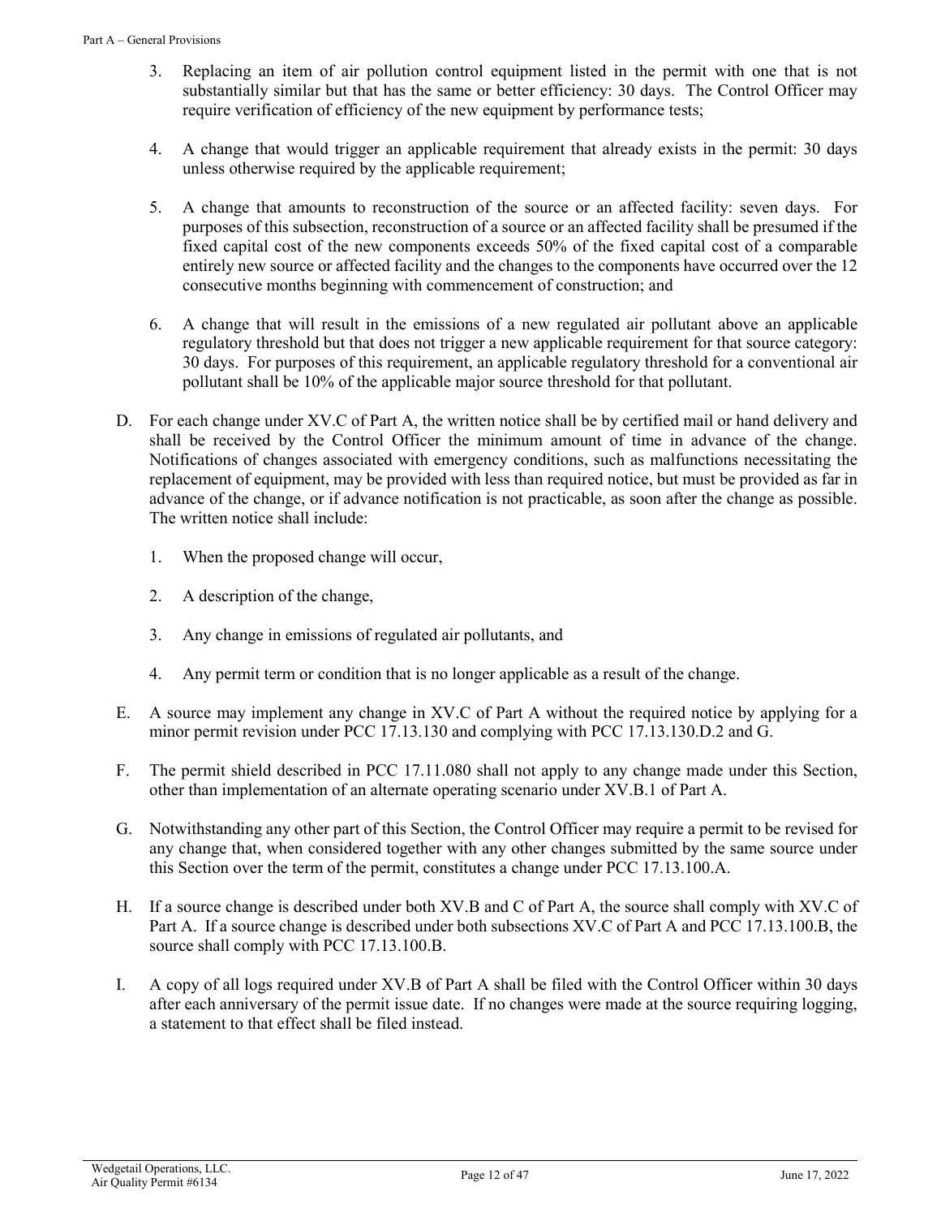3. Replacing an item of air pollution control equipment listed in the permit with one that is not substantially similar but that has the same or better efficiency: 30 days. The Control Officer may require verification of efficiency of the new equipment by performance tests;

4. A change that would trigger an applicable requirement that already exists in the permit: 30 days unless otherwise required by the applicable requirement;

5. A change that amounts to reconstruction of the source or an affected facility: seven days. For purposes of this subsection, reconstruction of a source or an affected facility shall be presumed if the fixed capital cost of the new components exceeds 50% of the fixed capital cost of a comparable entirely new source or affected facility and the changes to the components have occurred over the 12 consecutive months beginning with commencement of construction; and

6. A change that will result in the emissions of a new regulated air pollutant above an applicable regulatory threshold but that does not trigger a new applicable requirement for that source category: 30 days. For purposes of this requirement, an applicable regulatory threshold for a conventional air pollutant shall be 10% of the applicable major source threshold for that pollutant.

D. For each change under XV.C of Part A, the written notice shall be by certified mail or hand delivery and shall be received by the Control Officer the minimum amount of time in advance of the change. Notifications of changes associated with emergency conditions, such as malfunctions necessitating the replacement of equipment, may be provided with less than required notice, but must be provided as far in advance of the change, or if advance notification is not practicable, as soon after the change as possible. The written notice shall include:

   1. When the proposed change will occur,

   2. A description of the change,

   3. Any change in emissions of regulated air pollutants, and

   4. Any permit term or condition that is no longer applicable as a result of the change.

E. A source may implement any change in XV.C of Part A without the required notice by applying for a minor permit revision under PCC 17.13.130 and complying with PCC 17.13.130.D.2 and G.

F. The permit shield described in PCC 17.11.080 shall not apply to any change made under this Section, other than implementation of an alternate operating scenario under XV.B.1 of Part A.

G. Notwithstanding any other part of this Section, the Control Officer may require a permit to be revised for any change that, when considered together with any other changes submitted by the same source under this Section over the term of the permit, constitutes a change under PCC 17.13.100.A.

H. If a source change is described under both XV.B and C of Part A, the source shall comply with XV.C of Part A. If a source change is described under both subsections XV.C of Part A and PCC 17.13.100.B, the source shall comply with PCC 17.13.100.B.

I. A copy of all logs required under XV.B of Part A shall be filed with the Control Officer within 30 days after each anniversary of the permit issue date. If no changes were made at the source requiring logging, a statement to that effect shall be filed instead.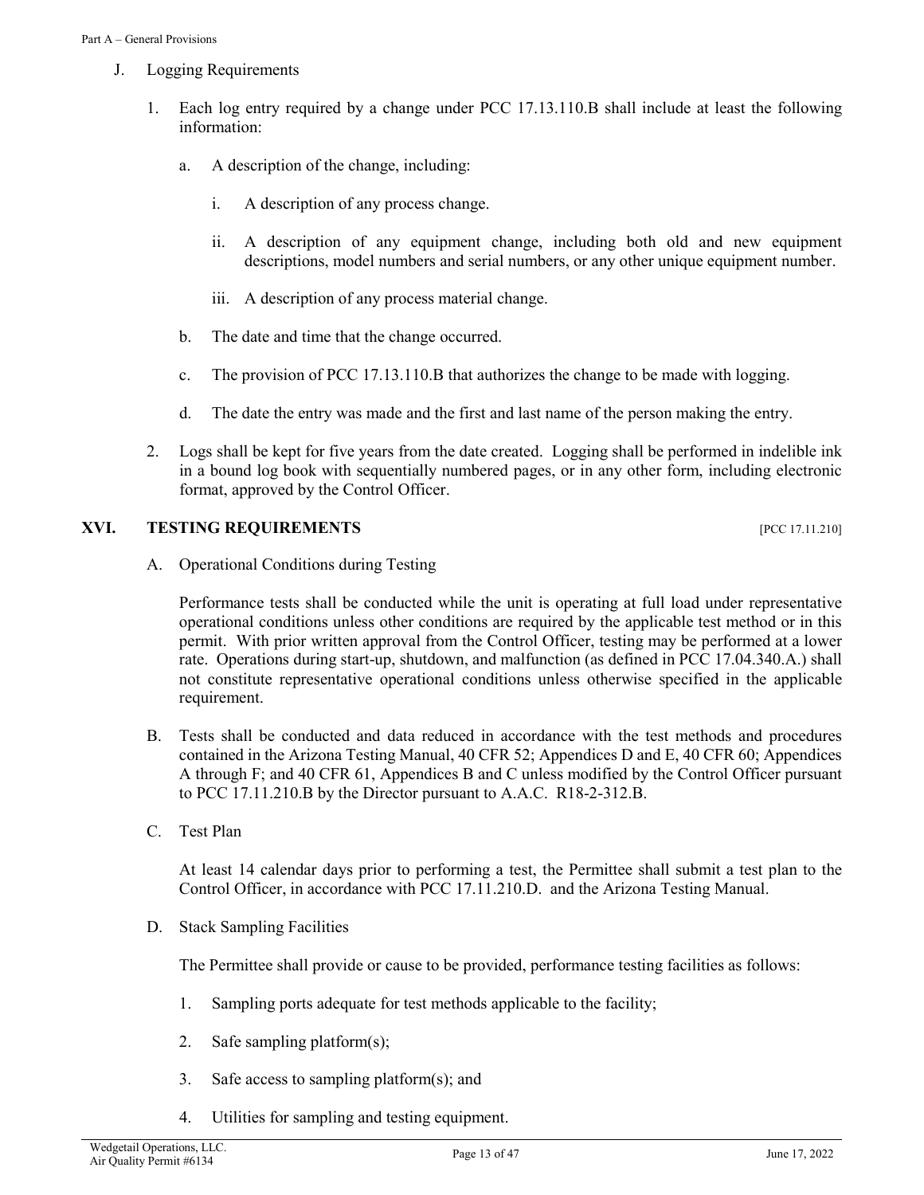J. Logging Requirements

1. Each log entry required by a change under PCC 17.13.110.B shall include at least the following information:

   a. A description of the change, including:

      i. A description of any process change.

      ii. A description of any equipment change, including both old and new equipment descriptions, model numbers and serial numbers, or any other unique equipment number.

      iii. A description of any process material change.

   b. The date and time that the change occurred.

   c. The provision of PCC 17.13.110.B that authorizes the change to be made with logging.

   d. The date the entry was made and the first and last name of the person making the entry.

2. Logs shall be kept for five years from the date created. Logging shall be performed in indelible ink in a bound log book with sequentially numbered pages, or in any other form, including electronic format, approved by the Control Officer.

## XVI. TESTING REQUIREMENTS [PCC 17.11.210]

A. Operational Conditions during Testing

Performance tests shall be conducted while the unit is operating at full load under representative operational conditions unless other conditions are required by the applicable test method or in this permit. With prior written approval from the Control Officer, testing may be performed at a lower rate. Operations during start-up, shutdown, and malfunction (as defined in PCC 17.04.340.A.) shall not constitute representative operational conditions unless otherwise specified in the applicable requirement.

B. Tests shall be conducted and data reduced in accordance with the test methods and procedures contained in the Arizona Testing Manual, 40 CFR 52; Appendices D and E, 40 CFR 60; Appendices A through F; and 40 CFR 61, Appendices B and C unless modified by the Control Officer pursuant to PCC 17.11.210.B by the Director pursuant to A.A.C. R18-2-312.B.

C. Test Plan

At least 14 calendar days prior to performing a test, the Permittee shall submit a test plan to the Control Officer, in accordance with PCC 17.11.210.D. and the Arizona Testing Manual.

D. Stack Sampling Facilities

The Permittee shall provide or cause to be provided, performance testing facilities as follows:

1. Sampling ports adequate for test methods applicable to the facility;

2. Safe sampling platform(s);

3. Safe access to sampling platform(s); and

4. Utilities for sampling and testing equipment.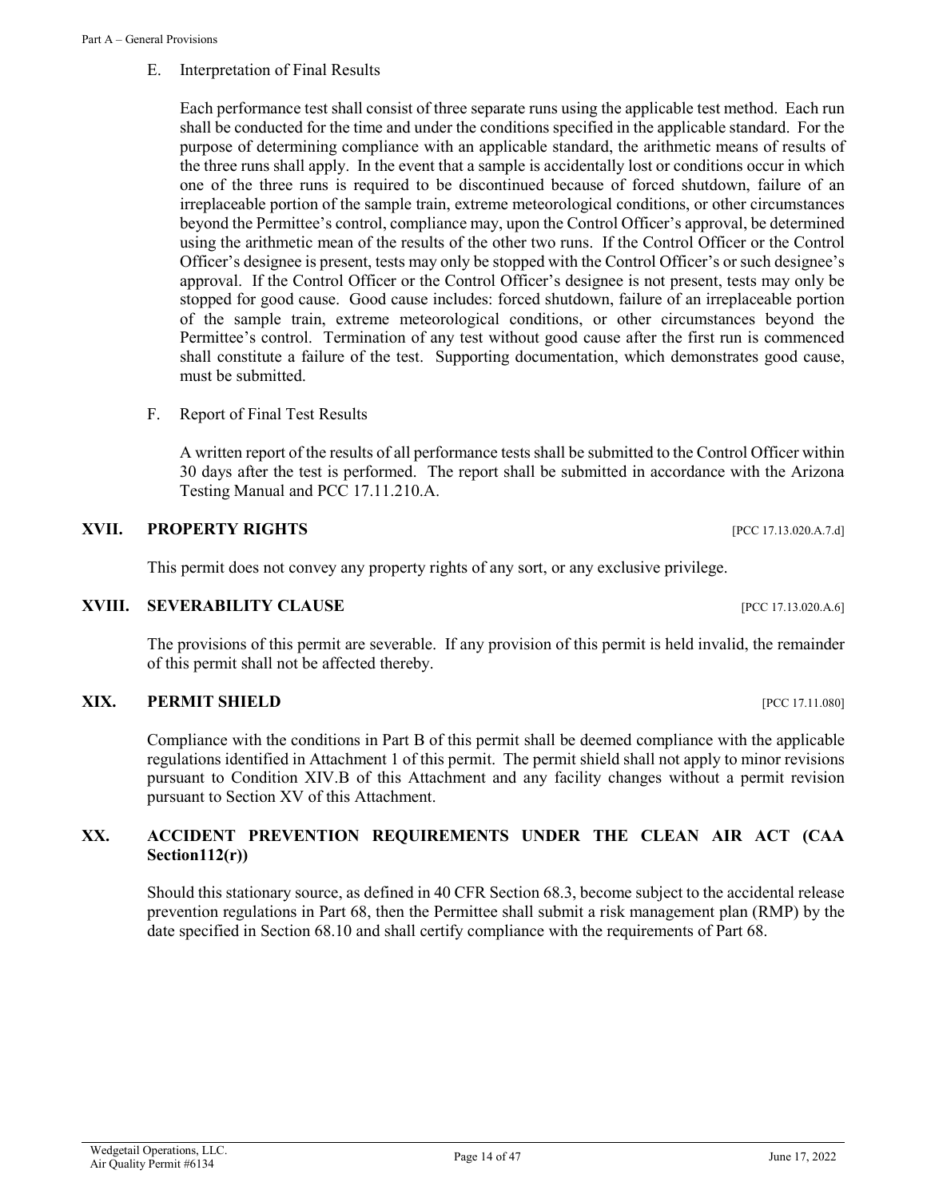E. Interpretation of Final Results

Each performance test shall consist of three separate runs using the applicable test method. Each run shall be conducted for the time and under the conditions specified in the applicable standard. For the purpose of determining compliance with an applicable standard, the arithmetic means of results of the three runs shall apply. In the event that a sample is accidentally lost or conditions occur in which one of the three runs is required to be discontinued because of forced shutdown, failure of an irreplaceable portion of the sample train, extreme meteorological conditions, or other circumstances beyond the Permittee's control, compliance may, upon the Control Officer's approval, be determined using the arithmetic mean of the results of the other two runs. If the Control Officer or the Control Officer's designee is present, tests may only be stopped with the Control Officer's or such designee's approval. If the Control Officer or the Control Officer's designee is not present, tests may only be stopped for good cause. Good cause includes: forced shutdown, failure of an irreplaceable portion of the sample train, extreme meteorological conditions, or other circumstances beyond the Permittee's control. Termination of any test without good cause after the first run is commenced shall constitute a failure of the test. Supporting documentation, which demonstrates good cause, must be submitted.

F. Report of Final Test Results

A written report of the results of all performance tests shall be submitted to the Control Officer within 30 days after the test is performed. The report shall be submitted in accordance with the Arizona Testing Manual and PCC 17.11.210.A.

## XVII. PROPERTY RIGHTS [PCC 17.13.020.A.7.d]

This permit does not convey any property rights of any sort, or any exclusive privilege.

## XVIII. SEVERABILITY CLAUSE [PCC 17.13.020.A.6]

The provisions of this permit are severable. If any provision of this permit is held invalid, the remainder of this permit shall not be affected thereby.

## XIX. PERMIT SHIELD [PCC 17.11.080]

Compliance with the conditions in Part B of this permit shall be deemed compliance with the applicable regulations identified in Attachment 1 of this permit. The permit shield shall not apply to minor revisions pursuant to Condition XIV.B of this Attachment and any facility changes without a permit revision pursuant to Section XV of this Attachment.

## XX. ACCIDENT PREVENTION REQUIREMENTS UNDER THE CLEAN AIR ACT (CAA Section112(r))

Should this stationary source, as defined in 40 CFR Section 68.3, become subject to the accidental release prevention regulations in Part 68, then the Permittee shall submit a risk management plan (RMP) by the date specified in Section 68.10 and shall certify compliance with the requirements of Part 68.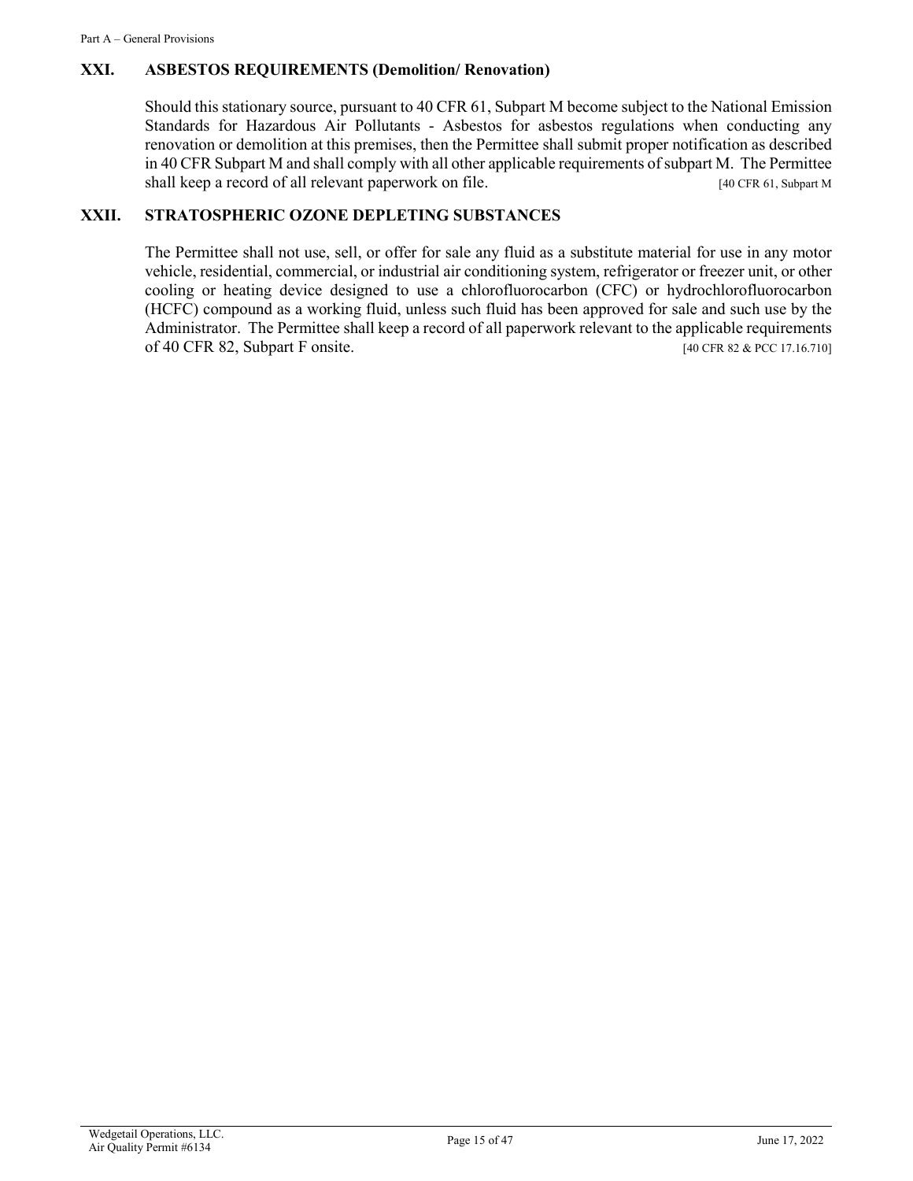## XXI. ASBESTOS REQUIREMENTS (Demolition/ Renovation)

Should this stationary source, pursuant to 40 CFR 61, Subpart M become subject to the National Emission Standards for Hazardous Air Pollutants - Asbestos for asbestos regulations when conducting any renovation or demolition at this premises, then the Permittee shall submit proper notification as described in 40 CFR Subpart M and shall comply with all other applicable requirements of subpart M. The Permittee shall keep a record of all relevant paperwork on file. [40 CFR 61, Subpart M

## XXII. STRATOSPHERIC OZONE DEPLETING SUBSTANCES

The Permittee shall not use, sell, or offer for sale any fluid as a substitute material for use in any motor vehicle, residential, commercial, or industrial air conditioning system, refrigerator or freezer unit, or other cooling or heating device designed to use a chlorofluorocarbon (CFC) or hydrochlorofluorocarbon (HCFC) compound as a working fluid, unless such fluid has been approved for sale and such use by the Administrator. The Permittee shall keep a record of all paperwork relevant to the applicable requirements of 40 CFR 82, Subpart F onsite. [40 CFR 82 & PCC 17.16.710]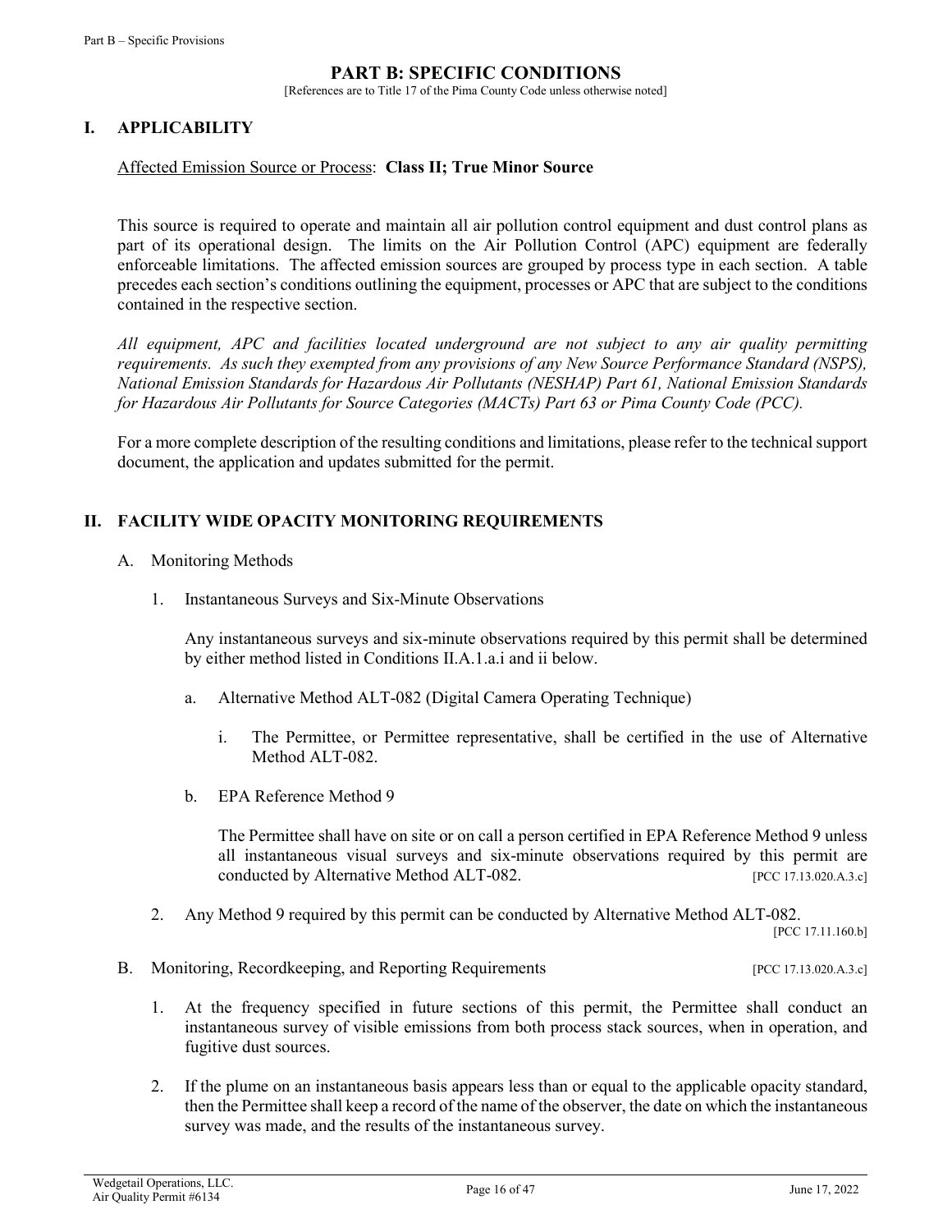# PART B: SPECIFIC CONDITIONS

[References are to Title 17 of the Pima County Code unless otherwise noted]

## I. APPLICABILITY

Affected Emission Source or Process: **Class II; True Minor Source**

This source is required to operate and maintain all air pollution control equipment and dust control plans as part of its operational design. The limits on the Air Pollution Control (APC) equipment are federally enforceable limitations. The affected emission sources are grouped by process type in each section. A table precedes each section's conditions outlining the equipment, processes or APC that are subject to the conditions contained in the respective section.

*All equipment, APC and facilities located underground are not subject to any air quality permitting requirements. As such they exempted from any provisions of any New Source Performance Standard (NSPS), National Emission Standards for Hazardous Air Pollutants (NESHAP) Part 61, National Emission Standards for Hazardous Air Pollutants for Source Categories (MACTs) Part 63 or Pima County Code (PCC).*

For a more complete description of the resulting conditions and limitations, please refer to the technical support document, the application and updates submitted for the permit.

## II. FACILITY WIDE OPACITY MONITORING REQUIREMENTS

A. Monitoring Methods

1. Instantaneous Surveys and Six-Minute Observations

   Any instantaneous surveys and six-minute observations required by this permit shall be determined by either method listed in Conditions II.A.1.a.i and ii below.

   a. Alternative Method ALT-082 (Digital Camera Operating Technique)

      i. The Permittee, or Permittee representative, shall be certified in the use of Alternative Method ALT-082.

   b. EPA Reference Method 9

      The Permittee shall have on site or on call a person certified in EPA Reference Method 9 unless all instantaneous visual surveys and six-minute observations required by this permit are conducted by Alternative Method ALT-082. [PCC 17.13.020.A.3.c]

2. Any Method 9 required by this permit can be conducted by Alternative Method ALT-082. [PCC 17.11.160.b]

B. Monitoring, Recordkeeping, and Reporting Requirements [PCC 17.13.020.A.3.c]

1. At the frequency specified in future sections of this permit, the Permittee shall conduct an instantaneous survey of visible emissions from both process stack sources, when in operation, and fugitive dust sources.

2. If the plume on an instantaneous basis appears less than or equal to the applicable opacity standard, then the Permittee shall keep a record of the name of the observer, the date on which the instantaneous survey was made, and the results of the instantaneous survey.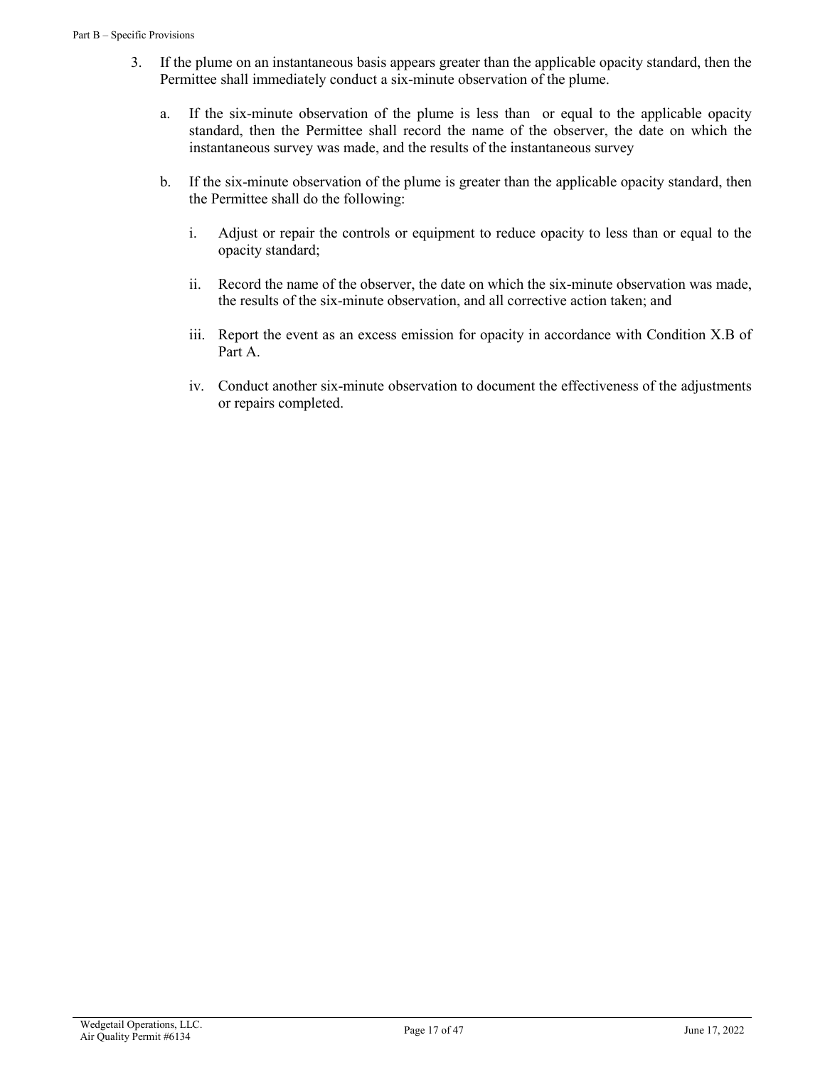3. If the plume on an instantaneous basis appears greater than the applicable opacity standard, then the Permittee shall immediately conduct a six-minute observation of the plume.

   a. If the six-minute observation of the plume is less than or equal to the applicable opacity standard, then the Permittee shall record the name of the observer, the date on which the instantaneous survey was made, and the results of the instantaneous survey

   b. If the six-minute observation of the plume is greater than the applicable opacity standard, then the Permittee shall do the following:

      i. Adjust or repair the controls or equipment to reduce opacity to less than or equal to the opacity standard;

      ii. Record the name of the observer, the date on which the six-minute observation was made, the results of the six-minute observation, and all corrective action taken; and

      iii. Report the event as an excess emission for opacity in accordance with Condition X.B of Part A.

      iv. Conduct another six-minute observation to document the effectiveness of the adjustments or repairs completed.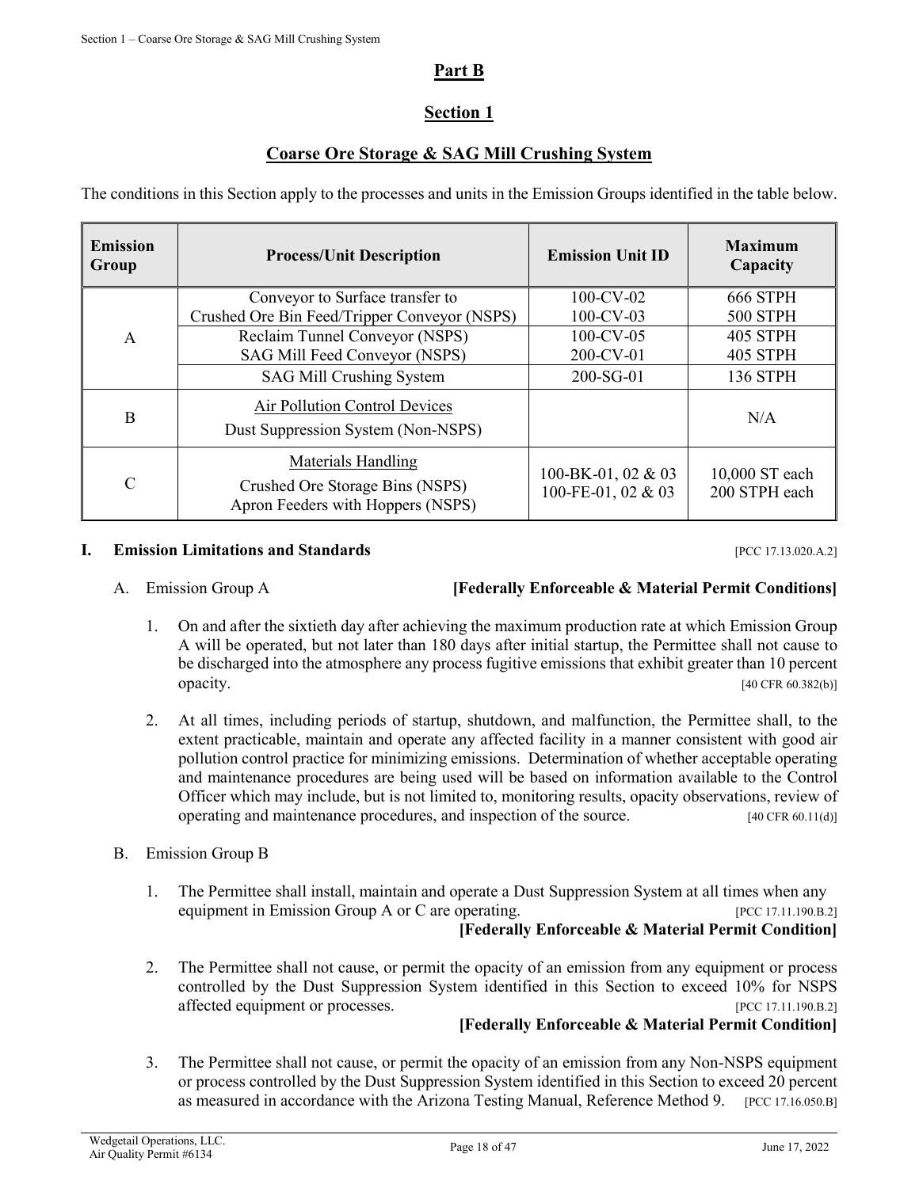# Part B

## Section 1

## Coarse Ore Storage & SAG Mill Crushing System

The conditions in this Section apply to the processes and units in the Emission Groups identified in the table below.

| Emission Group | Process/Unit Description | Emission Unit ID | Maximum Capacity |
|---|---|---|---|
| A | Conveyor to Surface transfer to<br>Crushed Ore Bin Feed/Tripper Conveyor (NSPS) | 100-CV-02<br>100-CV-03 | 666 STPH<br>500 STPH |
| | Reclaim Tunnel Conveyor (NSPS)<br>SAG Mill Feed Conveyor (NSPS) | 100-CV-05<br>200-CV-01 | 405 STPH<br>405 STPH |
| | SAG Mill Crushing System | 200-SG-01 | 136 STPH |
| B | Air Pollution Control Devices<br>Dust Suppression System (Non-NSPS) | | N/A |
| C | Materials Handling<br>Crushed Ore Storage Bins (NSPS)<br>Apron Feeders with Hoppers (NSPS) | 100-BK-01, 02 & 03<br>100-FE-01, 02 & 03 | 10,000 ST each<br>200 STPH each |

**I. Emission Limitations and Standards** [PCC 17.13.020.A.2]

A. Emission Group A **[Federally Enforceable & Material Permit Conditions]**

1. On and after the sixtieth day after achieving the maximum production rate at which Emission Group A will be operated, but not later than 180 days after initial startup, the Permittee shall not cause to be discharged into the atmosphere any process fugitive emissions that exhibit greater than 10 percent opacity. [40 CFR 60.382(b)]

2. At all times, including periods of startup, shutdown, and malfunction, the Permittee shall, to the extent practicable, maintain and operate any affected facility in a manner consistent with good air pollution control practice for minimizing emissions. Determination of whether acceptable operating and maintenance procedures are being used will be based on information available to the Control Officer which may include, but is not limited to, monitoring results, opacity observations, review of operating and maintenance procedures, and inspection of the source. [40 CFR 60.11(d)]

B. Emission Group B

1. The Permittee shall install, maintain and operate a Dust Suppression System at all times when any equipment in Emission Group A or C are operating. [PCC 17.11.190.B.2]
**[Federally Enforceable & Material Permit Condition]**

2. The Permittee shall not cause, or permit the opacity of an emission from any equipment or process controlled by the Dust Suppression System identified in this Section to exceed 10% for NSPS affected equipment or processes. [PCC 17.11.190.B.2]
**[Federally Enforceable & Material Permit Condition]**

3. The Permittee shall not cause, or permit the opacity of an emission from any Non-NSPS equipment or process controlled by the Dust Suppression System identified in this Section to exceed 20 percent as measured in accordance with the Arizona Testing Manual, Reference Method 9. [PCC 17.16.050.B]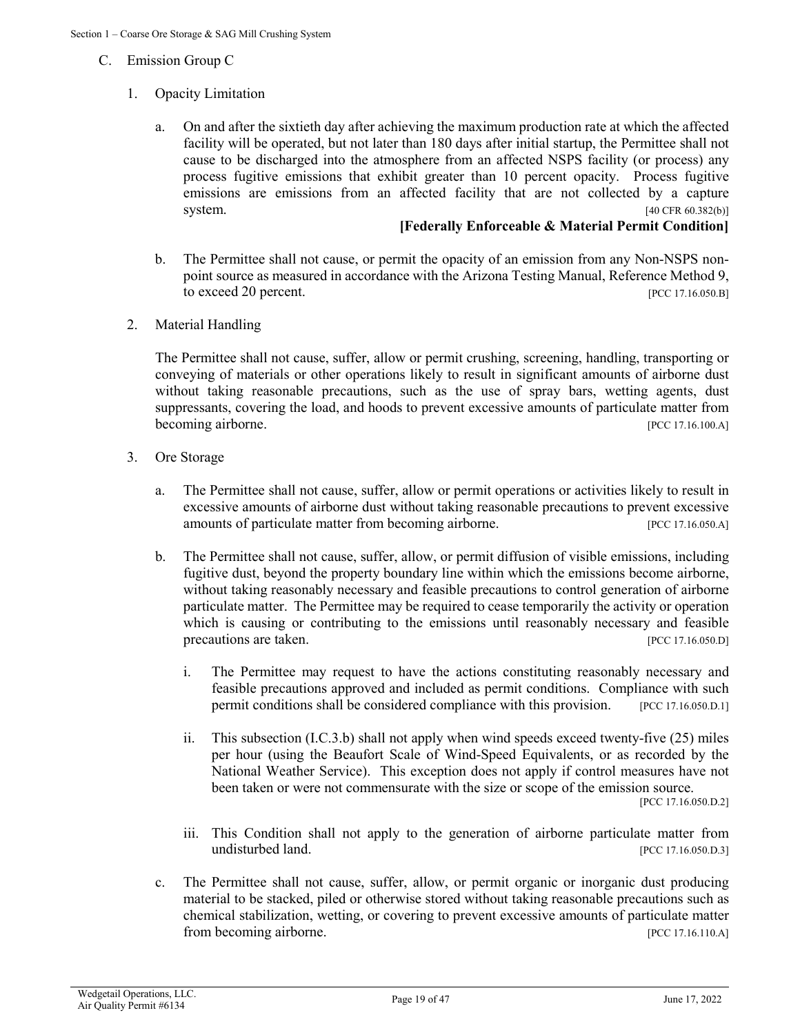C. Emission Group C

1. Opacity Limitation

   a. On and after the sixtieth day after achieving the maximum production rate at which the affected facility will be operated, but not later than 180 days after initial startup, the Permittee shall not cause to be discharged into the atmosphere from an affected NSPS facility (or process) any process fugitive emissions that exhibit greater than 10 percent opacity. Process fugitive emissions are emissions from an affected facility that are not collected by a capture system. [40 CFR 60.382(b)]

      **[Federally Enforceable & Material Permit Condition]**

   b. The Permittee shall not cause, or permit the opacity of an emission from any Non-NSPS non-point source as measured in accordance with the Arizona Testing Manual, Reference Method 9, to exceed 20 percent. [PCC 17.16.050.B]

2. Material Handling

   The Permittee shall not cause, suffer, allow or permit crushing, screening, handling, transporting or conveying of materials or other operations likely to result in significant amounts of airborne dust without taking reasonable precautions, such as the use of spray bars, wetting agents, dust suppressants, covering the load, and hoods to prevent excessive amounts of particulate matter from becoming airborne. [PCC 17.16.100.A]

3. Ore Storage

   a. The Permittee shall not cause, suffer, allow or permit operations or activities likely to result in excessive amounts of airborne dust without taking reasonable precautions to prevent excessive amounts of particulate matter from becoming airborne. [PCC 17.16.050.A]

   b. The Permittee shall not cause, suffer, allow, or permit diffusion of visible emissions, including fugitive dust, beyond the property boundary line within which the emissions become airborne, without taking reasonably necessary and feasible precautions to control generation of airborne particulate matter. The Permittee may be required to cease temporarily the activity or operation which is causing or contributing to the emissions until reasonably necessary and feasible precautions are taken. [PCC 17.16.050.D]

      i. The Permittee may request to have the actions constituting reasonably necessary and feasible precautions approved and included as permit conditions. Compliance with such permit conditions shall be considered compliance with this provision. [PCC 17.16.050.D.1]

      ii. This subsection (I.C.3.b) shall not apply when wind speeds exceed twenty-five (25) miles per hour (using the Beaufort Scale of Wind-Speed Equivalents, or as recorded by the National Weather Service). This exception does not apply if control measures have not been taken or were not commensurate with the size or scope of the emission source. [PCC 17.16.050.D.2]

      iii. This Condition shall not apply to the generation of airborne particulate matter from undisturbed land. [PCC 17.16.050.D.3]

   c. The Permittee shall not cause, suffer, allow, or permit organic or inorganic dust producing material to be stacked, piled or otherwise stored without taking reasonable precautions such as chemical stabilization, wetting, or covering to prevent excessive amounts of particulate matter from becoming airborne. [PCC 17.16.110.A]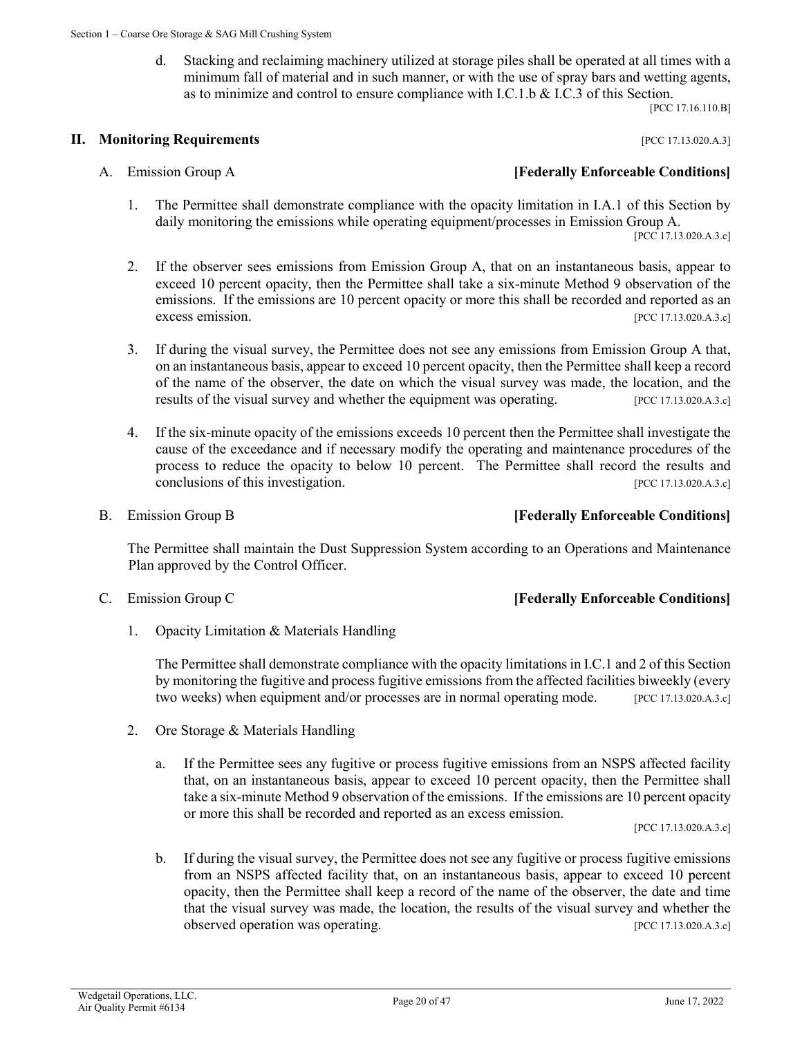d. Stacking and reclaiming machinery utilized at storage piles shall be operated at all times with a minimum fall of material and in such manner, or with the use of spray bars and wetting agents, as to minimize and control to ensure compliance with I.C.1.b & I.C.3 of this Section. [PCC 17.16.110.B]

## II. Monitoring Requirements [PCC 17.13.020.A.3]

### A. Emission Group A **[Federally Enforceable Conditions]**

1. The Permittee shall demonstrate compliance with the opacity limitation in I.A.1 of this Section by daily monitoring the emissions while operating equipment/processes in Emission Group A. [PCC 17.13.020.A.3.c]

2. If the observer sees emissions from Emission Group A, that on an instantaneous basis, appear to exceed 10 percent opacity, then the Permittee shall take a six-minute Method 9 observation of the emissions. If the emissions are 10 percent opacity or more this shall be recorded and reported as an excess emission. [PCC 17.13.020.A.3.c]

3. If during the visual survey, the Permittee does not see any emissions from Emission Group A that, on an instantaneous basis, appear to exceed 10 percent opacity, then the Permittee shall keep a record of the name of the observer, the date on which the visual survey was made, the location, and the results of the visual survey and whether the equipment was operating. [PCC 17.13.020.A.3.c]

4. If the six-minute opacity of the emissions exceeds 10 percent then the Permittee shall investigate the cause of the exceedance and if necessary modify the operating and maintenance procedures of the process to reduce the opacity to below 10 percent. The Permittee shall record the results and conclusions of this investigation. [PCC 17.13.020.A.3.c]

### B. Emission Group B **[Federally Enforceable Conditions]**

The Permittee shall maintain the Dust Suppression System according to an Operations and Maintenance Plan approved by the Control Officer.

### C. Emission Group C **[Federally Enforceable Conditions]**

1. Opacity Limitation & Materials Handling

   The Permittee shall demonstrate compliance with the opacity limitations in I.C.1 and 2 of this Section by monitoring the fugitive and process fugitive emissions from the affected facilities biweekly (every two weeks) when equipment and/or processes are in normal operating mode. [PCC 17.13.020.A.3.c]

2. Ore Storage & Materials Handling

   a. If the Permittee sees any fugitive or process fugitive emissions from an NSPS affected facility that, on an instantaneous basis, appear to exceed 10 percent opacity, then the Permittee shall take a six-minute Method 9 observation of the emissions. If the emissions are 10 percent opacity or more this shall be recorded and reported as an excess emission. [PCC 17.13.020.A.3.c]

   b. If during the visual survey, the Permittee does not see any fugitive or process fugitive emissions from an NSPS affected facility that, on an instantaneous basis, appear to exceed 10 percent opacity, then the Permittee shall keep a record of the name of the observer, the date and time that the visual survey was made, the location, the results of the visual survey and whether the observed operation was operating. [PCC 17.13.020.A.3.c]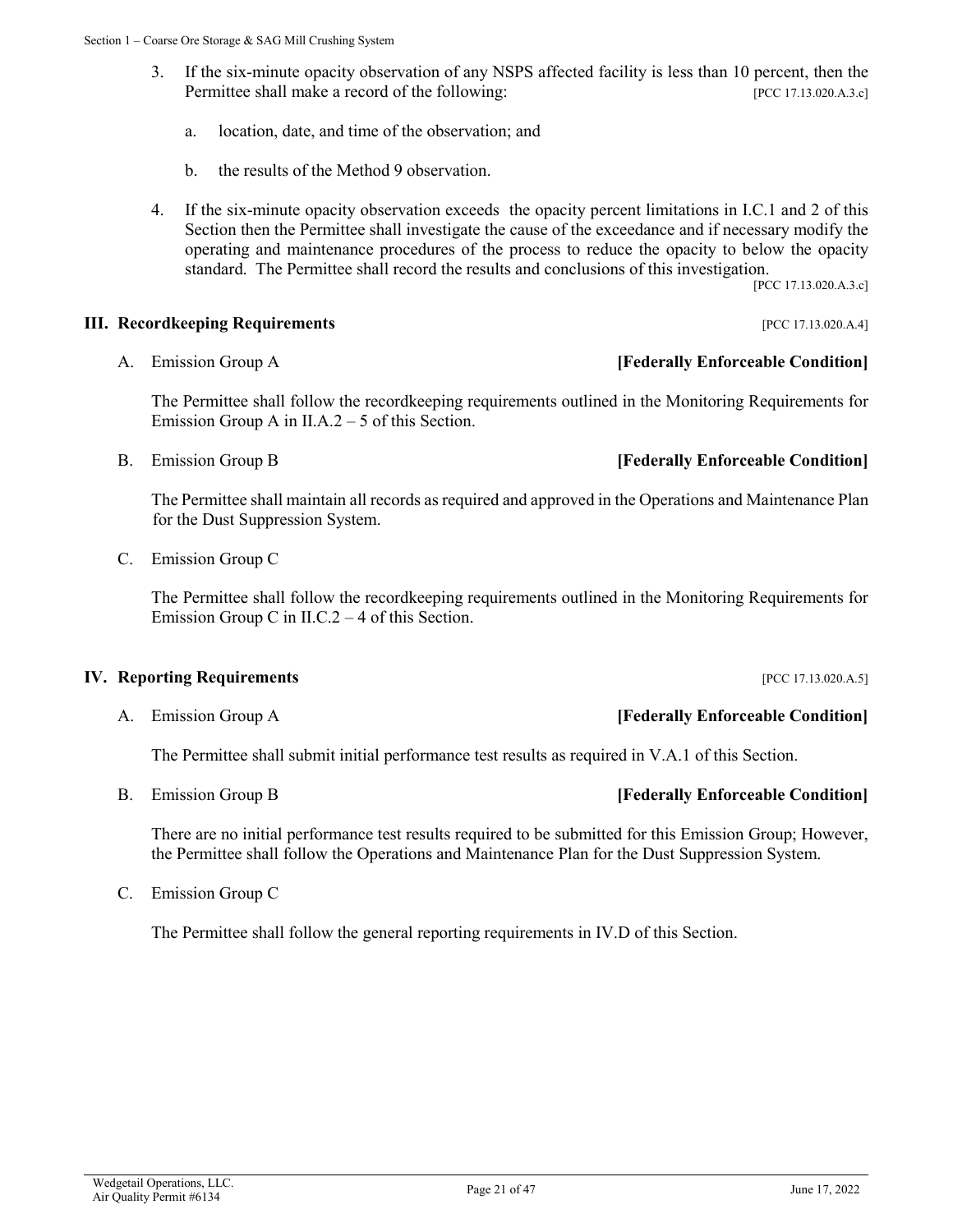3. If the six-minute opacity observation of any NSPS affected facility is less than 10 percent, then the Permittee shall make a record of the following: [PCC 17.13.020.A.3.c]

    a. location, date, and time of the observation; and

    b. the results of the Method 9 observation.

4. If the six-minute opacity observation exceeds the opacity percent limitations in I.C.1 and 2 of this Section then the Permittee shall investigate the cause of the exceedance and if necessary modify the operating and maintenance procedures of the process to reduce the opacity to below the opacity standard. The Permittee shall record the results and conclusions of this investigation. [PCC 17.13.020.A.3.c]

## III. Recordkeeping Requirements [PCC 17.13.020.A.4]

A. Emission Group A **[Federally Enforceable Condition]**

The Permittee shall follow the recordkeeping requirements outlined in the Monitoring Requirements for Emission Group A in II.A.2 – 5 of this Section.

B. Emission Group B **[Federally Enforceable Condition]**

The Permittee shall maintain all records as required and approved in the Operations and Maintenance Plan for the Dust Suppression System.

C. Emission Group C

The Permittee shall follow the recordkeeping requirements outlined in the Monitoring Requirements for Emission Group C in II.C.2 – 4 of this Section.

## IV. Reporting Requirements [PCC 17.13.020.A.5]

A. Emission Group A **[Federally Enforceable Condition]**

The Permittee shall submit initial performance test results as required in V.A.1 of this Section.

B. Emission Group B **[Federally Enforceable Condition]**

There are no initial performance test results required to be submitted for this Emission Group; However, the Permittee shall follow the Operations and Maintenance Plan for the Dust Suppression System.

C. Emission Group C

The Permittee shall follow the general reporting requirements in IV.D of this Section.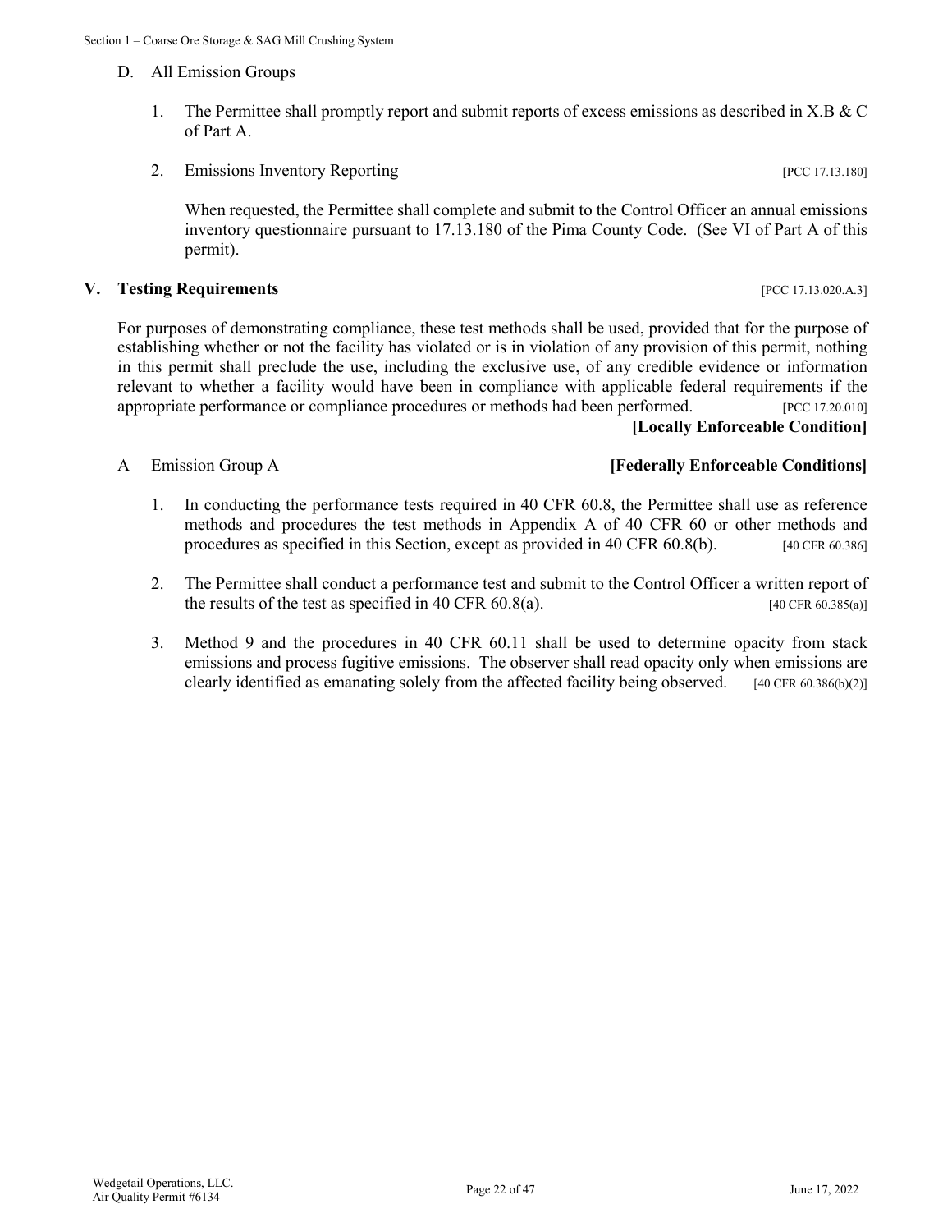D. All Emission Groups

1. The Permittee shall promptly report and submit reports of excess emissions as described in X.B & C of Part A.

2. Emissions Inventory Reporting [PCC 17.13.180]

   When requested, the Permittee shall complete and submit to the Control Officer an annual emissions inventory questionnaire pursuant to 17.13.180 of the Pima County Code. (See VI of Part A of this permit).

## V. Testing Requirements [PCC 17.13.020.A.3]

For purposes of demonstrating compliance, these test methods shall be used, provided that for the purpose of establishing whether or not the facility has violated or is in violation of any provision of this permit, nothing in this permit shall preclude the use, including the exclusive use, of any credible evidence or information relevant to whether a facility would have been in compliance with applicable federal requirements if the appropriate performance or compliance procedures or methods had been performed. [PCC 17.20.010]

**[Locally Enforceable Condition]**

A Emission Group A **[Federally Enforceable Conditions]**

1. In conducting the performance tests required in 40 CFR 60.8, the Permittee shall use as reference methods and procedures the test methods in Appendix A of 40 CFR 60 or other methods and procedures as specified in this Section, except as provided in 40 CFR 60.8(b). [40 CFR 60.386]

2. The Permittee shall conduct a performance test and submit to the Control Officer a written report of the results of the test as specified in 40 CFR 60.8(a). [40 CFR 60.385(a)]

3. Method 9 and the procedures in 40 CFR 60.11 shall be used to determine opacity from stack emissions and process fugitive emissions. The observer shall read opacity only when emissions are clearly identified as emanating solely from the affected facility being observed. [40 CFR 60.386(b)(2)]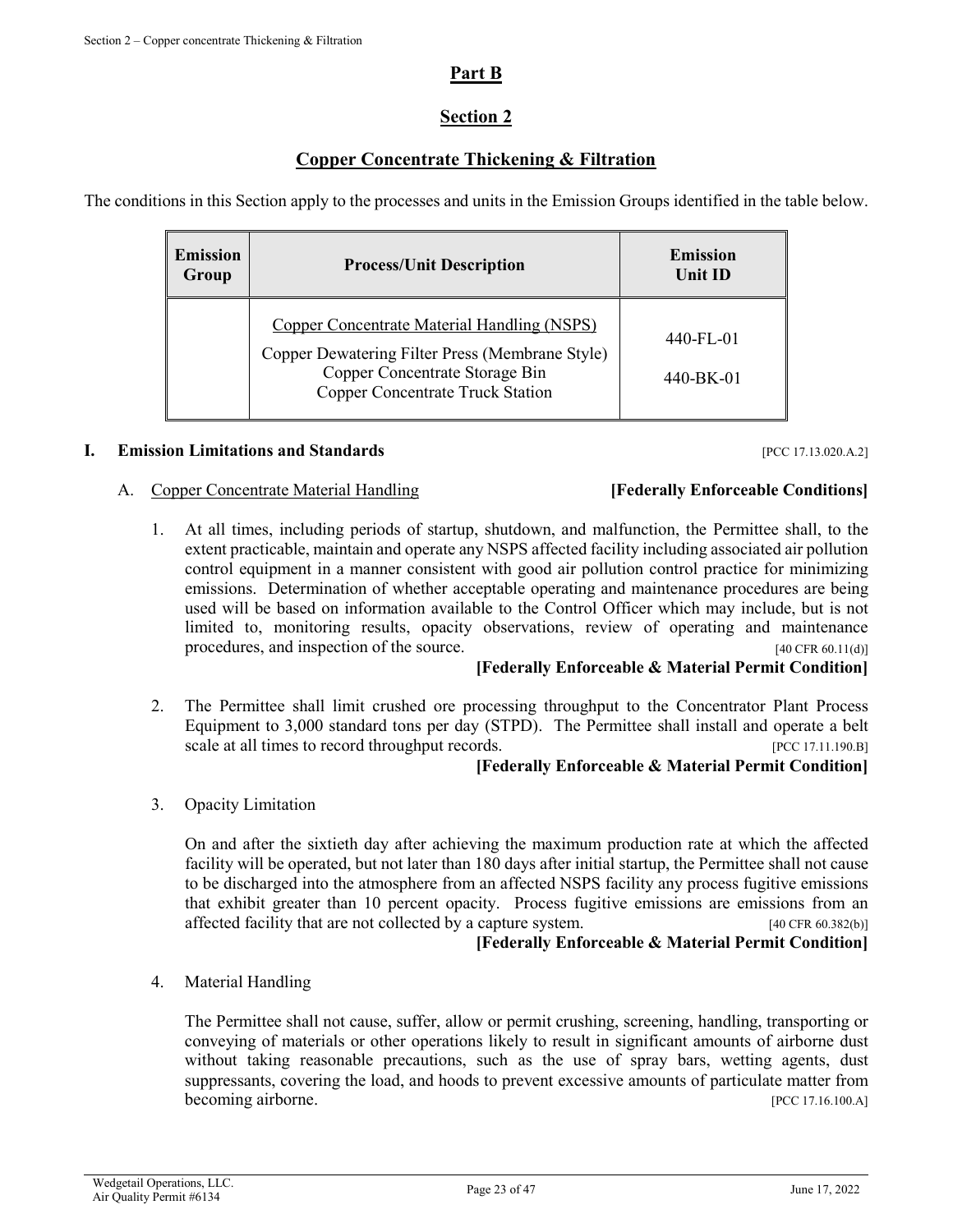# Part B

## Section 2

## Copper Concentrate Thickening & Filtration

The conditions in this Section apply to the processes and units in the Emission Groups identified in the table below.

| Emission Group | Process/Unit Description | Emission Unit ID |
|---|---|---|
| | Copper Concentrate Material Handling (NSPS)<br>Copper Dewatering Filter Press (Membrane Style)<br>Copper Concentrate Storage Bin<br>Copper Concentrate Truck Station | 440-FL-01<br>440-BK-01 |

**I. Emission Limitations and Standards** [PCC 17.13.020.A.2]

A. Copper Concentrate Material Handling **[Federally Enforceable Conditions]**

1. At all times, including periods of startup, shutdown, and malfunction, the Permittee shall, to the extent practicable, maintain and operate any NSPS affected facility including associated air pollution control equipment in a manner consistent with good air pollution control practice for minimizing emissions. Determination of whether acceptable operating and maintenance procedures are being used will be based on information available to the Control Officer which may include, but is not limited to, monitoring results, opacity observations, review of operating and maintenance procedures, and inspection of the source. [40 CFR 60.11(d)]

   **[Federally Enforceable & Material Permit Condition]**

2. The Permittee shall limit crushed ore processing throughput to the Concentrator Plant Process Equipment to 3,000 standard tons per day (STPD). The Permittee shall install and operate a belt scale at all times to record throughput records. [PCC 17.11.190.B]

   **[Federally Enforceable & Material Permit Condition]**

3. Opacity Limitation

   On and after the sixtieth day after achieving the maximum production rate at which the affected facility will be operated, but not later than 180 days after initial startup, the Permittee shall not cause to be discharged into the atmosphere from an affected NSPS facility any process fugitive emissions that exhibit greater than 10 percent opacity. Process fugitive emissions are emissions from an affected facility that are not collected by a capture system. [40 CFR 60.382(b)]

   **[Federally Enforceable & Material Permit Condition]**

4. Material Handling

   The Permittee shall not cause, suffer, allow or permit crushing, screening, handling, transporting or conveying of materials or other operations likely to result in significant amounts of airborne dust without taking reasonable precautions, such as the use of spray bars, wetting agents, dust suppressants, covering the load, and hoods to prevent excessive amounts of particulate matter from becoming airborne. [PCC 17.16.100.A]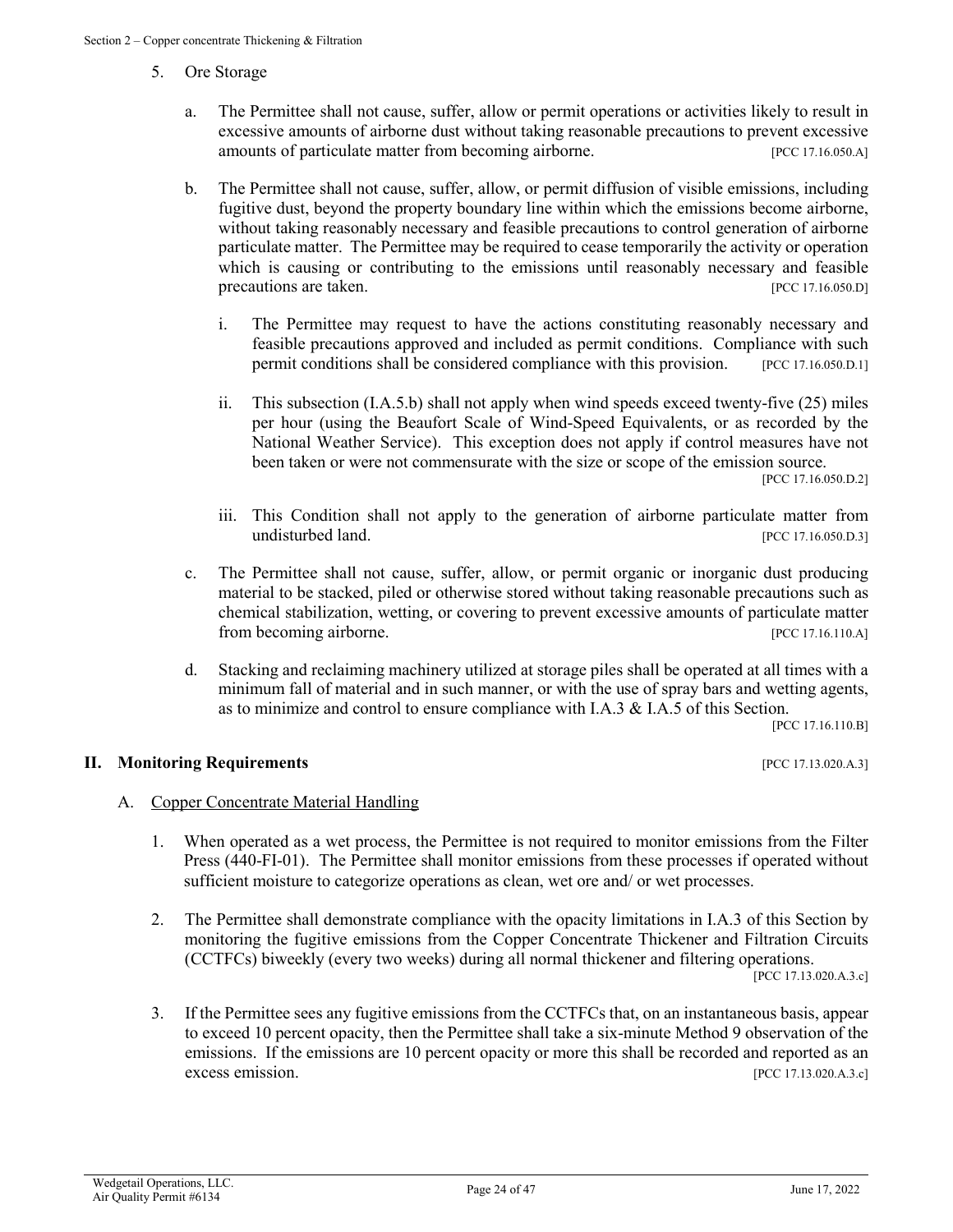5. Ore Storage

   a. The Permittee shall not cause, suffer, allow or permit operations or activities likely to result in excessive amounts of airborne dust without taking reasonable precautions to prevent excessive amounts of particulate matter from becoming airborne. [PCC 17.16.050.A]

   b. The Permittee shall not cause, suffer, allow, or permit diffusion of visible emissions, including fugitive dust, beyond the property boundary line within which the emissions become airborne, without taking reasonably necessary and feasible precautions to control generation of airborne particulate matter. The Permittee may be required to cease temporarily the activity or operation which is causing or contributing to the emissions until reasonably necessary and feasible precautions are taken. [PCC 17.16.050.D]

      i. The Permittee may request to have the actions constituting reasonably necessary and feasible precautions approved and included as permit conditions. Compliance with such permit conditions shall be considered compliance with this provision. [PCC 17.16.050.D.1]

      ii. This subsection (I.A.5.b) shall not apply when wind speeds exceed twenty-five (25) miles per hour (using the Beaufort Scale of Wind-Speed Equivalents, or as recorded by the National Weather Service). This exception does not apply if control measures have not been taken or were not commensurate with the size or scope of the emission source. [PCC 17.16.050.D.2]

      iii. This Condition shall not apply to the generation of airborne particulate matter from undisturbed land. [PCC 17.16.050.D.3]

   c. The Permittee shall not cause, suffer, allow, or permit organic or inorganic dust producing material to be stacked, piled or otherwise stored without taking reasonable precautions such as chemical stabilization, wetting, or covering to prevent excessive amounts of particulate matter from becoming airborne. [PCC 17.16.110.A]

   d. Stacking and reclaiming machinery utilized at storage piles shall be operated at all times with a minimum fall of material and in such manner, or with the use of spray bars and wetting agents, as to minimize and control to ensure compliance with I.A.3 & I.A.5 of this Section. [PCC 17.16.110.B]

## II. Monitoring Requirements [PCC 17.13.020.A.3]

A. Copper Concentrate Material Handling

1. When operated as a wet process, the Permittee is not required to monitor emissions from the Filter Press (440-FI-01). The Permittee shall monitor emissions from these processes if operated without sufficient moisture to categorize operations as clean, wet ore and/ or wet processes.

2. The Permittee shall demonstrate compliance with the opacity limitations in I.A.3 of this Section by monitoring the fugitive emissions from the Copper Concentrate Thickener and Filtration Circuits (CCTFCs) biweekly (every two weeks) during all normal thickener and filtering operations. [PCC 17.13.020.A.3.c]

3. If the Permittee sees any fugitive emissions from the CCTFCs that, on an instantaneous basis, appear to exceed 10 percent opacity, then the Permittee shall take a six-minute Method 9 observation of the emissions. If the emissions are 10 percent opacity or more this shall be recorded and reported as an excess emission. [PCC 17.13.020.A.3.c]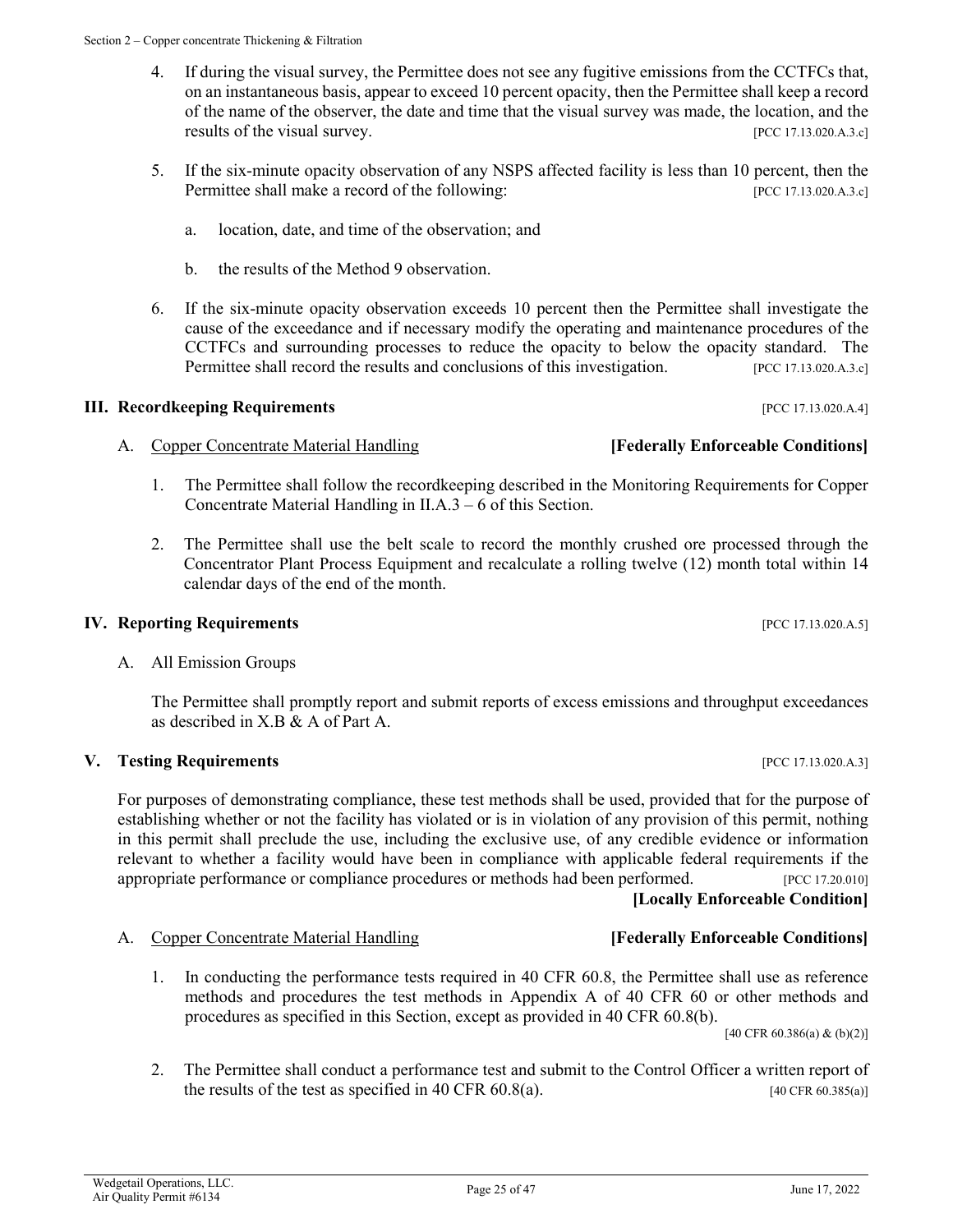4. If during the visual survey, the Permittee does not see any fugitive emissions from the CCTFCs that, on an instantaneous basis, appear to exceed 10 percent opacity, then the Permittee shall keep a record of the name of the observer, the date and time that the visual survey was made, the location, and the results of the visual survey. [PCC 17.13.020.A.3.c]

5. If the six-minute opacity observation of any NSPS affected facility is less than 10 percent, then the Permittee shall make a record of the following: [PCC 17.13.020.A.3.c]

   a. location, date, and time of the observation; and

   b. the results of the Method 9 observation.

6. If the six-minute opacity observation exceeds 10 percent then the Permittee shall investigate the cause of the exceedance and if necessary modify the operating and maintenance procedures of the CCTFCs and surrounding processes to reduce the opacity to below the opacity standard. The Permittee shall record the results and conclusions of this investigation. [PCC 17.13.020.A.3.c]

## III. Recordkeeping Requirements [PCC 17.13.020.A.4]

### A. Copper Concentrate Material Handling **[Federally Enforceable Conditions]**

1. The Permittee shall follow the recordkeeping described in the Monitoring Requirements for Copper Concentrate Material Handling in II.A.3 – 6 of this Section.

2. The Permittee shall use the belt scale to record the monthly crushed ore processed through the Concentrator Plant Process Equipment and recalculate a rolling twelve (12) month total within 14 calendar days of the end of the month.

## IV. Reporting Requirements [PCC 17.13.020.A.5]

### A. All Emission Groups

The Permittee shall promptly report and submit reports of excess emissions and throughput exceedances as described in X.B & A of Part A.

## V. Testing Requirements [PCC 17.13.020.A.3]

For purposes of demonstrating compliance, these test methods shall be used, provided that for the purpose of establishing whether or not the facility has violated or is in violation of any provision of this permit, nothing in this permit shall preclude the use, including the exclusive use, of any credible evidence or information relevant to whether a facility would have been in compliance with applicable federal requirements if the appropriate performance or compliance procedures or methods had been performed. [PCC 17.20.010]

**[Locally Enforceable Condition]**

### A. Copper Concentrate Material Handling **[Federally Enforceable Conditions]**

1. In conducting the performance tests required in 40 CFR 60.8, the Permittee shall use as reference methods and procedures the test methods in Appendix A of 40 CFR 60 or other methods and procedures as specified in this Section, except as provided in 40 CFR 60.8(b). [40 CFR 60.386(a) & (b)(2)]

2. The Permittee shall conduct a performance test and submit to the Control Officer a written report of the results of the test as specified in 40 CFR 60.8(a). [40 CFR 60.385(a)]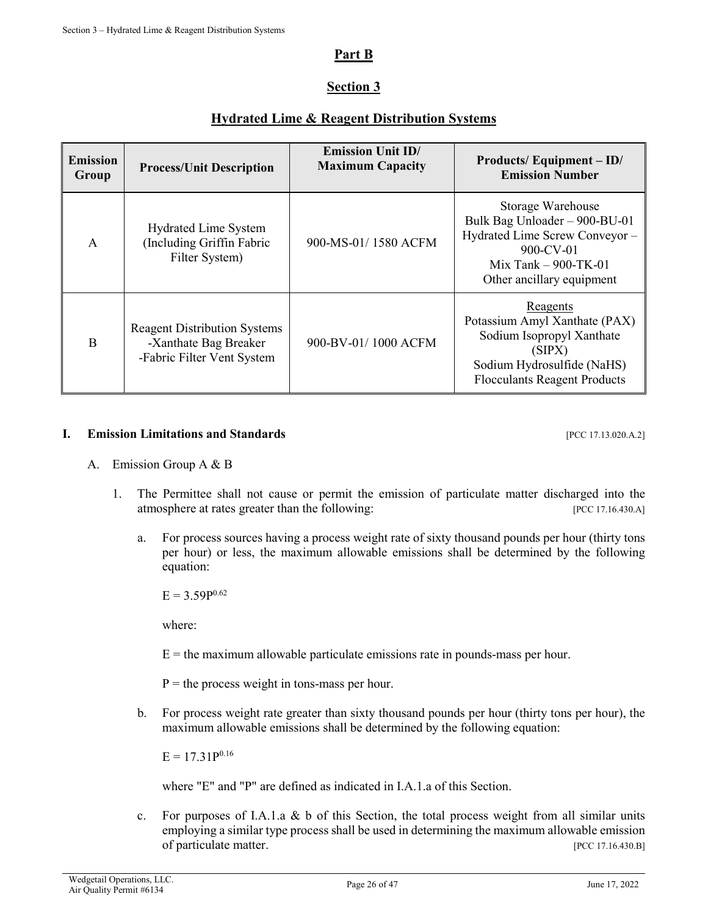# Part B

## Section 3

## Hydrated Lime & Reagent Distribution Systems

| Emission Group | Process/Unit Description | Emission Unit ID/ Maximum Capacity | Products/ Equipment – ID/ Emission Number |
|---|---|---|---|
| A | Hydrated Lime System (Including Griffin Fabric Filter System) | 900-MS-01/ 1580 ACFM | Storage Warehouse<br>Bulk Bag Unloader – 900-BU-01<br>Hydrated Lime Screw Conveyor – 900-CV-01<br>Mix Tank – 900-TK-01<br>Other ancillary equipment |
| B | Reagent Distribution Systems<br>-Xanthate Bag Breaker<br>-Fabric Filter Vent System | 900-BV-01/ 1000 ACFM | Reagents<br>Potassium Amyl Xanthate (PAX)<br>Sodium Isopropyl Xanthate (SIPX)<br>Sodium Hydrosulfide (NaHS)<br>Flocculants Reagent Products |

**I. Emission Limitations and Standards** [PCC 17.13.020.A.2]

A. Emission Group A & B

1. The Permittee shall not cause or permit the emission of particulate matter discharged into the atmosphere at rates greater than the following: [PCC 17.16.430.A]

   a. For process sources having a process weight rate of sixty thousand pounds per hour (thirty tons per hour) or less, the maximum allowable emissions shall be determined by the following equation:

      $E = 3.59P^{0.62}$

      where:

      E = the maximum allowable particulate emissions rate in pounds-mass per hour.

      P = the process weight in tons-mass per hour.

   b. For process weight rate greater than sixty thousand pounds per hour (thirty tons per hour), the maximum allowable emissions shall be determined by the following equation:

      $E = 17.31P^{0.16}$

      where "E" and "P" are defined as indicated in I.A.1.a of this Section.

   c. For purposes of I.A.1.a & b of this Section, the total process weight from all similar units employing a similar type process shall be used in determining the maximum allowable emission of particulate matter. [PCC 17.16.430.B]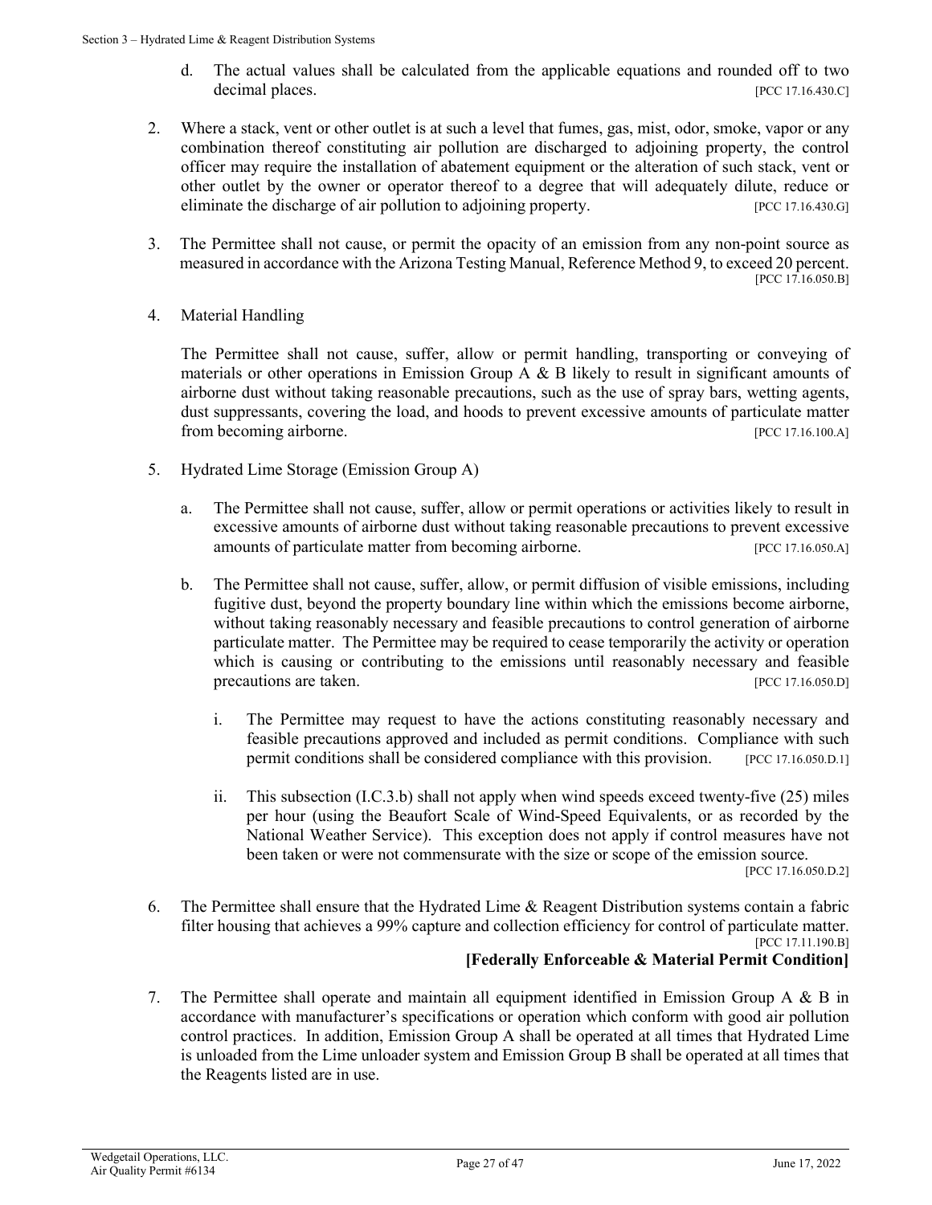d. The actual values shall be calculated from the applicable equations and rounded off to two decimal places. [PCC 17.16.430.C]

2. Where a stack, vent or other outlet is at such a level that fumes, gas, mist, odor, smoke, vapor or any combination thereof constituting air pollution are discharged to adjoining property, the control officer may require the installation of abatement equipment or the alteration of such stack, vent or other outlet by the owner or operator thereof to a degree that will adequately dilute, reduce or eliminate the discharge of air pollution to adjoining property. [PCC 17.16.430.G]

3. The Permittee shall not cause, or permit the opacity of an emission from any non-point source as measured in accordance with the Arizona Testing Manual, Reference Method 9, to exceed 20 percent. [PCC 17.16.050.B]

4. Material Handling

   The Permittee shall not cause, suffer, allow or permit handling, transporting or conveying of materials or other operations in Emission Group A & B likely to result in significant amounts of airborne dust without taking reasonable precautions, such as the use of spray bars, wetting agents, dust suppressants, covering the load, and hoods to prevent excessive amounts of particulate matter from becoming airborne. [PCC 17.16.100.A]

5. Hydrated Lime Storage (Emission Group A)

   a. The Permittee shall not cause, suffer, allow or permit operations or activities likely to result in excessive amounts of airborne dust without taking reasonable precautions to prevent excessive amounts of particulate matter from becoming airborne. [PCC 17.16.050.A]

   b. The Permittee shall not cause, suffer, allow, or permit diffusion of visible emissions, including fugitive dust, beyond the property boundary line within which the emissions become airborne, without taking reasonably necessary and feasible precautions to control generation of airborne particulate matter. The Permittee may be required to cease temporarily the activity or operation which is causing or contributing to the emissions until reasonably necessary and feasible precautions are taken. [PCC 17.16.050.D]

      i. The Permittee may request to have the actions constituting reasonably necessary and feasible precautions approved and included as permit conditions. Compliance with such permit conditions shall be considered compliance with this provision. [PCC 17.16.050.D.1]

      ii. This subsection (I.C.3.b) shall not apply when wind speeds exceed twenty-five (25) miles per hour (using the Beaufort Scale of Wind-Speed Equivalents, or as recorded by the National Weather Service). This exception does not apply if control measures have not been taken or were not commensurate with the size or scope of the emission source. [PCC 17.16.050.D.2]

6. The Permittee shall ensure that the Hydrated Lime & Reagent Distribution systems contain a fabric filter housing that achieves a 99% capture and collection efficiency for control of particulate matter. [PCC 17.11.190.B]

   **[Federally Enforceable & Material Permit Condition]**

7. The Permittee shall operate and maintain all equipment identified in Emission Group A & B in accordance with manufacturer's specifications or operation which conform with good air pollution control practices. In addition, Emission Group A shall be operated at all times that Hydrated Lime is unloaded from the Lime unloader system and Emission Group B shall be operated at all times that the Reagents listed are in use.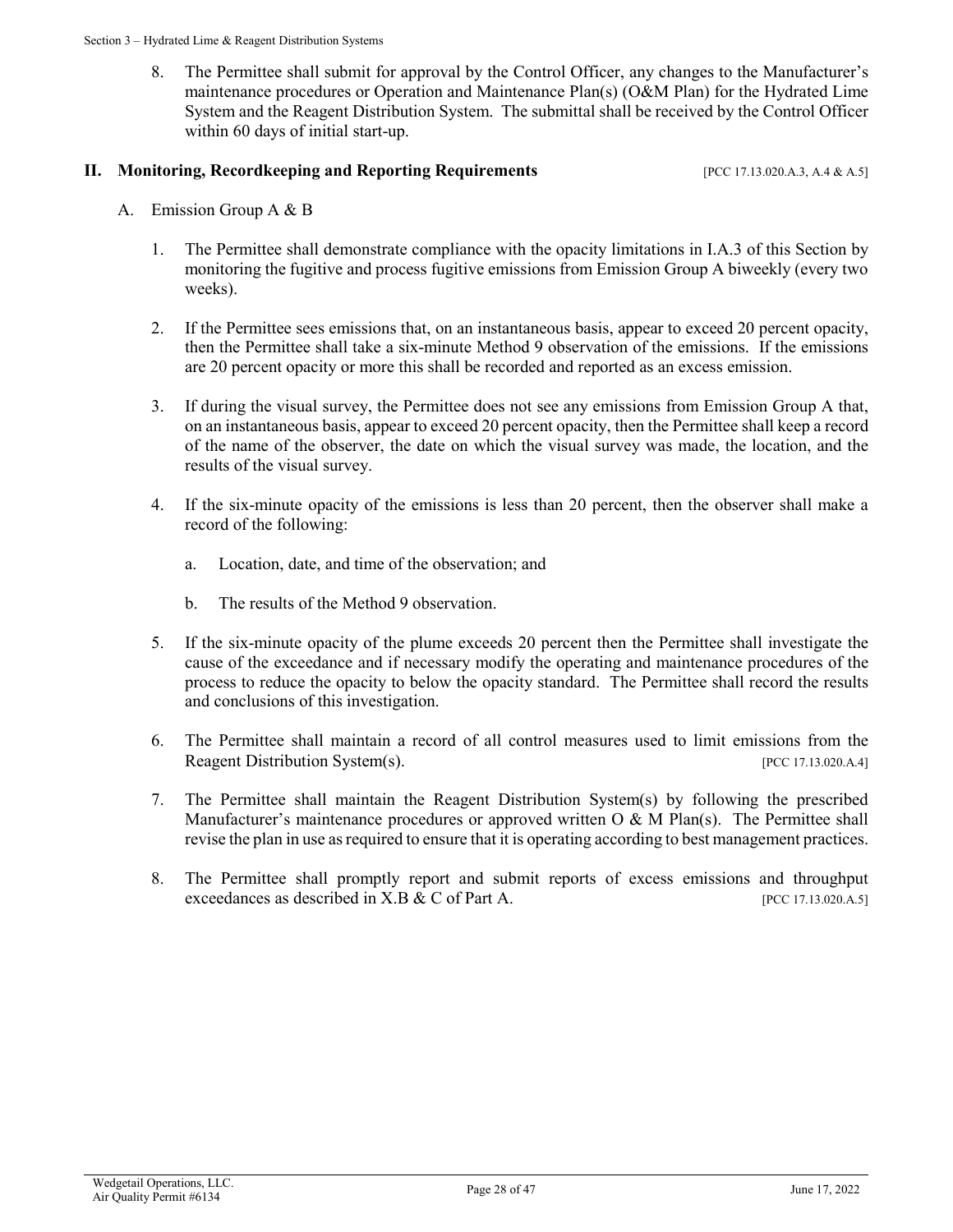8. The Permittee shall submit for approval by the Control Officer, any changes to the Manufacturer's maintenance procedures or Operation and Maintenance Plan(s) (O&M Plan) for the Hydrated Lime System and the Reagent Distribution System. The submittal shall be received by the Control Officer within 60 days of initial start-up.

## II. Monitoring, Recordkeeping and Reporting Requirements [PCC 17.13.020.A.3, A.4 & A.5]

A. Emission Group A & B

1. The Permittee shall demonstrate compliance with the opacity limitations in I.A.3 of this Section by monitoring the fugitive and process fugitive emissions from Emission Group A biweekly (every two weeks).

2. If the Permittee sees emissions that, on an instantaneous basis, appear to exceed 20 percent opacity, then the Permittee shall take a six-minute Method 9 observation of the emissions. If the emissions are 20 percent opacity or more this shall be recorded and reported as an excess emission.

3. If during the visual survey, the Permittee does not see any emissions from Emission Group A that, on an instantaneous basis, appear to exceed 20 percent opacity, then the Permittee shall keep a record of the name of the observer, the date on which the visual survey was made, the location, and the results of the visual survey.

4. If the six-minute opacity of the emissions is less than 20 percent, then the observer shall make a record of the following:

   a. Location, date, and time of the observation; and

   b. The results of the Method 9 observation.

5. If the six-minute opacity of the plume exceeds 20 percent then the Permittee shall investigate the cause of the exceedance and if necessary modify the operating and maintenance procedures of the process to reduce the opacity to below the opacity standard. The Permittee shall record the results and conclusions of this investigation.

6. The Permittee shall maintain a record of all control measures used to limit emissions from the Reagent Distribution System(s). [PCC 17.13.020.A.4]

7. The Permittee shall maintain the Reagent Distribution System(s) by following the prescribed Manufacturer's maintenance procedures or approved written O & M Plan(s). The Permittee shall revise the plan in use as required to ensure that it is operating according to best management practices.

8. The Permittee shall promptly report and submit reports of excess emissions and throughput exceedances as described in X.B & C of Part A. [PCC 17.13.020.A.5]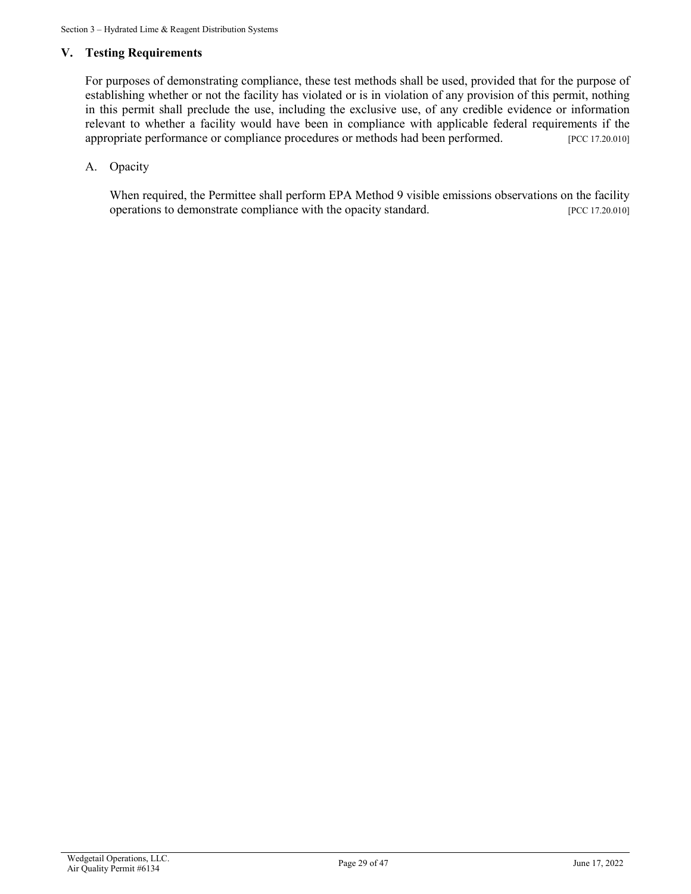## V. Testing Requirements

For purposes of demonstrating compliance, these test methods shall be used, provided that for the purpose of establishing whether or not the facility has violated or is in violation of any provision of this permit, nothing in this permit shall preclude the use, including the exclusive use, of any credible evidence or information relevant to whether a facility would have been in compliance with applicable federal requirements if the appropriate performance or compliance procedures or methods had been performed. [PCC 17.20.010]

A. Opacity

When required, the Permittee shall perform EPA Method 9 visible emissions observations on the facility operations to demonstrate compliance with the opacity standard. [PCC 17.20.010]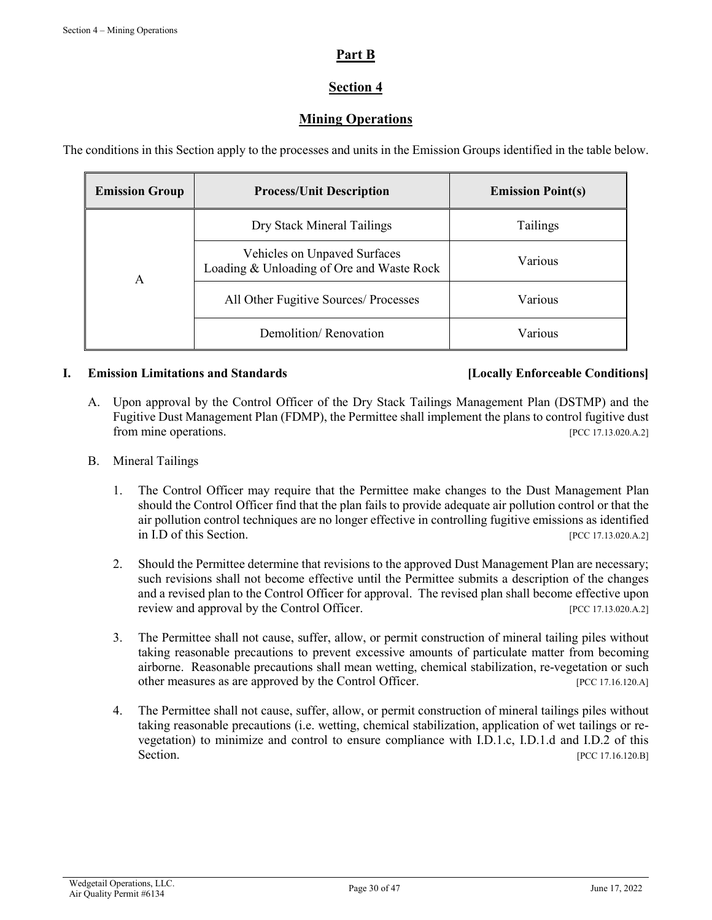# Part B

## Section 4

## Mining Operations

The conditions in this Section apply to the processes and units in the Emission Groups identified in the table below.

| Emission Group | Process/Unit Description | Emission Point(s) |
|---|---|---|
| A | Dry Stack Mineral Tailings | Tailings |
| | Vehicles on Unpaved Surfaces<br>Loading & Unloading of Ore and Waste Rock | Various |
| | All Other Fugitive Sources/ Processes | Various |
| | Demolition/ Renovation | Various |

### I. Emission Limitations and Standards [Locally Enforceable Conditions]

A. Upon approval by the Control Officer of the Dry Stack Tailings Management Plan (DSTMP) and the Fugitive Dust Management Plan (FDMP), the Permittee shall implement the plans to control fugitive dust from mine operations. [PCC 17.13.020.A.2]

B. Mineral Tailings

1. The Control Officer may require that the Permittee make changes to the Dust Management Plan should the Control Officer find that the plan fails to provide adequate air pollution control or that the air pollution control techniques are no longer effective in controlling fugitive emissions as identified in I.D of this Section. [PCC 17.13.020.A.2]

2. Should the Permittee determine that revisions to the approved Dust Management Plan are necessary; such revisions shall not become effective until the Permittee submits a description of the changes and a revised plan to the Control Officer for approval. The revised plan shall become effective upon review and approval by the Control Officer. [PCC 17.13.020.A.2]

3. The Permittee shall not cause, suffer, allow, or permit construction of mineral tailing piles without taking reasonable precautions to prevent excessive amounts of particulate matter from becoming airborne. Reasonable precautions shall mean wetting, chemical stabilization, re-vegetation or such other measures as are approved by the Control Officer. [PCC 17.16.120.A]

4. The Permittee shall not cause, suffer, allow, or permit construction of mineral tailings piles without taking reasonable precautions (i.e. wetting, chemical stabilization, application of wet tailings or re-vegetation) to minimize and control to ensure compliance with I.D.1.c, I.D.1.d and I.D.2 of this Section. [PCC 17.16.120.B]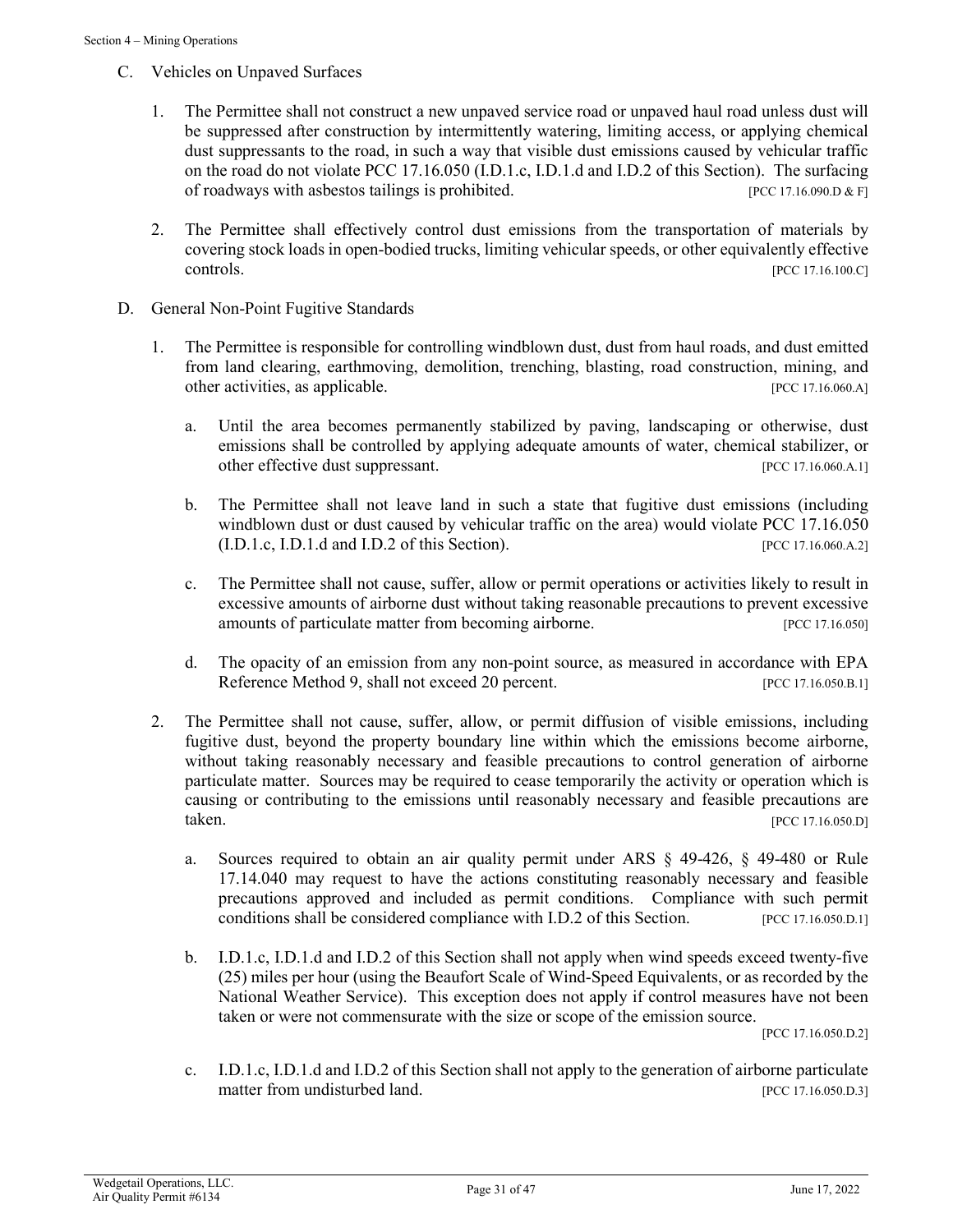C. Vehicles on Unpaved Surfaces

1. The Permittee shall not construct a new unpaved service road or unpaved haul road unless dust will be suppressed after construction by intermittently watering, limiting access, or applying chemical dust suppressants to the road, in such a way that visible dust emissions caused by vehicular traffic on the road do not violate PCC 17.16.050 (I.D.1.c, I.D.1.d and I.D.2 of this Section). The surfacing of roadways with asbestos tailings is prohibited. [PCC 17.16.090.D & F]

2. The Permittee shall effectively control dust emissions from the transportation of materials by covering stock loads in open-bodied trucks, limiting vehicular speeds, or other equivalently effective controls. [PCC 17.16.100.C]

D. General Non-Point Fugitive Standards

1. The Permittee is responsible for controlling windblown dust, dust from haul roads, and dust emitted from land clearing, earthmoving, demolition, trenching, blasting, road construction, mining, and other activities, as applicable. [PCC 17.16.060.A]

   a. Until the area becomes permanently stabilized by paving, landscaping or otherwise, dust emissions shall be controlled by applying adequate amounts of water, chemical stabilizer, or other effective dust suppressant. [PCC 17.16.060.A.1]

   b. The Permittee shall not leave land in such a state that fugitive dust emissions (including windblown dust or dust caused by vehicular traffic on the area) would violate PCC 17.16.050 (I.D.1.c, I.D.1.d and I.D.2 of this Section). [PCC 17.16.060.A.2]

   c. The Permittee shall not cause, suffer, allow or permit operations or activities likely to result in excessive amounts of airborne dust without taking reasonable precautions to prevent excessive amounts of particulate matter from becoming airborne. [PCC 17.16.050]

   d. The opacity of an emission from any non-point source, as measured in accordance with EPA Reference Method 9, shall not exceed 20 percent. [PCC 17.16.050.B.1]

2. The Permittee shall not cause, suffer, allow, or permit diffusion of visible emissions, including fugitive dust, beyond the property boundary line within which the emissions become airborne, without taking reasonably necessary and feasible precautions to control generation of airborne particulate matter. Sources may be required to cease temporarily the activity or operation which is causing or contributing to the emissions until reasonably necessary and feasible precautions are taken. [PCC 17.16.050.D]

   a. Sources required to obtain an air quality permit under ARS § 49-426, § 49-480 or Rule 17.14.040 may request to have the actions constituting reasonably necessary and feasible precautions approved and included as permit conditions. Compliance with such permit conditions shall be considered compliance with I.D.2 of this Section. [PCC 17.16.050.D.1]

   b. I.D.1.c, I.D.1.d and I.D.2 of this Section shall not apply when wind speeds exceed twenty-five (25) miles per hour (using the Beaufort Scale of Wind-Speed Equivalents, or as recorded by the National Weather Service). This exception does not apply if control measures have not been taken or were not commensurate with the size or scope of the emission source. [PCC 17.16.050.D.2]

   c. I.D.1.c, I.D.1.d and I.D.2 of this Section shall not apply to the generation of airborne particulate matter from undisturbed land. [PCC 17.16.050.D.3]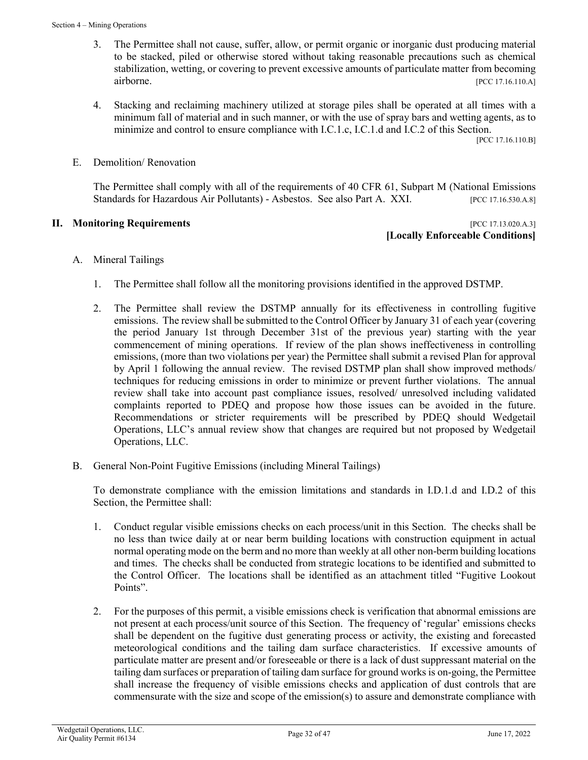3. The Permittee shall not cause, suffer, allow, or permit organic or inorganic dust producing material to be stacked, piled or otherwise stored without taking reasonable precautions such as chemical stabilization, wetting, or covering to prevent excessive amounts of particulate matter from becoming airborne. [PCC 17.16.110.A]

4. Stacking and reclaiming machinery utilized at storage piles shall be operated at all times with a minimum fall of material and in such manner, or with the use of spray bars and wetting agents, as to minimize and control to ensure compliance with I.C.1.c, I.C.1.d and I.C.2 of this Section. [PCC 17.16.110.B]

E. Demolition/ Renovation

The Permittee shall comply with all of the requirements of 40 CFR 61, Subpart M (National Emissions Standards for Hazardous Air Pollutants) - Asbestos. See also Part A. XXI. [PCC 17.16.530.A.8]

## II. Monitoring Requirements [PCC 17.13.020.A.3]

**[Locally Enforceable Conditions]**

A. Mineral Tailings

1. The Permittee shall follow all the monitoring provisions identified in the approved DSTMP.

2. The Permittee shall review the DSTMP annually for its effectiveness in controlling fugitive emissions. The review shall be submitted to the Control Officer by January 31 of each year (covering the period January 1st through December 31st of the previous year) starting with the year commencement of mining operations. If review of the plan shows ineffectiveness in controlling emissions, (more than two violations per year) the Permittee shall submit a revised Plan for approval by April 1 following the annual review. The revised DSTMP plan shall show improved methods/ techniques for reducing emissions in order to minimize or prevent further violations. The annual review shall take into account past compliance issues, resolved/ unresolved including validated complaints reported to PDEQ and propose how those issues can be avoided in the future. Recommendations or stricter requirements will be prescribed by PDEQ should Wedgetail Operations, LLC's annual review show that changes are required but not proposed by Wedgetail Operations, LLC.

B. General Non-Point Fugitive Emissions (including Mineral Tailings)

To demonstrate compliance with the emission limitations and standards in I.D.1.d and I.D.2 of this Section, the Permittee shall:

1. Conduct regular visible emissions checks on each process/unit in this Section. The checks shall be no less than twice daily at or near berm building locations with construction equipment in actual normal operating mode on the berm and no more than weekly at all other non-berm building locations and times. The checks shall be conducted from strategic locations to be identified and submitted to the Control Officer. The locations shall be identified as an attachment titled "Fugitive Lookout Points".

2. For the purposes of this permit, a visible emissions check is verification that abnormal emissions are not present at each process/unit source of this Section. The frequency of 'regular' emissions checks shall be dependent on the fugitive dust generating process or activity, the existing and forecasted meteorological conditions and the tailing dam surface characteristics. If excessive amounts of particulate matter are present and/or foreseeable or there is a lack of dust suppressant material on the tailing dam surfaces or preparation of tailing dam surface for ground works is on-going, the Permittee shall increase the frequency of visible emissions checks and application of dust controls that are commensurate with the size and scope of the emission(s) to assure and demonstrate compliance with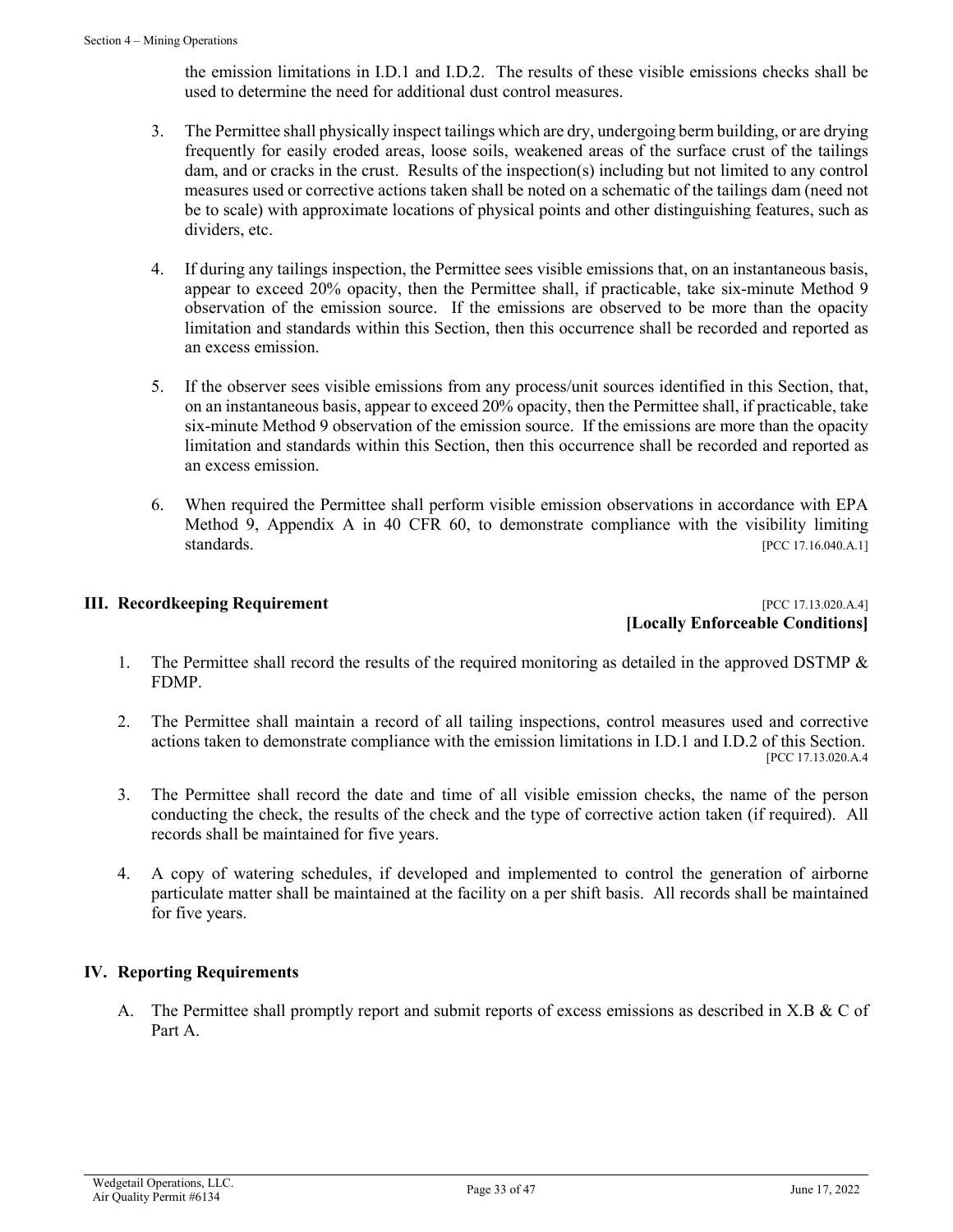the emission limitations in I.D.1 and I.D.2. The results of these visible emissions checks shall be used to determine the need for additional dust control measures.

3. The Permittee shall physically inspect tailings which are dry, undergoing berm building, or are drying frequently for easily eroded areas, loose soils, weakened areas of the surface crust of the tailings dam, and or cracks in the crust. Results of the inspection(s) including but not limited to any control measures used or corrective actions taken shall be noted on a schematic of the tailings dam (need not be to scale) with approximate locations of physical points and other distinguishing features, such as dividers, etc.

4. If during any tailings inspection, the Permittee sees visible emissions that, on an instantaneous basis, appear to exceed 20% opacity, then the Permittee shall, if practicable, take six-minute Method 9 observation of the emission source. If the emissions are observed to be more than the opacity limitation and standards within this Section, then this occurrence shall be recorded and reported as an excess emission.

5. If the observer sees visible emissions from any process/unit sources identified in this Section, that, on an instantaneous basis, appear to exceed 20% opacity, then the Permittee shall, if practicable, take six-minute Method 9 observation of the emission source. If the emissions are more than the opacity limitation and standards within this Section, then this occurrence shall be recorded and reported as an excess emission.

6. When required the Permittee shall perform visible emission observations in accordance with EPA Method 9, Appendix A in 40 CFR 60, to demonstrate compliance with the visibility limiting standards. [PCC 17.16.040.A.1]

## III. Recordkeeping Requirement

[PCC 17.13.020.A.4]
**[Locally Enforceable Conditions]**

1. The Permittee shall record the results of the required monitoring as detailed in the approved DSTMP & FDMP.

2. The Permittee shall maintain a record of all tailing inspections, control measures used and corrective actions taken to demonstrate compliance with the emission limitations in I.D.1 and I.D.2 of this Section. [PCC 17.13.020.A.4

3. The Permittee shall record the date and time of all visible emission checks, the name of the person conducting the check, the results of the check and the type of corrective action taken (if required). All records shall be maintained for five years.

4. A copy of watering schedules, if developed and implemented to control the generation of airborne particulate matter shall be maintained at the facility on a per shift basis. All records shall be maintained for five years.

## IV. Reporting Requirements

A. The Permittee shall promptly report and submit reports of excess emissions as described in X.B & C of Part A.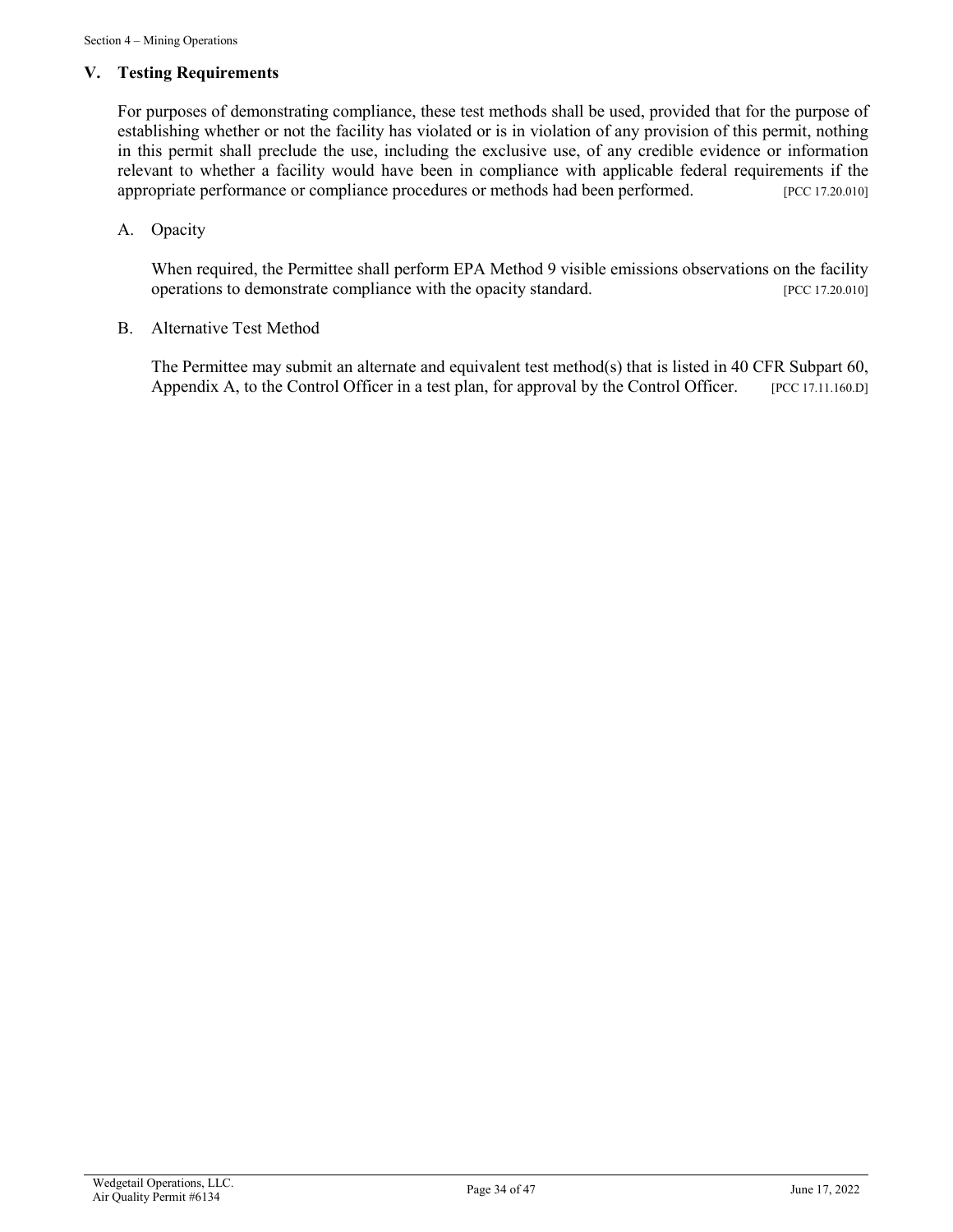## V. Testing Requirements

For purposes of demonstrating compliance, these test methods shall be used, provided that for the purpose of establishing whether or not the facility has violated or is in violation of any provision of this permit, nothing in this permit shall preclude the use, including the exclusive use, of any credible evidence or information relevant to whether a facility would have been in compliance with applicable federal requirements if the appropriate performance or compliance procedures or methods had been performed. [PCC 17.20.010]

### A. Opacity

When required, the Permittee shall perform EPA Method 9 visible emissions observations on the facility operations to demonstrate compliance with the opacity standard. [PCC 17.20.010]

### B. Alternative Test Method

The Permittee may submit an alternate and equivalent test method(s) that is listed in 40 CFR Subpart 60, Appendix A, to the Control Officer in a test plan, for approval by the Control Officer. [PCC 17.11.160.D]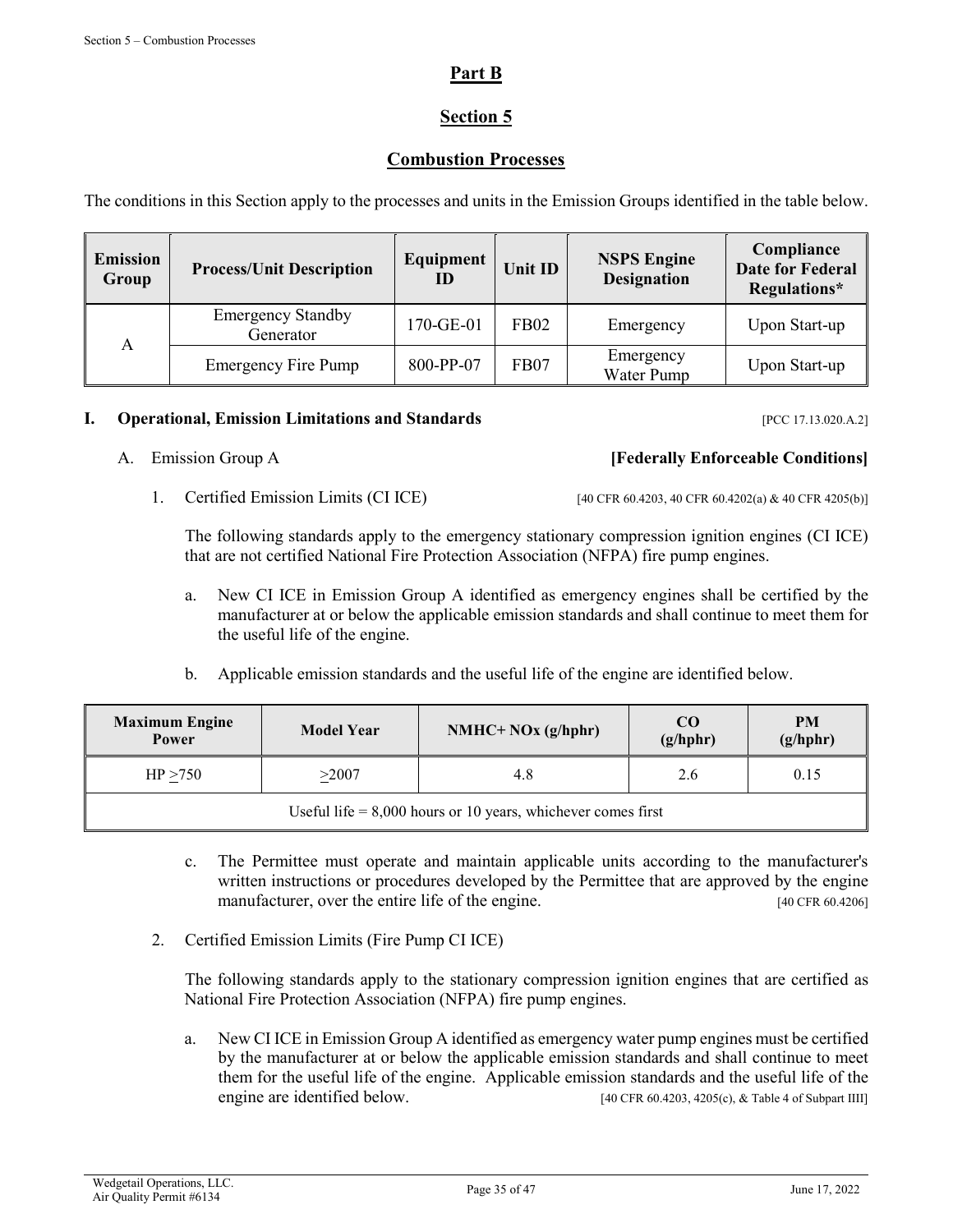# Part B

## Section 5

## Combustion Processes

The conditions in this Section apply to the processes and units in the Emission Groups identified in the table below.

| Emission Group | Process/Unit Description | Equipment ID | Unit ID | NSPS Engine Designation | Compliance Date for Federal Regulations* |
|---|---|---|---|---|---|
| A | Emergency Standby Generator | 170-GE-01 | FB02 | Emergency | Upon Start-up |
| | Emergency Fire Pump | 800-PP-07 | FB07 | Emergency Water Pump | Upon Start-up |

**I. Operational, Emission Limitations and Standards** [PCC 17.13.020.A.2]

A. Emission Group A **[Federally Enforceable Conditions]**

1. Certified Emission Limits (CI ICE) [40 CFR 60.4203, 40 CFR 60.4202(a) & 40 CFR 4205(b)]

   The following standards apply to the emergency stationary compression ignition engines (CI ICE) that are not certified National Fire Protection Association (NFPA) fire pump engines.

   a. New CI ICE in Emission Group A identified as emergency engines shall be certified by the manufacturer at or below the applicable emission standards and shall continue to meet them for the useful life of the engine.

   b. Applicable emission standards and the useful life of the engine are identified below.

| Maximum Engine Power | Model Year | NMHC+ NOx (g/hphr) | CO (g/hphr) | PM (g/hphr) |
|---|---|---|---|---|
| HP ≥750 | ≥2007 | 4.8 | 2.6 | 0.15 |
| Useful life = 8,000 hours or 10 years, whichever comes first | | | | |

   c. The Permittee must operate and maintain applicable units according to the manufacturer's written instructions or procedures developed by the Permittee that are approved by the engine manufacturer, over the entire life of the engine. [40 CFR 60.4206]

2. Certified Emission Limits (Fire Pump CI ICE)

   The following standards apply to the stationary compression ignition engines that are certified as National Fire Protection Association (NFPA) fire pump engines.

   a. New CI ICE in Emission Group A identified as emergency water pump engines must be certified by the manufacturer at or below the applicable emission standards and shall continue to meet them for the useful life of the engine. Applicable emission standards and the useful life of the engine are identified below. [40 CFR 60.4203, 4205(c), & Table 4 of Subpart IIII]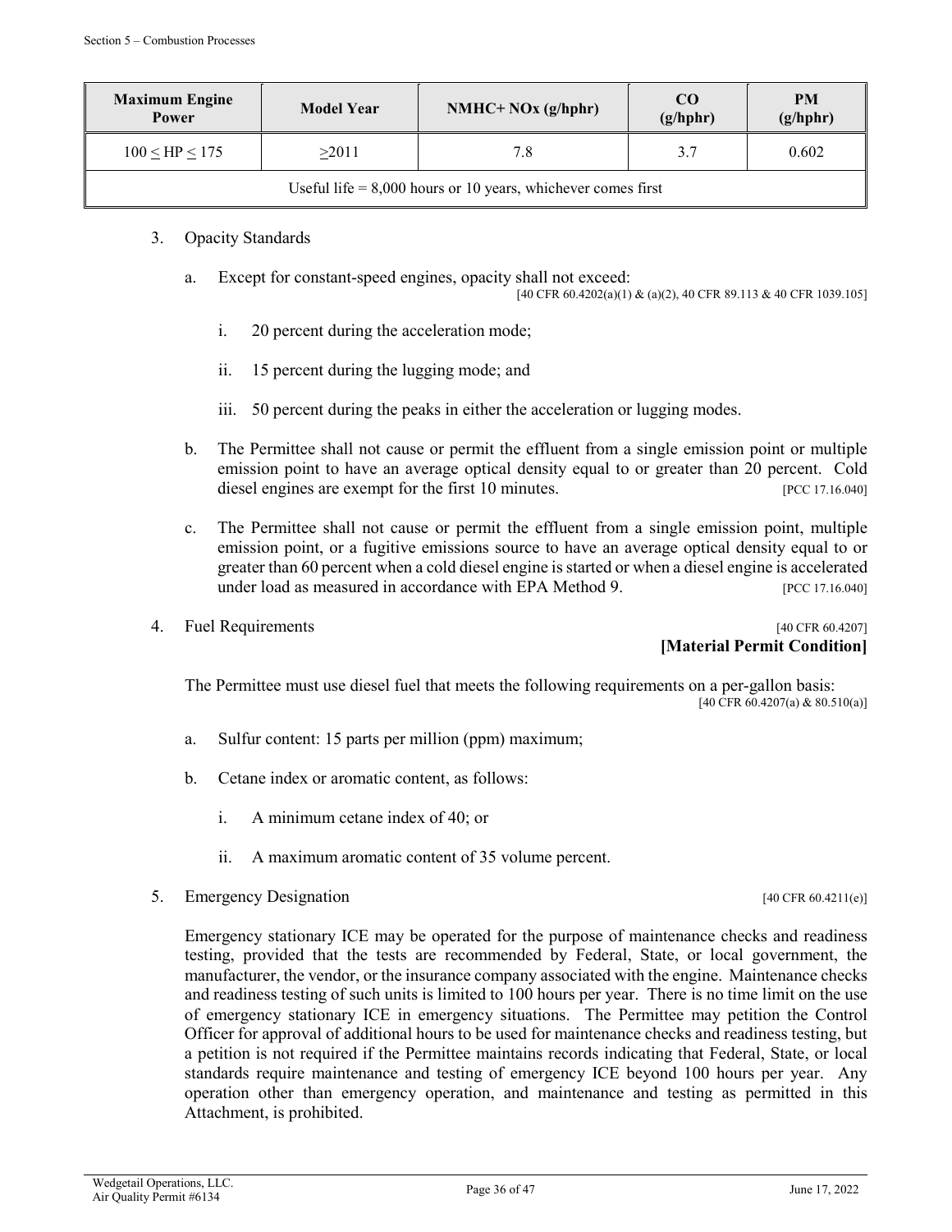| Maximum Engine Power | Model Year | NMHC+ NOx (g/hphr) | CO (g/hphr) | PM (g/hphr) |
|---|---|---|---|---|
| 100 ≤ HP ≤ 175 | ≥2011 | 7.8 | 3.7 | 0.602 |
| Useful life = 8,000 hours or 10 years, whichever comes first | | | | |

3. Opacity Standards

   a. Except for constant-speed engines, opacity shall not exceed: [40 CFR 60.4202(a)(1) & (a)(2), 40 CFR 89.113 & 40 CFR 1039.105]

      i. 20 percent during the acceleration mode;

      ii. 15 percent during the lugging mode; and

      iii. 50 percent during the peaks in either the acceleration or lugging modes.

   b. The Permittee shall not cause or permit the effluent from a single emission point or multiple emission point to have an average optical density equal to or greater than 20 percent. Cold diesel engines are exempt for the first 10 minutes. [PCC 17.16.040]

   c. The Permittee shall not cause or permit the effluent from a single emission point, multiple emission point, or a fugitive emissions source to have an average optical density equal to or greater than 60 percent when a cold diesel engine is started or when a diesel engine is accelerated under load as measured in accordance with EPA Method 9. [PCC 17.16.040]

4. Fuel Requirements [40 CFR 60.4207]
   **[Material Permit Condition]**

   The Permittee must use diesel fuel that meets the following requirements on a per-gallon basis: [40 CFR 60.4207(a) & 80.510(a)]

   a. Sulfur content: 15 parts per million (ppm) maximum;

   b. Cetane index or aromatic content, as follows:

      i. A minimum cetane index of 40; or

      ii. A maximum aromatic content of 35 volume percent.

5. Emergency Designation [40 CFR 60.4211(e)]

   Emergency stationary ICE may be operated for the purpose of maintenance checks and readiness testing, provided that the tests are recommended by Federal, State, or local government, the manufacturer, the vendor, or the insurance company associated with the engine. Maintenance checks and readiness testing of such units is limited to 100 hours per year. There is no time limit on the use of emergency stationary ICE in emergency situations. The Permittee may petition the Control Officer for approval of additional hours to be used for maintenance checks and readiness testing, but a petition is not required if the Permittee maintains records indicating that Federal, State, or local standards require maintenance and testing of emergency ICE beyond 100 hours per year. Any operation other than emergency operation, and maintenance and testing as permitted in this Attachment, is prohibited.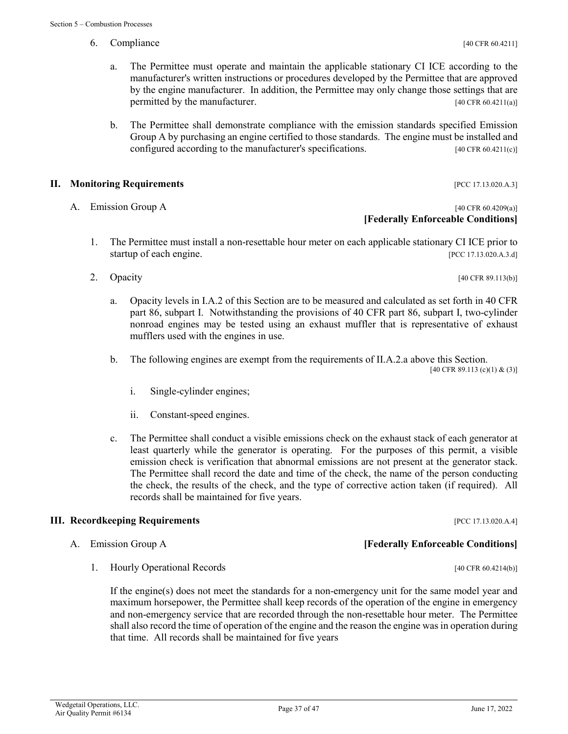6. Compliance [40 CFR 60.4211]

   a. The Permittee must operate and maintain the applicable stationary CI ICE according to the manufacturer's written instructions or procedures developed by the Permittee that are approved by the engine manufacturer. In addition, the Permittee may only change those settings that are permitted by the manufacturer. [40 CFR 60.4211(a)]

   b. The Permittee shall demonstrate compliance with the emission standards specified Emission Group A by purchasing an engine certified to those standards. The engine must be installed and configured according to the manufacturer's specifications. [40 CFR 60.4211(c)]

## II. Monitoring Requirements [PCC 17.13.020.A.3]

### A. Emission Group A [40 CFR 60.4209(a)] **[Federally Enforceable Conditions]**

1. The Permittee must install a non-resettable hour meter on each applicable stationary CI ICE prior to startup of each engine. [PCC 17.13.020.A.3.d]

2. Opacity [40 CFR 89.113(b)]

   a. Opacity levels in I.A.2 of this Section are to be measured and calculated as set forth in 40 CFR part 86, subpart I. Notwithstanding the provisions of 40 CFR part 86, subpart I, two-cylinder nonroad engines may be tested using an exhaust muffler that is representative of exhaust mufflers used with the engines in use.

   b. The following engines are exempt from the requirements of II.A.2.a above this Section. [40 CFR 89.113 (c)(1) & (3)]

      i. Single-cylinder engines;

      ii. Constant-speed engines.

   c. The Permittee shall conduct a visible emissions check on the exhaust stack of each generator at least quarterly while the generator is operating. For the purposes of this permit, a visible emission check is verification that abnormal emissions are not present at the generator stack. The Permittee shall record the date and time of the check, the name of the person conducting the check, the results of the check, and the type of corrective action taken (if required). All records shall be maintained for five years.

## III. Recordkeeping Requirements [PCC 17.13.020.A.4]

### A. Emission Group A **[Federally Enforceable Conditions]**

1. Hourly Operational Records [40 CFR 60.4214(b)]

   If the engine(s) does not meet the standards for a non-emergency unit for the same model year and maximum horsepower, the Permittee shall keep records of the operation of the engine in emergency and non-emergency service that are recorded through the non-resettable hour meter. The Permittee shall also record the time of operation of the engine and the reason the engine was in operation during that time. All records shall be maintained for five years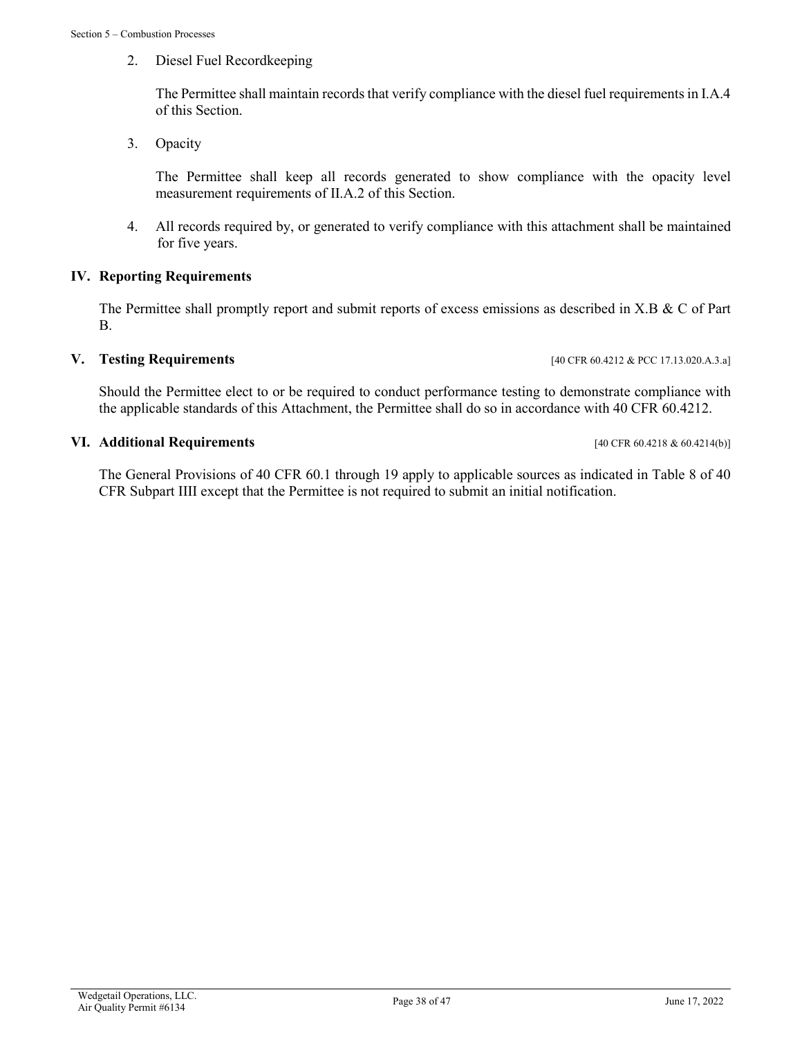2. Diesel Fuel Recordkeeping

   The Permittee shall maintain records that verify compliance with the diesel fuel requirements in I.A.4 of this Section.

3. Opacity

   The Permittee shall keep all records generated to show compliance with the opacity level measurement requirements of II.A.2 of this Section.

4. All records required by, or generated to verify compliance with this attachment shall be maintained for five years.

## IV. Reporting Requirements

The Permittee shall promptly report and submit reports of excess emissions as described in X.B & C of Part B.

## V. Testing Requirements

[40 CFR 60.4212 & PCC 17.13.020.A.3.a]

Should the Permittee elect to or be required to conduct performance testing to demonstrate compliance with the applicable standards of this Attachment, the Permittee shall do so in accordance with 40 CFR 60.4212.

## VI. Additional Requirements

[40 CFR 60.4218 & 60.4214(b)]

The General Provisions of 40 CFR 60.1 through 19 apply to applicable sources as indicated in Table 8 of 40 CFR Subpart IIII except that the Permittee is not required to submit an initial notification.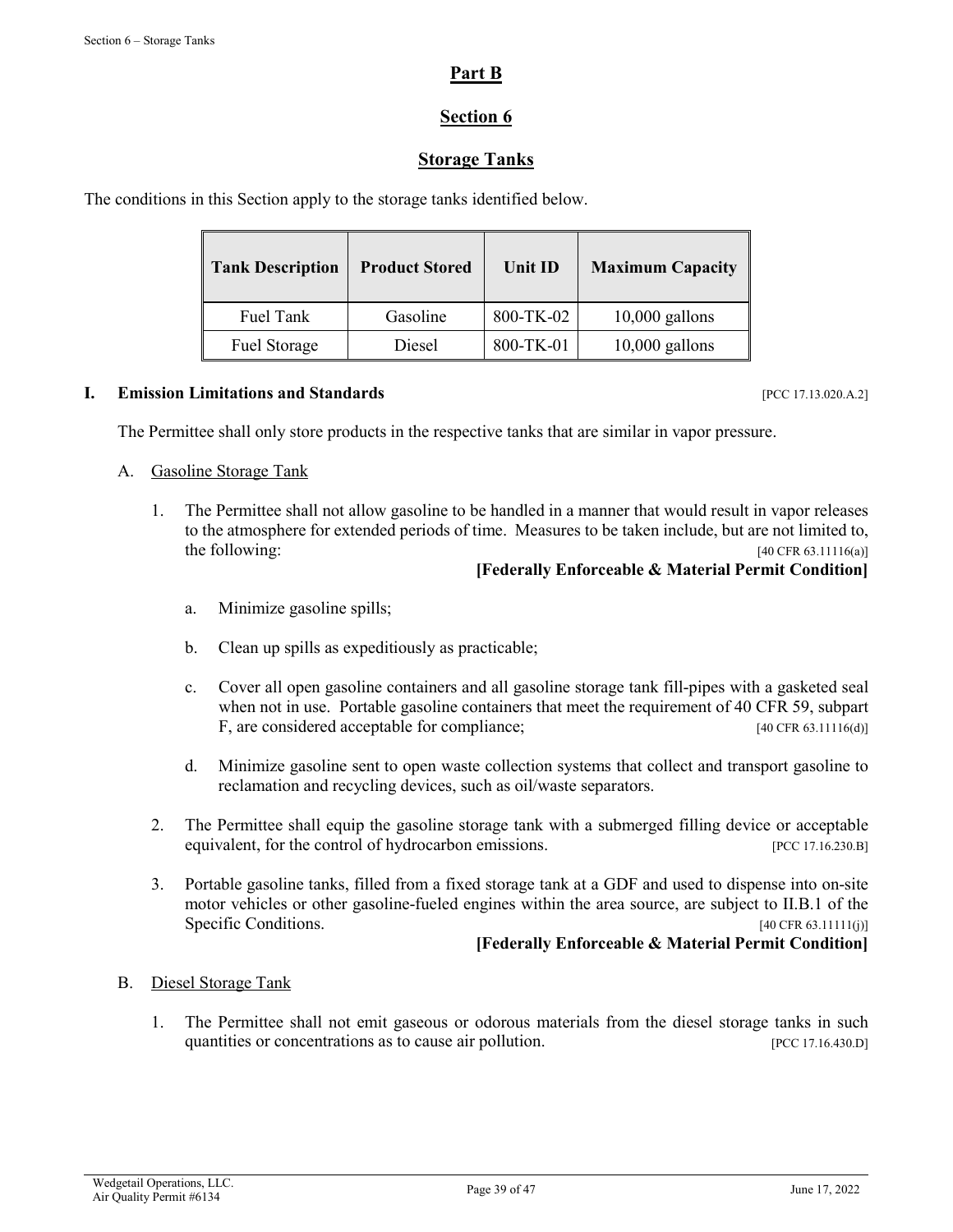# Part B

## Section 6

## Storage Tanks

The conditions in this Section apply to the storage tanks identified below.

| Tank Description | Product Stored | Unit ID | Maximum Capacity |
|---|---|---|---|
| Fuel Tank | Gasoline | 800-TK-02 | 10,000 gallons |
| Fuel Storage | Diesel | 800-TK-01 | 10,000 gallons |

### I. Emission Limitations and Standards [PCC 17.13.020.A.2]

The Permittee shall only store products in the respective tanks that are similar in vapor pressure.

A. Gasoline Storage Tank

1. The Permittee shall not allow gasoline to be handled in a manner that would result in vapor releases to the atmosphere for extended periods of time. Measures to be taken include, but are not limited to, the following: [40 CFR 63.11116(a)]

   **[Federally Enforceable & Material Permit Condition]**

   a. Minimize gasoline spills;

   b. Clean up spills as expeditiously as practicable;

   c. Cover all open gasoline containers and all gasoline storage tank fill-pipes with a gasketed seal when not in use. Portable gasoline containers that meet the requirement of 40 CFR 59, subpart F, are considered acceptable for compliance; [40 CFR 63.11116(d)]

   d. Minimize gasoline sent to open waste collection systems that collect and transport gasoline to reclamation and recycling devices, such as oil/waste separators.

2. The Permittee shall equip the gasoline storage tank with a submerged filling device or acceptable equivalent, for the control of hydrocarbon emissions. [PCC 17.16.230.B]

3. Portable gasoline tanks, filled from a fixed storage tank at a GDF and used to dispense into on-site motor vehicles or other gasoline-fueled engines within the area source, are subject to II.B.1 of the Specific Conditions. [40 CFR 63.11111(j)]

   **[Federally Enforceable & Material Permit Condition]**

B. Diesel Storage Tank

1. The Permittee shall not emit gaseous or odorous materials from the diesel storage tanks in such quantities or concentrations as to cause air pollution. [PCC 17.16.430.D]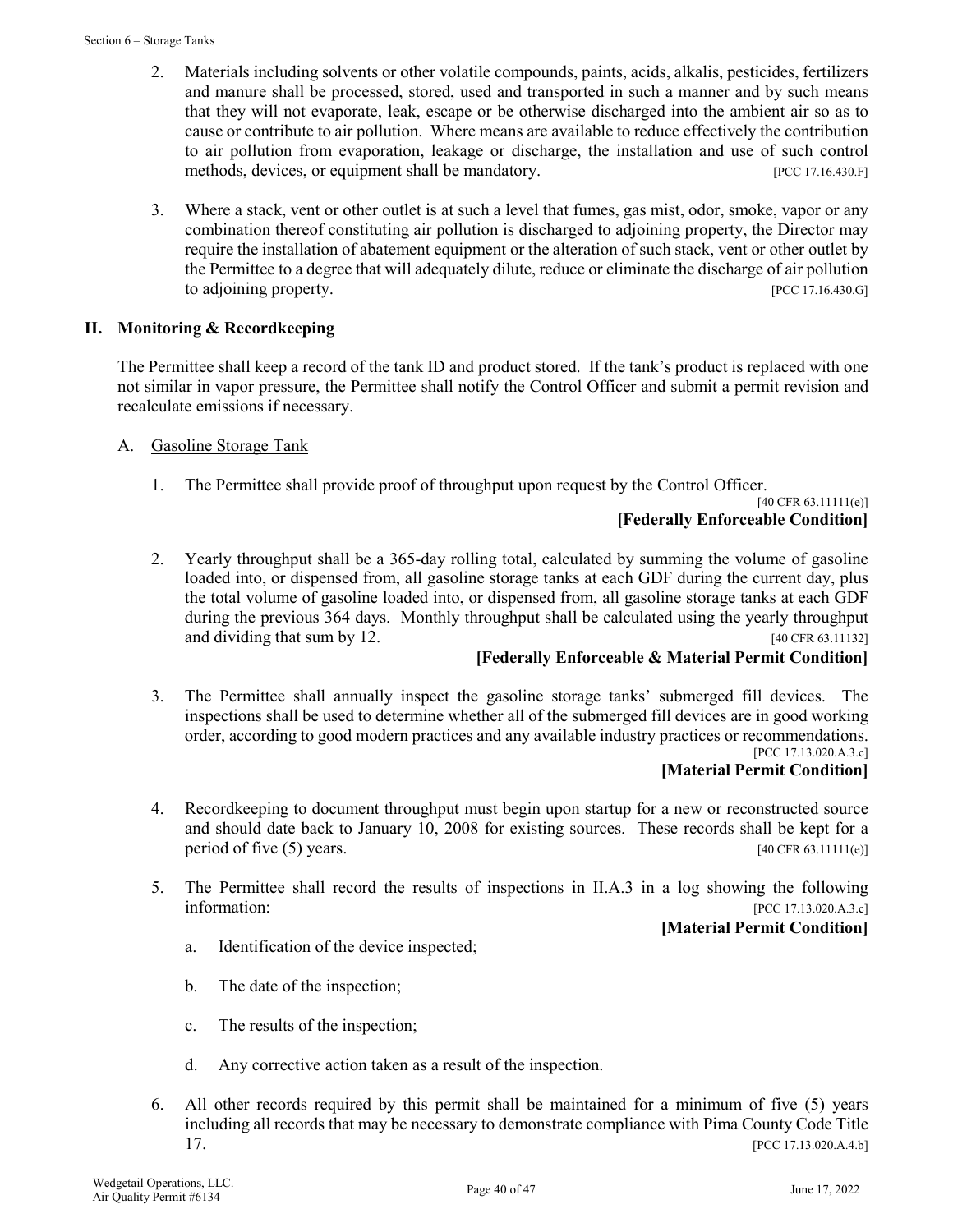2. Materials including solvents or other volatile compounds, paints, acids, alkalis, pesticides, fertilizers and manure shall be processed, stored, used and transported in such a manner and by such means that they will not evaporate, leak, escape or be otherwise discharged into the ambient air so as to cause or contribute to air pollution. Where means are available to reduce effectively the contribution to air pollution from evaporation, leakage or discharge, the installation and use of such control methods, devices, or equipment shall be mandatory. [PCC 17.16.430.F]

3. Where a stack, vent or other outlet is at such a level that fumes, gas mist, odor, smoke, vapor or any combination thereof constituting air pollution is discharged to adjoining property, the Director may require the installation of abatement equipment or the alteration of such stack, vent or other outlet by the Permittee to a degree that will adequately dilute, reduce or eliminate the discharge of air pollution to adjoining property. [PCC 17.16.430.G]

## II. Monitoring & Recordkeeping

The Permittee shall keep a record of the tank ID and product stored. If the tank's product is replaced with one not similar in vapor pressure, the Permittee shall notify the Control Officer and submit a permit revision and recalculate emissions if necessary.

A. Gasoline Storage Tank

1. The Permittee shall provide proof of throughput upon request by the Control Officer. [40 CFR 63.11111(e)]
   **[Federally Enforceable Condition]**

2. Yearly throughput shall be a 365-day rolling total, calculated by summing the volume of gasoline loaded into, or dispensed from, all gasoline storage tanks at each GDF during the current day, plus the total volume of gasoline loaded into, or dispensed from, all gasoline storage tanks at each GDF during the previous 364 days. Monthly throughput shall be calculated using the yearly throughput and dividing that sum by 12. [40 CFR 63.11132]
   **[Federally Enforceable & Material Permit Condition]**

3. The Permittee shall annually inspect the gasoline storage tanks' submerged fill devices. The inspections shall be used to determine whether all of the submerged fill devices are in good working order, according to good modern practices and any available industry practices or recommendations. [PCC 17.13.020.A.3.c]
   **[Material Permit Condition]**

4. Recordkeeping to document throughput must begin upon startup for a new or reconstructed source and should date back to January 10, 2008 for existing sources. These records shall be kept for a period of five (5) years. [40 CFR 63.11111(e)]

5. The Permittee shall record the results of inspections in II.A.3 in a log showing the following information: [PCC 17.13.020.A.3.c]
   **[Material Permit Condition]**

   a. Identification of the device inspected;

   b. The date of the inspection;

   c. The results of the inspection;

   d. Any corrective action taken as a result of the inspection.

6. All other records required by this permit shall be maintained for a minimum of five (5) years including all records that may be necessary to demonstrate compliance with Pima County Code Title 17. [PCC 17.13.020.A.4.b]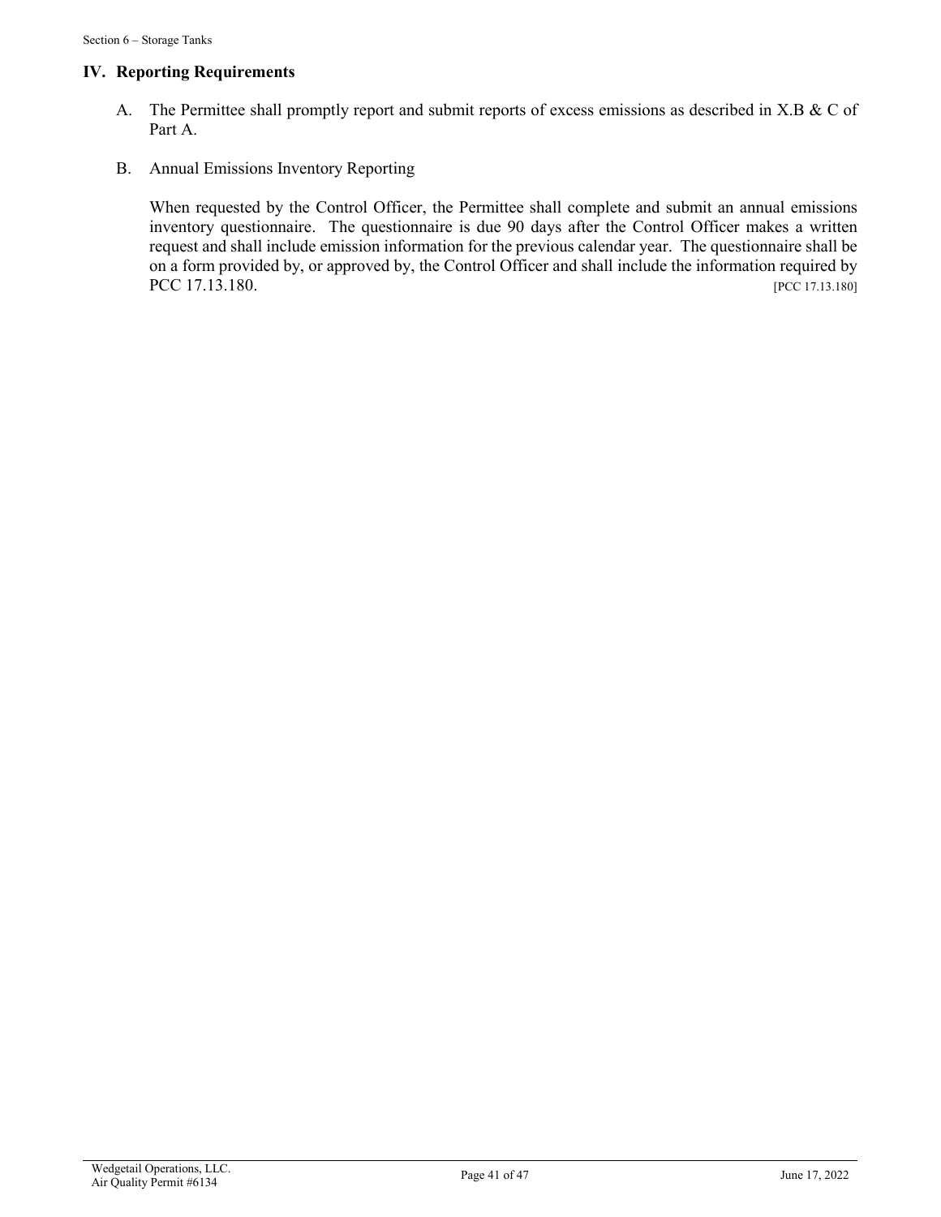## IV. Reporting Requirements

A. The Permittee shall promptly report and submit reports of excess emissions as described in X.B & C of Part A.

B. Annual Emissions Inventory Reporting

When requested by the Control Officer, the Permittee shall complete and submit an annual emissions inventory questionnaire. The questionnaire is due 90 days after the Control Officer makes a written request and shall include emission information for the previous calendar year. The questionnaire shall be on a form provided by, or approved by, the Control Officer and shall include the information required by PCC 17.13.180. [PCC 17.13.180]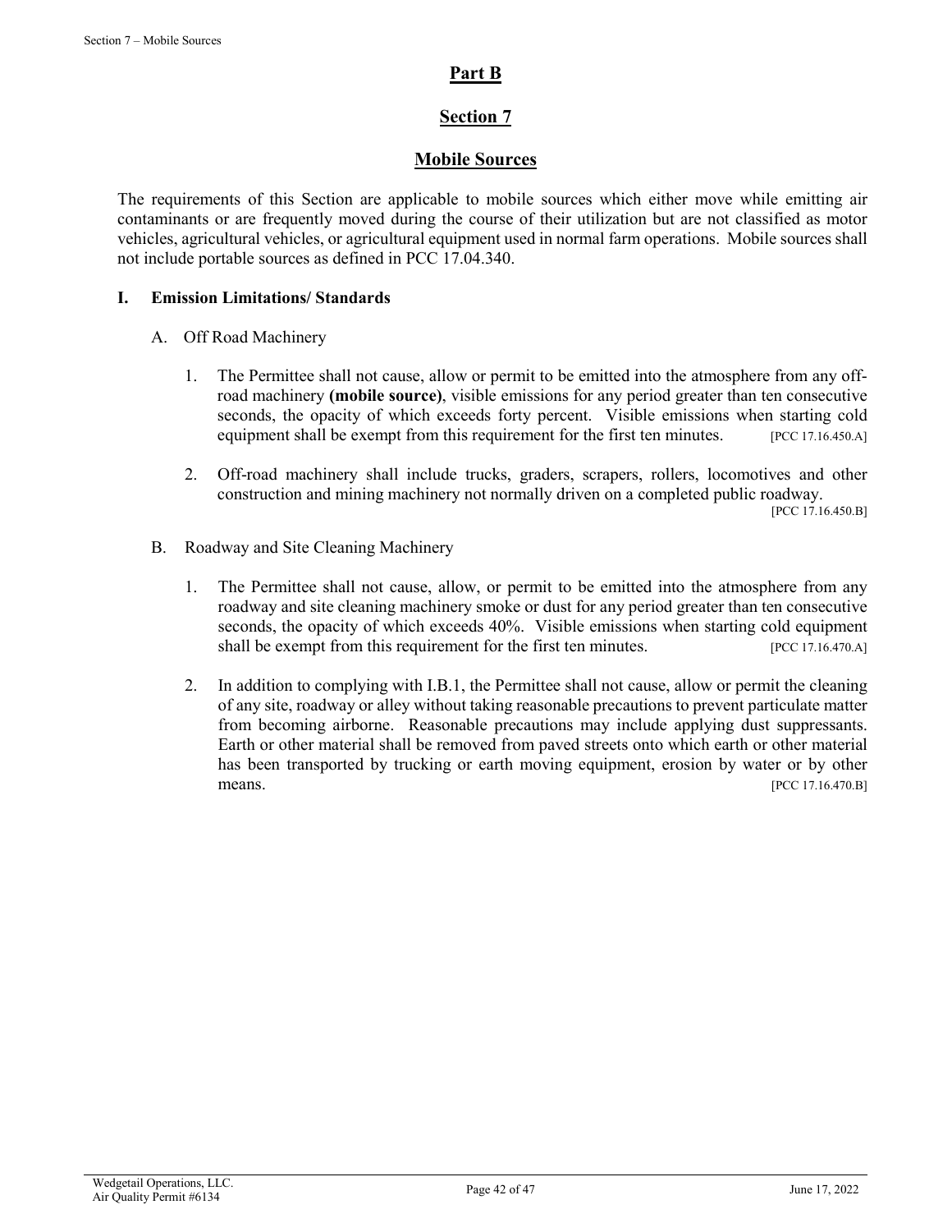# Part B

# Section 7

# Mobile Sources

The requirements of this Section are applicable to mobile sources which either move while emitting air contaminants or are frequently moved during the course of their utilization but are not classified as motor vehicles, agricultural vehicles, or agricultural equipment used in normal farm operations. Mobile sources shall not include portable sources as defined in PCC 17.04.340.

## I. Emission Limitations/ Standards

### A. Off Road Machinery

1. The Permittee shall not cause, allow or permit to be emitted into the atmosphere from any off-road machinery **(mobile source)**, visible emissions for any period greater than ten consecutive seconds, the opacity of which exceeds forty percent. Visible emissions when starting cold equipment shall be exempt from this requirement for the first ten minutes. [PCC 17.16.450.A]

2. Off-road machinery shall include trucks, graders, scrapers, rollers, locomotives and other construction and mining machinery not normally driven on a completed public roadway. [PCC 17.16.450.B]

### B. Roadway and Site Cleaning Machinery

1. The Permittee shall not cause, allow, or permit to be emitted into the atmosphere from any roadway and site cleaning machinery smoke or dust for any period greater than ten consecutive seconds, the opacity of which exceeds 40%. Visible emissions when starting cold equipment shall be exempt from this requirement for the first ten minutes. [PCC 17.16.470.A]

2. In addition to complying with I.B.1, the Permittee shall not cause, allow or permit the cleaning of any site, roadway or alley without taking reasonable precautions to prevent particulate matter from becoming airborne. Reasonable precautions may include applying dust suppressants. Earth or other material shall be removed from paved streets onto which earth or other material has been transported by trucking or earth moving equipment, erosion by water or by other means. [PCC 17.16.470.B]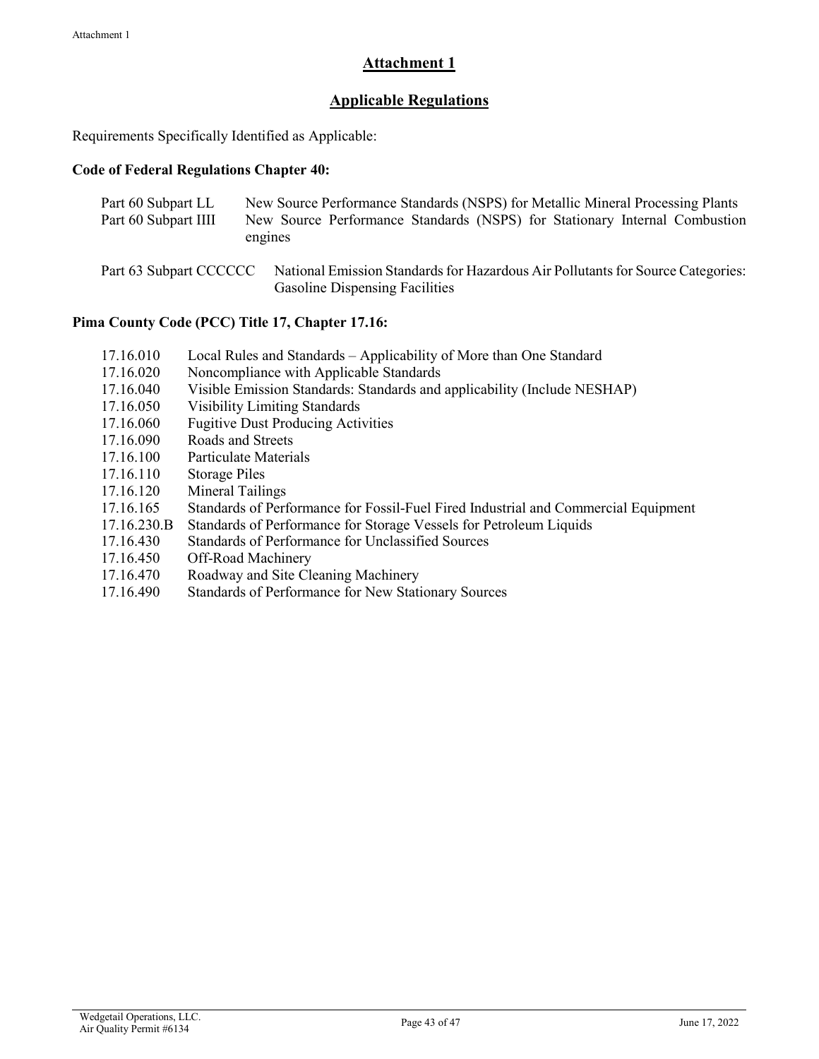# Attachment 1

## Applicable Regulations

Requirements Specifically Identified as Applicable:

**Code of Federal Regulations Chapter 40:**

| | |
|---|---|
| Part 60 Subpart LL | New Source Performance Standards (NSPS) for Metallic Mineral Processing Plants |
| Part 60 Subpart IIII | New Source Performance Standards (NSPS) for Stationary Internal Combustion engines |
| Part 63 Subpart CCCCCC | National Emission Standards for Hazardous Air Pollutants for Source Categories: Gasoline Dispensing Facilities |

**Pima County Code (PCC) Title 17, Chapter 17.16:**

| | |
|---|---|
| 17.16.010 | Local Rules and Standards – Applicability of More than One Standard |
| 17.16.020 | Noncompliance with Applicable Standards |
| 17.16.040 | Visible Emission Standards: Standards and applicability (Include NESHAP) |
| 17.16.050 | Visibility Limiting Standards |
| 17.16.060 | Fugitive Dust Producing Activities |
| 17.16.090 | Roads and Streets |
| 17.16.100 | Particulate Materials |
| 17.16.110 | Storage Piles |
| 17.16.120 | Mineral Tailings |
| 17.16.165 | Standards of Performance for Fossil-Fuel Fired Industrial and Commercial Equipment |
| 17.16.230.B | Standards of Performance for Storage Vessels for Petroleum Liquids |
| 17.16.430 | Standards of Performance for Unclassified Sources |
| 17.16.450 | Off-Road Machinery |
| 17.16.470 | Roadway and Site Cleaning Machinery |
| 17.16.490 | Standards of Performance for New Stationary Sources |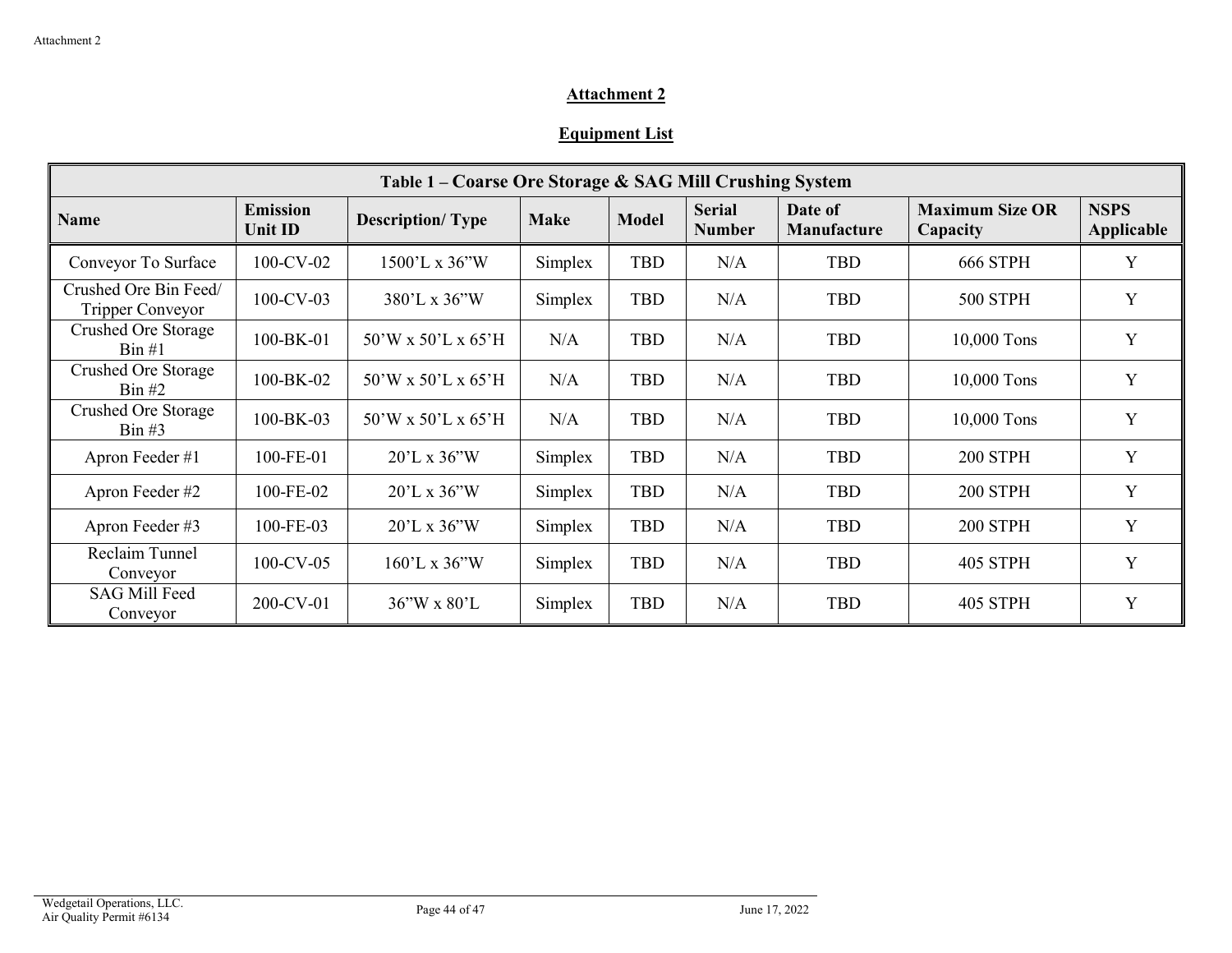## Attachment 2

## Equipment List

| Table 1 – Coarse Ore Storage & SAG Mill Crushing System | | | | | | | | |
|---|---|---|---|---|---|---|---|---|
| **Name** | **Emission Unit ID** | **Description/ Type** | **Make** | **Model** | **Serial Number** | **Date of Manufacture** | **Maximum Size OR Capacity** | **NSPS Applicable** |
| Conveyor To Surface | 100-CV-02 | 1500'L x 36"W | Simplex | TBD | N/A | TBD | 666 STPH | Y |
| Crushed Ore Bin Feed/ Tripper Conveyor | 100-CV-03 | 380'L x 36"W | Simplex | TBD | N/A | TBD | 500 STPH | Y |
| Crushed Ore Storage Bin #1 | 100-BK-01 | 50'W x 50'L x 65'H | N/A | TBD | N/A | TBD | 10,000 Tons | Y |
| Crushed Ore Storage Bin #2 | 100-BK-02 | 50'W x 50'L x 65'H | N/A | TBD | N/A | TBD | 10,000 Tons | Y |
| Crushed Ore Storage Bin #3 | 100-BK-03 | 50'W x 50'L x 65'H | N/A | TBD | N/A | TBD | 10,000 Tons | Y |
| Apron Feeder #1 | 100-FE-01 | 20'L x 36"W | Simplex | TBD | N/A | TBD | 200 STPH | Y |
| Apron Feeder #2 | 100-FE-02 | 20'L x 36"W | Simplex | TBD | N/A | TBD | 200 STPH | Y |
| Apron Feeder #3 | 100-FE-03 | 20'L x 36"W | Simplex | TBD | N/A | TBD | 200 STPH | Y |
| Reclaim Tunnel Conveyor | 100-CV-05 | 160'L x 36"W | Simplex | TBD | N/A | TBD | 405 STPH | Y |
| SAG Mill Feed Conveyor | 200-CV-01 | 36"W x 80'L | Simplex | TBD | N/A | TBD | 405 STPH | Y |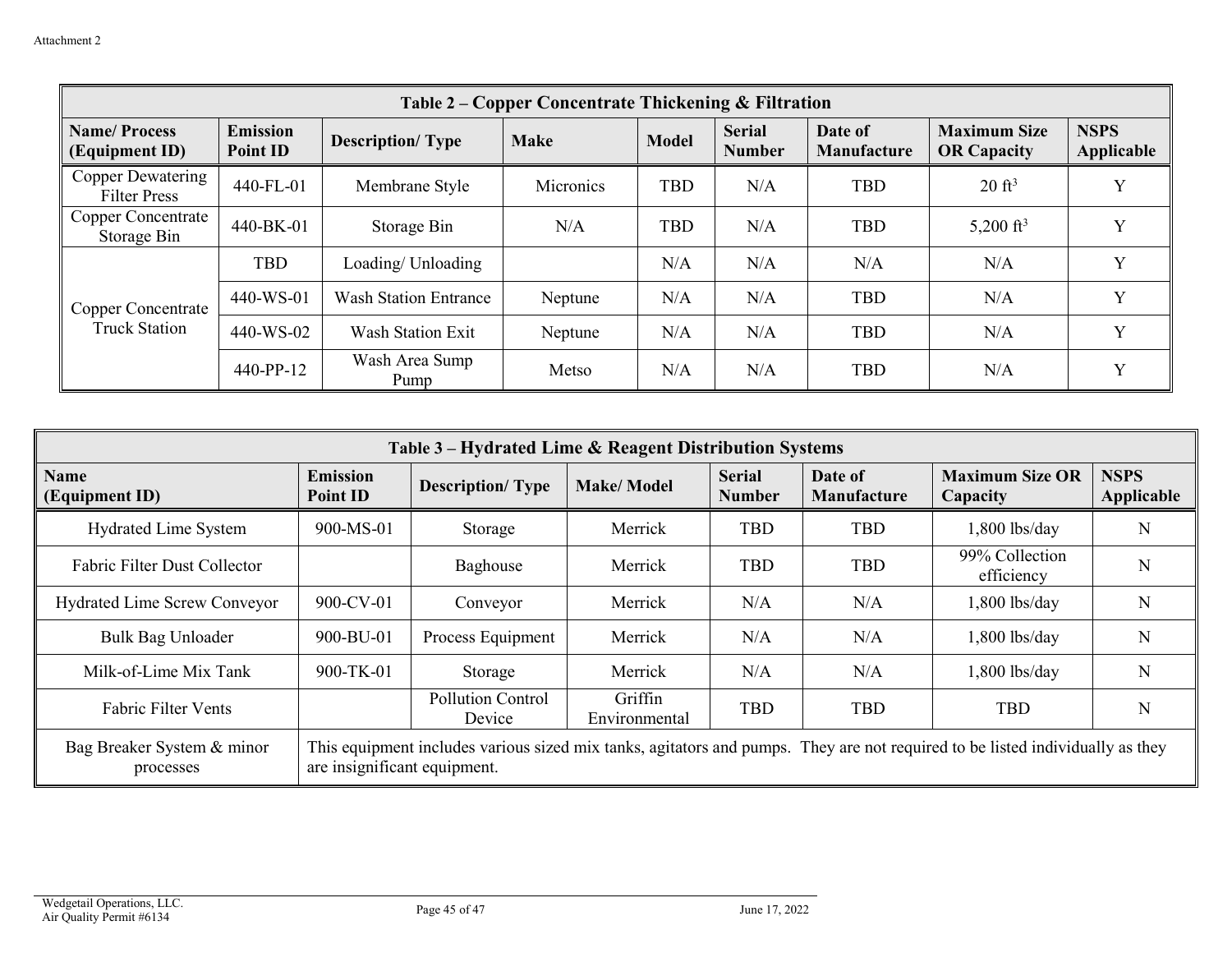Attachment 2

| Table 2 – Copper Concentrate Thickening & Filtration | | | | | | | | |
|---|---|---|---|---|---|---|---|---|
| **Name/ Process (Equipment ID)** | **Emission Point ID** | **Description/ Type** | **Make** | **Model** | **Serial Number** | **Date of Manufacture** | **Maximum Size OR Capacity** | **NSPS Applicable** |
| Copper Dewatering Filter Press | 440-FL-01 | Membrane Style | Micronics | TBD | N/A | TBD | 20 $ft^3$ | Y |
| Copper Concentrate Storage Bin | 440-BK-01 | Storage Bin | N/A | TBD | N/A | TBD | 5,200 $ft^3$ | Y |
| Copper Concentrate Truck Station | TBD | Loading/ Unloading | | N/A | N/A | N/A | N/A | Y |
| | 440-WS-01 | Wash Station Entrance | Neptune | N/A | N/A | TBD | N/A | Y |
| | 440-WS-02 | Wash Station Exit | Neptune | N/A | N/A | TBD | N/A | Y |
| | 440-PP-12 | Wash Area Sump Pump | Metso | N/A | N/A | TBD | N/A | Y |

| Table 3 – Hydrated Lime & Reagent Distribution Systems | | | | | | | |
|---|---|---|---|---|---|---|---|
| **Name (Equipment ID)** | **Emission Point ID** | **Description/ Type** | **Make/ Model** | **Serial Number** | **Date of Manufacture** | **Maximum Size OR Capacity** | **NSPS Applicable** |
| Hydrated Lime System | 900-MS-01 | Storage | Merrick | TBD | TBD | 1,800 lbs/day | N |
| Fabric Filter Dust Collector | | Baghouse | Merrick | TBD | TBD | 99% Collection efficiency | N |
| Hydrated Lime Screw Conveyor | 900-CV-01 | Conveyor | Merrick | N/A | N/A | 1,800 lbs/day | N |
| Bulk Bag Unloader | 900-BU-01 | Process Equipment | Merrick | N/A | N/A | 1,800 lbs/day | N |
| Milk-of-Lime Mix Tank | 900-TK-01 | Storage | Merrick | N/A | N/A | 1,800 lbs/day | N |
| Fabric Filter Vents | | Pollution Control Device | Griffin Environmental | TBD | TBD | TBD | N |
| Bag Breaker System & minor processes | This equipment includes various sized mix tanks, agitators and pumps. They are not required to be listed individually as they are insignificant equipment. | | | | | | |

Wedgetail Operations, LLC.
Air Quality Permit #6134

June 17, 2022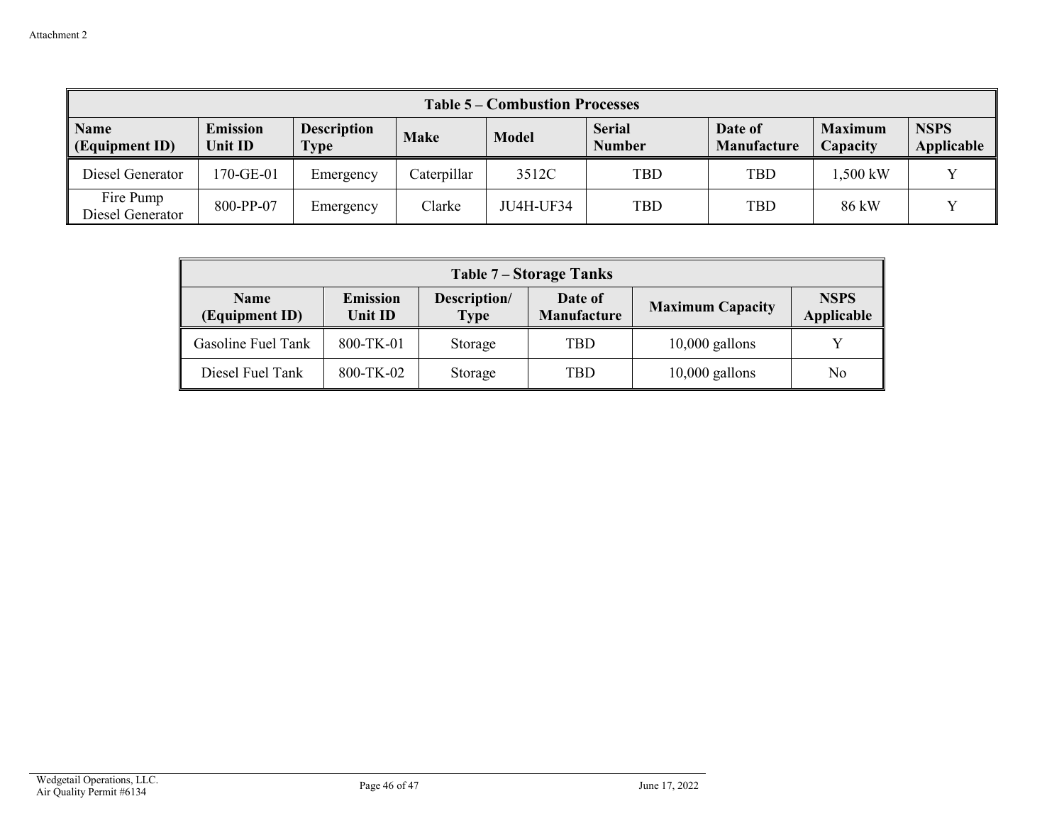Attachment 2

| Table 5 – Combustion Processes | | | | | | | | |
|---|---|---|---|---|---|---|---|---|
| **Name (Equipment ID)** | **Emission Unit ID** | **Description Type** | **Make** | **Model** | **Serial Number** | **Date of Manufacture** | **Maximum Capacity** | **NSPS Applicable** |
| Diesel Generator | 170-GE-01 | Emergency | Caterpillar | 3512C | TBD | TBD | 1,500 kW | Y |
| Fire Pump Diesel Generator | 800-PP-07 | Emergency | Clarke | JU4H-UF34 | TBD | TBD | 86 kW | Y |

| Table 7 – Storage Tanks | | | | | |
|---|---|---|---|---|---|
| **Name (Equipment ID)** | **Emission Unit ID** | **Description/ Type** | **Date of Manufacture** | **Maximum Capacity** | **NSPS Applicable** |
| Gasoline Fuel Tank | 800-TK-01 | Storage | TBD | 10,000 gallons | Y |
| Diesel Fuel Tank | 800-TK-02 | Storage | TBD | 10,000 gallons | No |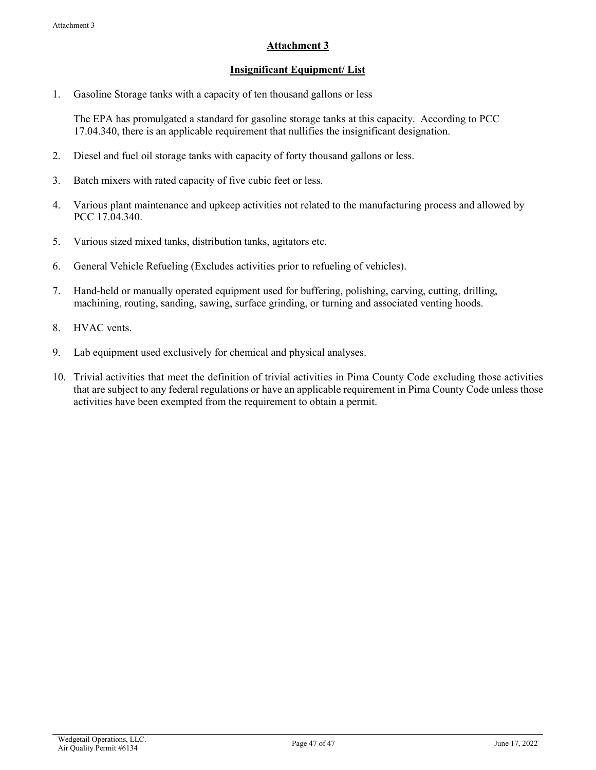## Attachment 3

## Insignificant Equipment/ List

1. Gasoline Storage tanks with a capacity of ten thousand gallons or less

   The EPA has promulgated a standard for gasoline storage tanks at this capacity. According to PCC 17.04.340, there is an applicable requirement that nullifies the insignificant designation.

2. Diesel and fuel oil storage tanks with capacity of forty thousand gallons or less.

3. Batch mixers with rated capacity of five cubic feet or less.

4. Various plant maintenance and upkeep activities not related to the manufacturing process and allowed by PCC 17.04.340.

5. Various sized mixed tanks, distribution tanks, agitators etc.

6. General Vehicle Refueling (Excludes activities prior to refueling of vehicles).

7. Hand-held or manually operated equipment used for buffering, polishing, carving, cutting, drilling, machining, routing, sanding, sawing, surface grinding, or turning and associated venting hoods.

8. HVAC vents.

9. Lab equipment used exclusively for chemical and physical analyses.

10. Trivial activities that meet the definition of trivial activities in Pima County Code excluding those activities that are subject to any federal regulations or have an applicable requirement in Pima County Code unless those activities have been exempted from the requirement to obtain a permit.